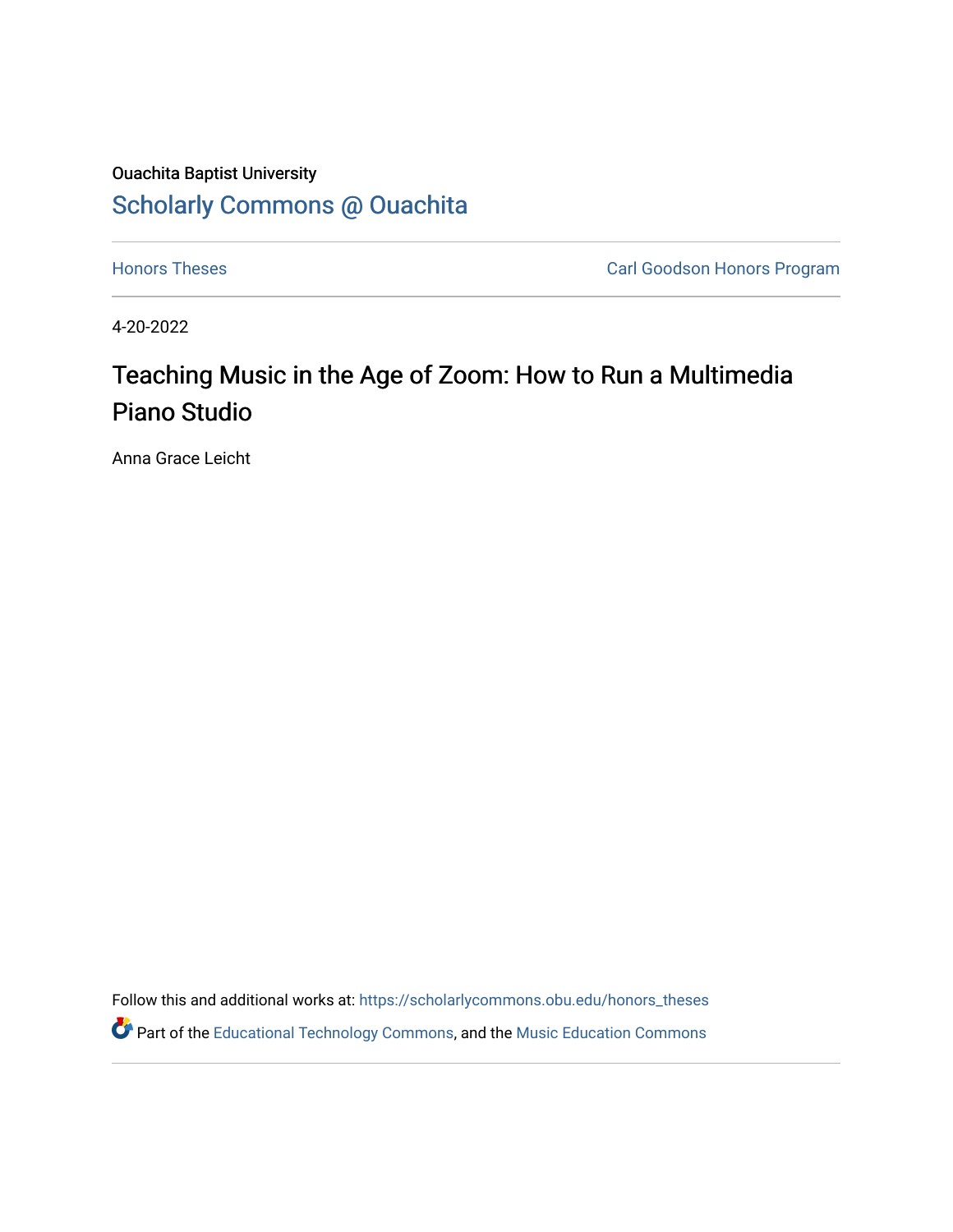Ouachita Baptist University

## Scholarly Commons @ Ouachita

Honors Theses | Carl Goodson Honors Program

4-20-2022

# Teaching Music in the Age of Zoom: How to Run a Multimedia Piano Studio

Anna Grace Leicht

Follow this and additional works at: https://scholarlycommons.obu.edu/honors_theses

Part of the Educational Technology Commons, and the Music Education Commons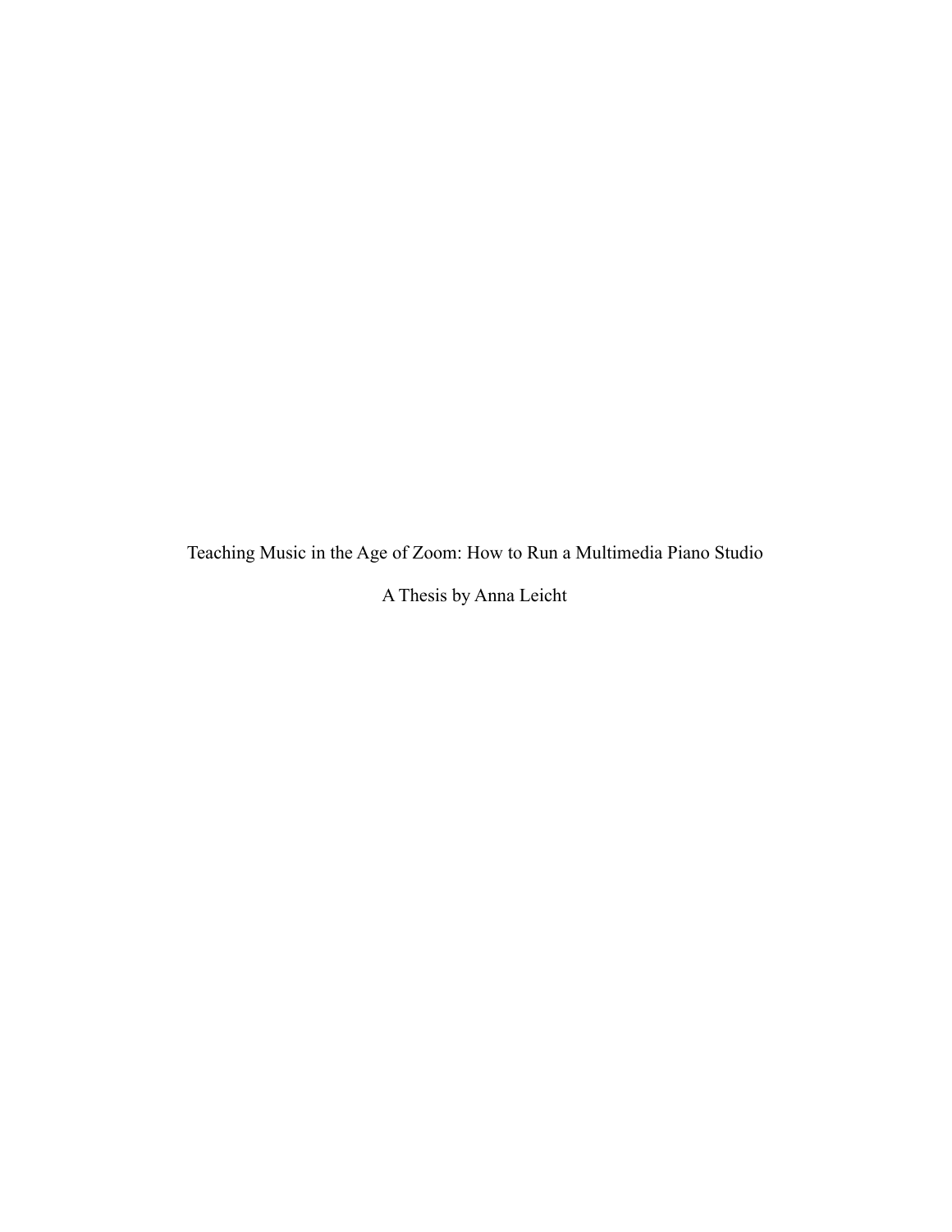Teaching Music in the Age of Zoom: How to Run a Multimedia Piano Studio

A Thesis by Anna Leicht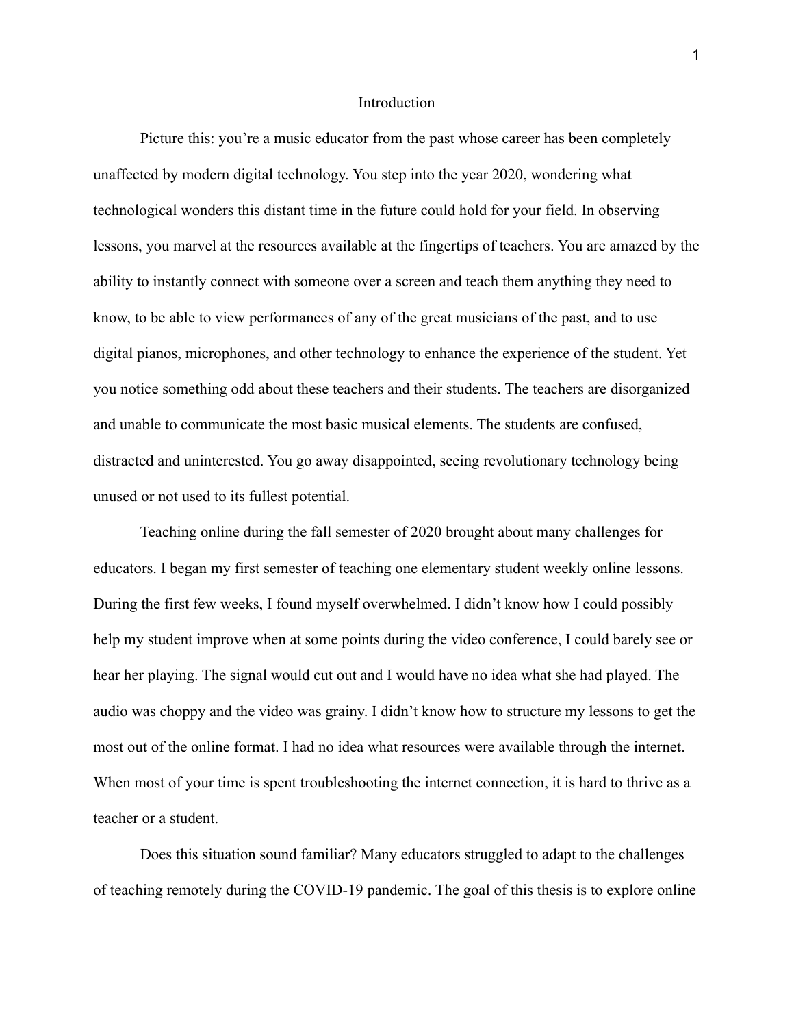# Introduction

Picture this: you're a music educator from the past whose career has been completely unaffected by modern digital technology. You step into the year 2020, wondering what technological wonders this distant time in the future could hold for your field. In observing lessons, you marvel at the resources available at the fingertips of teachers. You are amazed by the ability to instantly connect with someone over a screen and teach them anything they need to know, to be able to view performances of any of the great musicians of the past, and to use digital pianos, microphones, and other technology to enhance the experience of the student. Yet you notice something odd about these teachers and their students. The teachers are disorganized and unable to communicate the most basic musical elements. The students are confused, distracted and uninterested. You go away disappointed, seeing revolutionary technology being unused or not used to its fullest potential.

Teaching online during the fall semester of 2020 brought about many challenges for educators. I began my first semester of teaching one elementary student weekly online lessons. During the first few weeks, I found myself overwhelmed. I didn't know how I could possibly help my student improve when at some points during the video conference, I could barely see or hear her playing. The signal would cut out and I would have no idea what she had played. The audio was choppy and the video was grainy. I didn't know how to structure my lessons to get the most out of the online format. I had no idea what resources were available through the internet. When most of your time is spent troubleshooting the internet connection, it is hard to thrive as a teacher or a student.

Does this situation sound familiar? Many educators struggled to adapt to the challenges of teaching remotely during the COVID-19 pandemic. The goal of this thesis is to explore online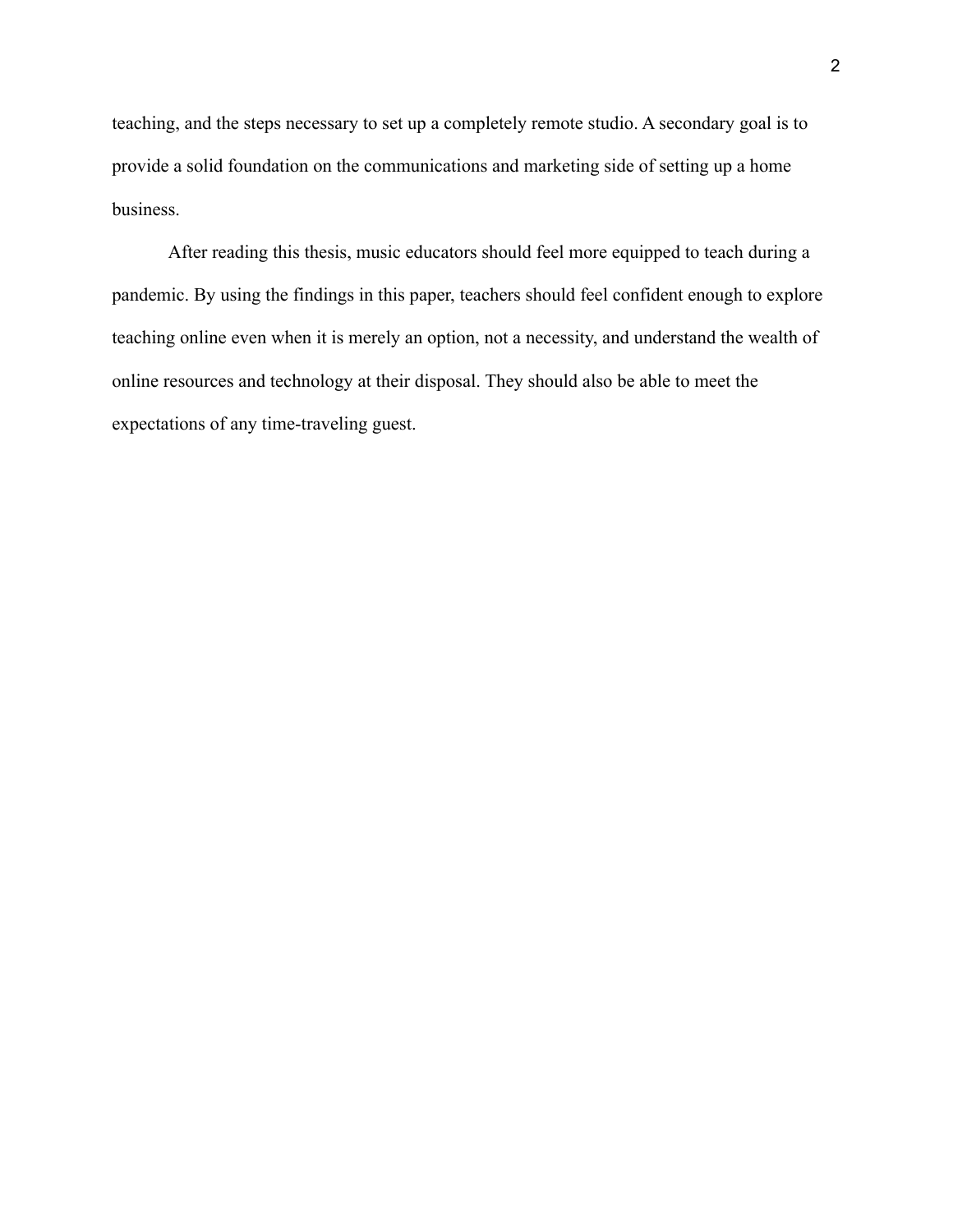teaching, and the steps necessary to set up a completely remote studio. A secondary goal is to provide a solid foundation on the communications and marketing side of setting up a home business.

After reading this thesis, music educators should feel more equipped to teach during a pandemic. By using the findings in this paper, teachers should feel confident enough to explore teaching online even when it is merely an option, not a necessity, and understand the wealth of online resources and technology at their disposal. They should also be able to meet the expectations of any time-traveling guest.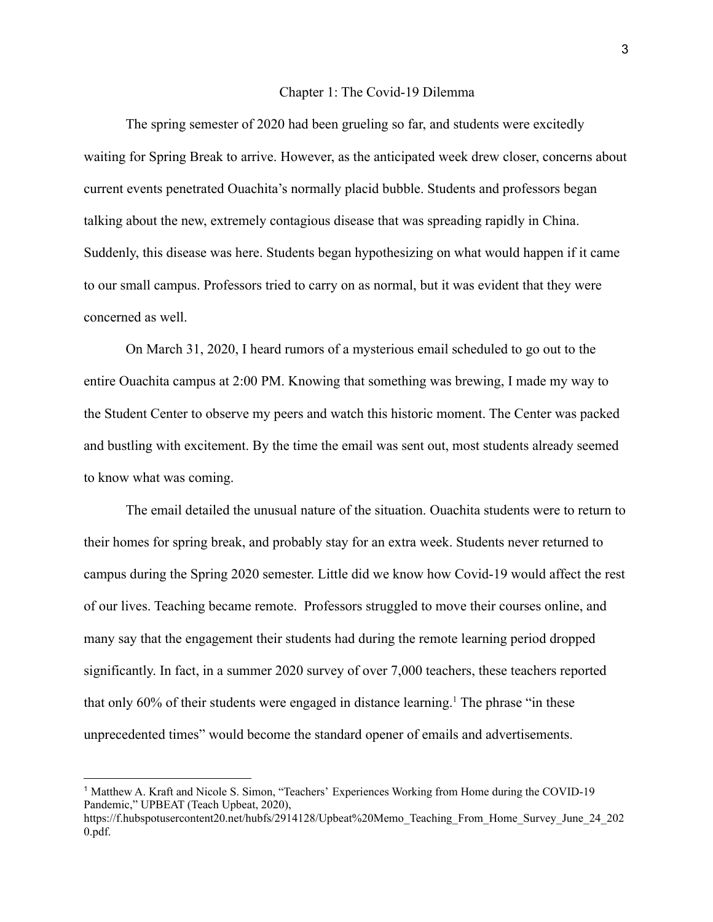# Chapter 1: The Covid-19 Dilemma

The spring semester of 2020 had been grueling so far, and students were excitedly waiting for Spring Break to arrive. However, as the anticipated week drew closer, concerns about current events penetrated Ouachita's normally placid bubble. Students and professors began talking about the new, extremely contagious disease that was spreading rapidly in China. Suddenly, this disease was here. Students began hypothesizing on what would happen if it came to our small campus. Professors tried to carry on as normal, but it was evident that they were concerned as well.

On March 31, 2020, I heard rumors of a mysterious email scheduled to go out to the entire Ouachita campus at 2:00 PM. Knowing that something was brewing, I made my way to the Student Center to observe my peers and watch this historic moment. The Center was packed and bustling with excitement. By the time the email was sent out, most students already seemed to know what was coming.

The email detailed the unusual nature of the situation. Ouachita students were to return to their homes for spring break, and probably stay for an extra week. Students never returned to campus during the Spring 2020 semester. Little did we know how Covid-19 would affect the rest of our lives. Teaching became remote. Professors struggled to move their courses online, and many say that the engagement their students had during the remote learning period dropped significantly. In fact, in a summer 2020 survey of over 7,000 teachers, these teachers reported that only 60% of their students were engaged in distance learning.[1] The phrase "in these unprecedented times" would become the standard opener of emails and advertisements.

---

[1] Matthew A. Kraft and Nicole S. Simon, "Teachers' Experiences Working from Home during the COVID-19 Pandemic," UPBEAT (Teach Upbeat, 2020), https://f.hubspotusercontent20.net/hubfs/2914128/Upbeat%20Memo_Teaching_From_Home_Survey_June_24_2020.pdf.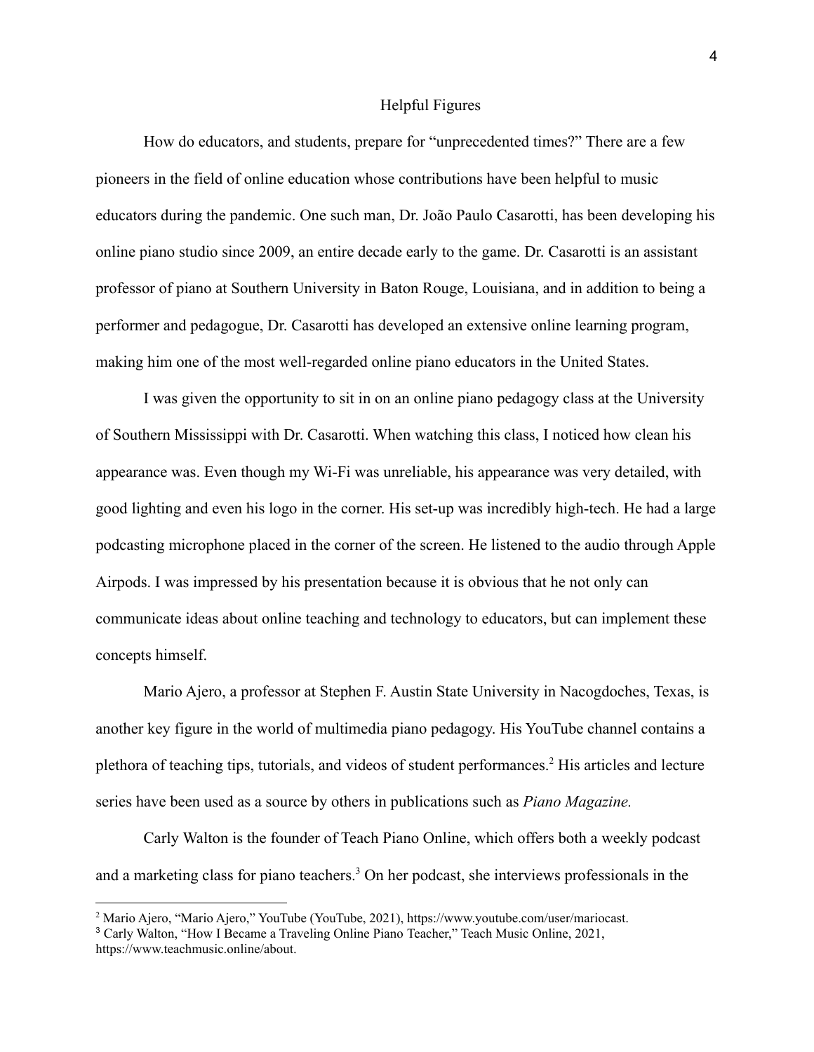## Helpful Figures

How do educators, and students, prepare for "unprecedented times?" There are a few pioneers in the field of online education whose contributions have been helpful to music educators during the pandemic. One such man, Dr. João Paulo Casarotti, has been developing his online piano studio since 2009, an entire decade early to the game. Dr. Casarotti is an assistant professor of piano at Southern University in Baton Rouge, Louisiana, and in addition to being a performer and pedagogue, Dr. Casarotti has developed an extensive online learning program, making him one of the most well-regarded online piano educators in the United States.

I was given the opportunity to sit in on an online piano pedagogy class at the University of Southern Mississippi with Dr. Casarotti. When watching this class, I noticed how clean his appearance was. Even though my Wi-Fi was unreliable, his appearance was very detailed, with good lighting and even his logo in the corner. His set-up was incredibly high-tech. He had a large podcasting microphone placed in the corner of the screen. He listened to the audio through Apple Airpods. I was impressed by his presentation because it is obvious that he not only can communicate ideas about online teaching and technology to educators, but can implement these concepts himself.

Mario Ajero, a professor at Stephen F. Austin State University in Nacogdoches, Texas, is another key figure in the world of multimedia piano pedagogy. His YouTube channel contains a plethora of teaching tips, tutorials, and videos of student performances.[2] His articles and lecture series have been used as a source by others in publications such as *Piano Magazine.*

Carly Walton is the founder of Teach Piano Online, which offers both a weekly podcast and a marketing class for piano teachers.[3] On her podcast, she interviews professionals in the

---

[2] Mario Ajero, "Mario Ajero," YouTube (YouTube, 2021), https://www.youtube.com/user/mariocast.

[3] Carly Walton, "How I Became a Traveling Online Piano Teacher," Teach Music Online, 2021, https://www.teachmusic.online/about.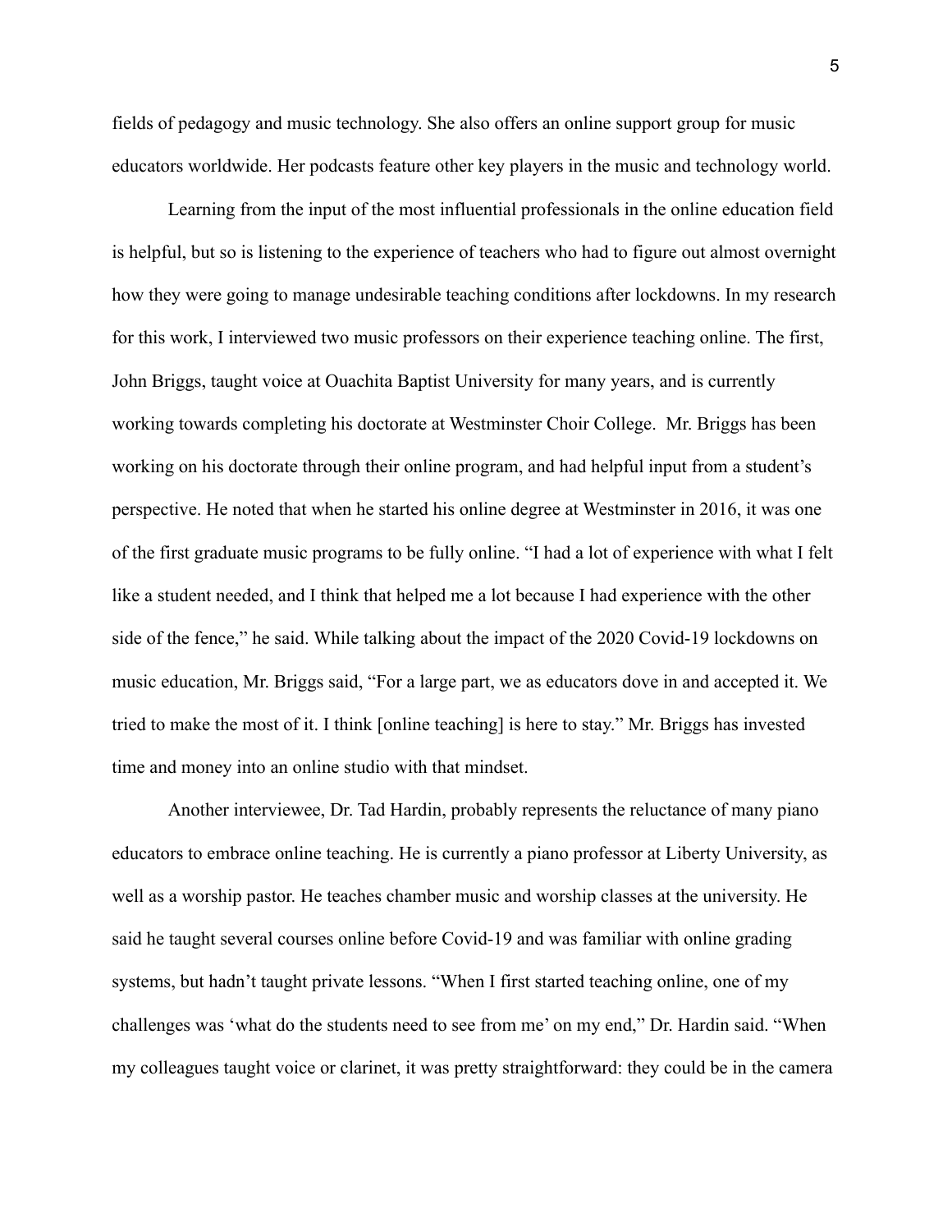fields of pedagogy and music technology. She also offers an online support group for music educators worldwide. Her podcasts feature other key players in the music and technology world.

Learning from the input of the most influential professionals in the online education field is helpful, but so is listening to the experience of teachers who had to figure out almost overnight how they were going to manage undesirable teaching conditions after lockdowns. In my research for this work, I interviewed two music professors on their experience teaching online. The first, John Briggs, taught voice at Ouachita Baptist University for many years, and is currently working towards completing his doctorate at Westminster Choir College. Mr. Briggs has been working on his doctorate through their online program, and had helpful input from a student's perspective. He noted that when he started his online degree at Westminster in 2016, it was one of the first graduate music programs to be fully online. "I had a lot of experience with what I felt like a student needed, and I think that helped me a lot because I had experience with the other side of the fence," he said. While talking about the impact of the 2020 Covid-19 lockdowns on music education, Mr. Briggs said, "For a large part, we as educators dove in and accepted it. We tried to make the most of it. I think [online teaching] is here to stay." Mr. Briggs has invested time and money into an online studio with that mindset.

Another interviewee, Dr. Tad Hardin, probably represents the reluctance of many piano educators to embrace online teaching. He is currently a piano professor at Liberty University, as well as a worship pastor. He teaches chamber music and worship classes at the university. He said he taught several courses online before Covid-19 and was familiar with online grading systems, but hadn't taught private lessons. "When I first started teaching online, one of my challenges was 'what do the students need to see from me' on my end," Dr. Hardin said. "When my colleagues taught voice or clarinet, it was pretty straightforward: they could be in the camera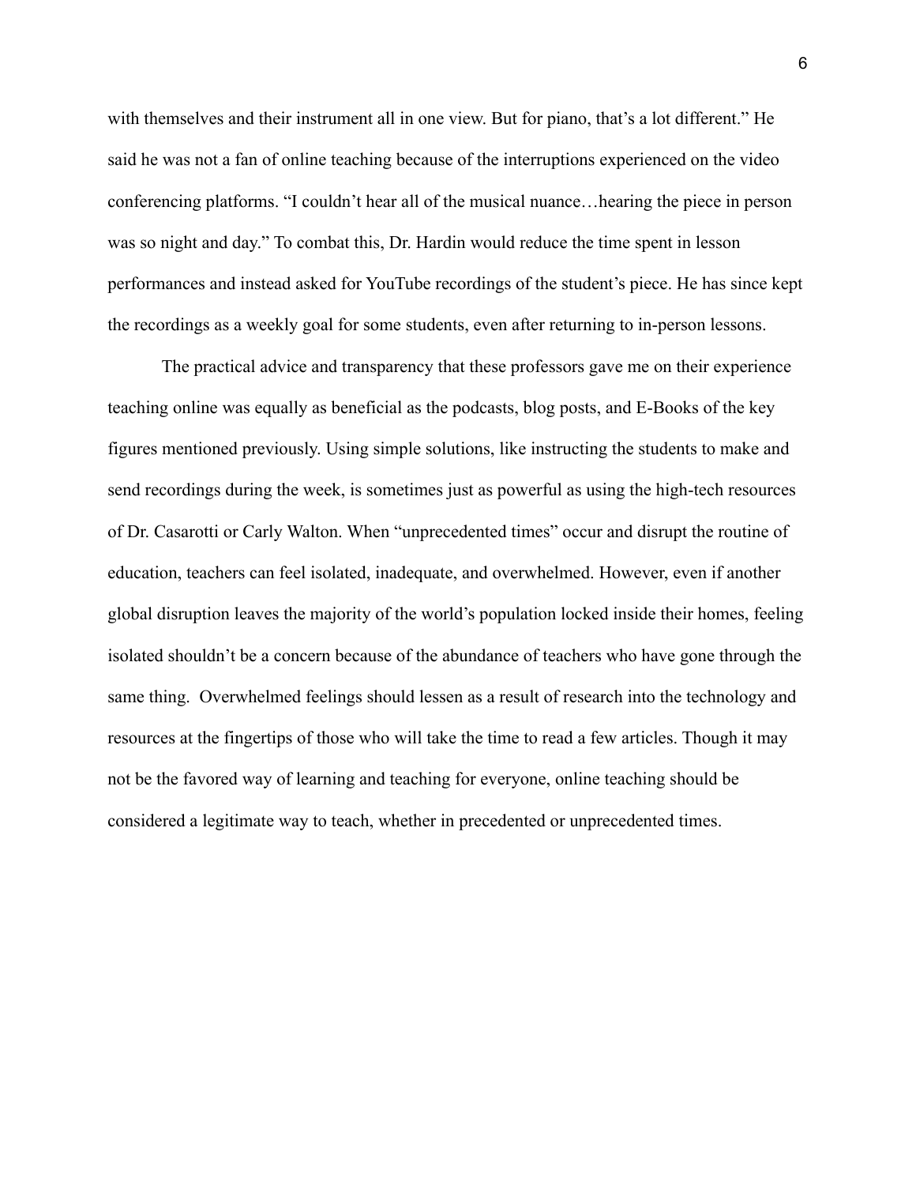with themselves and their instrument all in one view. But for piano, that's a lot different." He said he was not a fan of online teaching because of the interruptions experienced on the video conferencing platforms. "I couldn't hear all of the musical nuance…hearing the piece in person was so night and day." To combat this, Dr. Hardin would reduce the time spent in lesson performances and instead asked for YouTube recordings of the student's piece. He has since kept the recordings as a weekly goal for some students, even after returning to in-person lessons.

The practical advice and transparency that these professors gave me on their experience teaching online was equally as beneficial as the podcasts, blog posts, and E-Books of the key figures mentioned previously. Using simple solutions, like instructing the students to make and send recordings during the week, is sometimes just as powerful as using the high-tech resources of Dr. Casarotti or Carly Walton. When "unprecedented times" occur and disrupt the routine of education, teachers can feel isolated, inadequate, and overwhelmed. However, even if another global disruption leaves the majority of the world's population locked inside their homes, feeling isolated shouldn't be a concern because of the abundance of teachers who have gone through the same thing. Overwhelmed feelings should lessen as a result of research into the technology and resources at the fingertips of those who will take the time to read a few articles. Though it may not be the favored way of learning and teaching for everyone, online teaching should be considered a legitimate way to teach, whether in precedented or unprecedented times.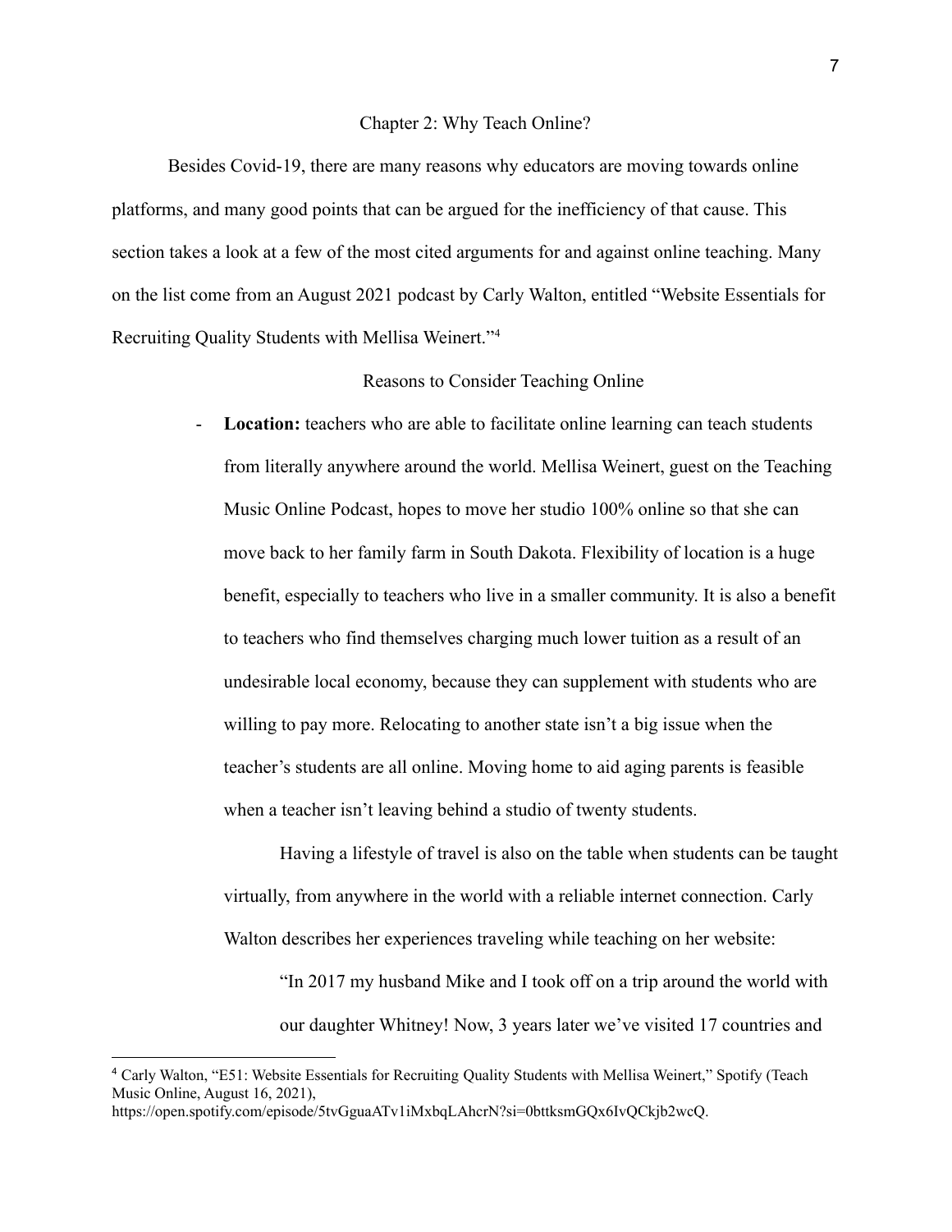## Chapter 2: Why Teach Online?

Besides Covid-19, there are many reasons why educators are moving towards online platforms, and many good points that can be argued for the inefficiency of that cause. This section takes a look at a few of the most cited arguments for and against online teaching. Many on the list come from an August 2021 podcast by Carly Walton, entitled "Website Essentials for Recruiting Quality Students with Mellisa Weinert."[4]

### Reasons to Consider Teaching Online

- **Location:** teachers who are able to facilitate online learning can teach students from literally anywhere around the world. Mellisa Weinert, guest on the Teaching Music Online Podcast, hopes to move her studio 100% online so that she can move back to her family farm in South Dakota. Flexibility of location is a huge benefit, especially to teachers who live in a smaller community. It is also a benefit to teachers who find themselves charging much lower tuition as a result of an undesirable local economy, because they can supplement with students who are willing to pay more. Relocating to another state isn't a big issue when the teacher's students are all online. Moving home to aid aging parents is feasible when a teacher isn't leaving behind a studio of twenty students.

  Having a lifestyle of travel is also on the table when students can be taught virtually, from anywhere in the world with a reliable internet connection. Carly Walton describes her experiences traveling while teaching on her website:

  > "In 2017 my husband Mike and I took off on a trip around the world with our daughter Whitney! Now, 3 years later we've visited 17 countries and

---

[4] Carly Walton, "E51: Website Essentials for Recruiting Quality Students with Mellisa Weinert," Spotify (Teach Music Online, August 16, 2021), https://open.spotify.com/episode/5tvGguaATv1iMxbqLAhcrN?si=0bttksmGQx6IvQCkjb2wcQ.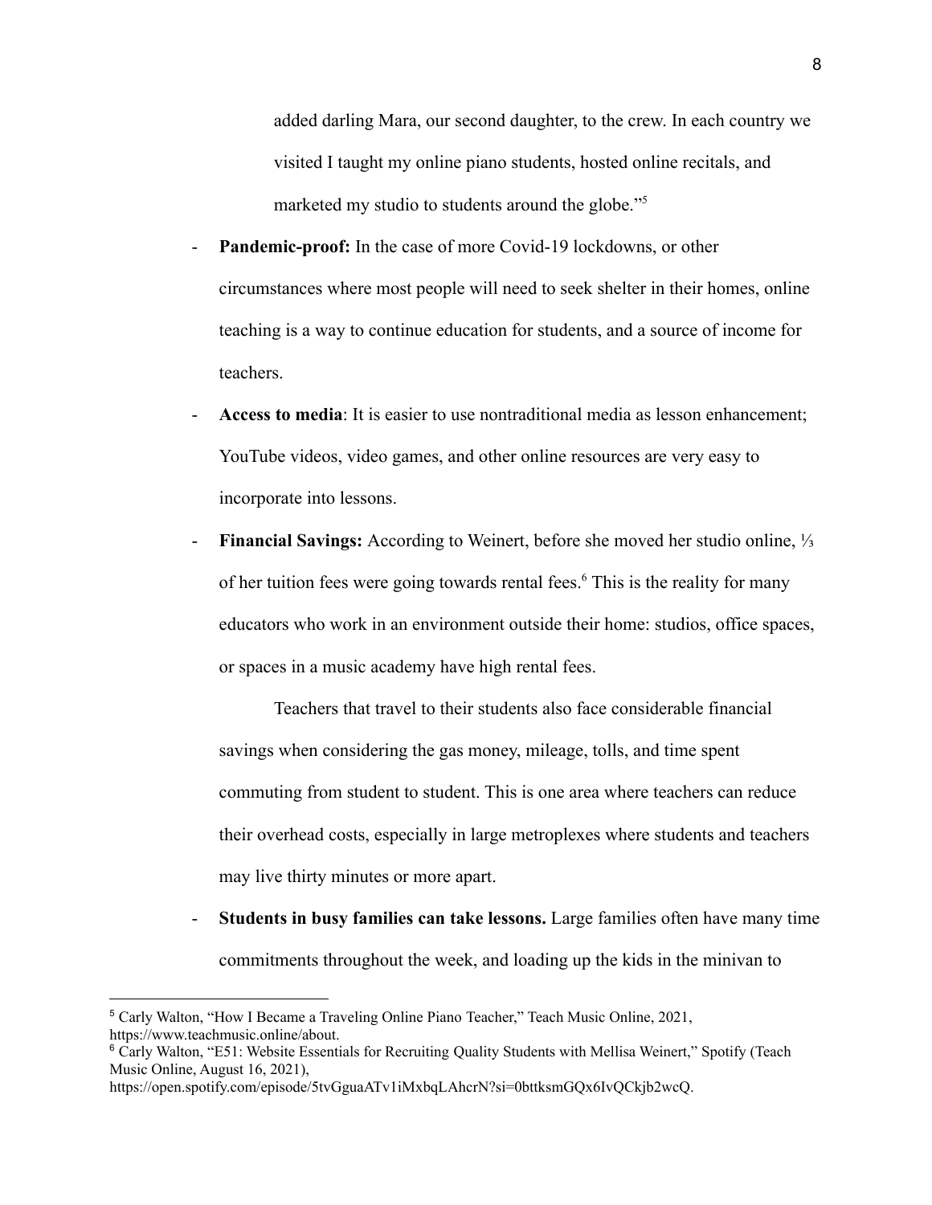added darling Mara, our second daughter, to the crew. In each country we visited I taught my online piano students, hosted online recitals, and marketed my studio to students around the globe."[5]

- **Pandemic-proof:** In the case of more Covid-19 lockdowns, or other circumstances where most people will need to seek shelter in their homes, online teaching is a way to continue education for students, and a source of income for teachers.
- **Access to media**: It is easier to use nontraditional media as lesson enhancement; YouTube videos, video games, and other online resources are very easy to incorporate into lessons.
- **Financial Savings:** According to Weinert, before she moved her studio online, ⅓ of her tuition fees were going towards rental fees.[6] This is the reality for many educators who work in an environment outside their home: studios, office spaces, or spaces in a music academy have high rental fees.

  Teachers that travel to their students also face considerable financial savings when considering the gas money, mileage, tolls, and time spent commuting from student to student. This is one area where teachers can reduce their overhead costs, especially in large metroplexes where students and teachers may live thirty minutes or more apart.
- **Students in busy families can take lessons.** Large families often have many time commitments throughout the week, and loading up the kids in the minivan to

---

[5] Carly Walton, "How I Became a Traveling Online Piano Teacher," Teach Music Online, 2021, https://www.teachmusic.online/about.

[6] Carly Walton, "E51: Website Essentials for Recruiting Quality Students with Mellisa Weinert," Spotify (Teach Music Online, August 16, 2021), https://open.spotify.com/episode/5tvGguaATv1iMxbqLAhcrN?si=0bttksmGQx6IvQCkjb2wcQ.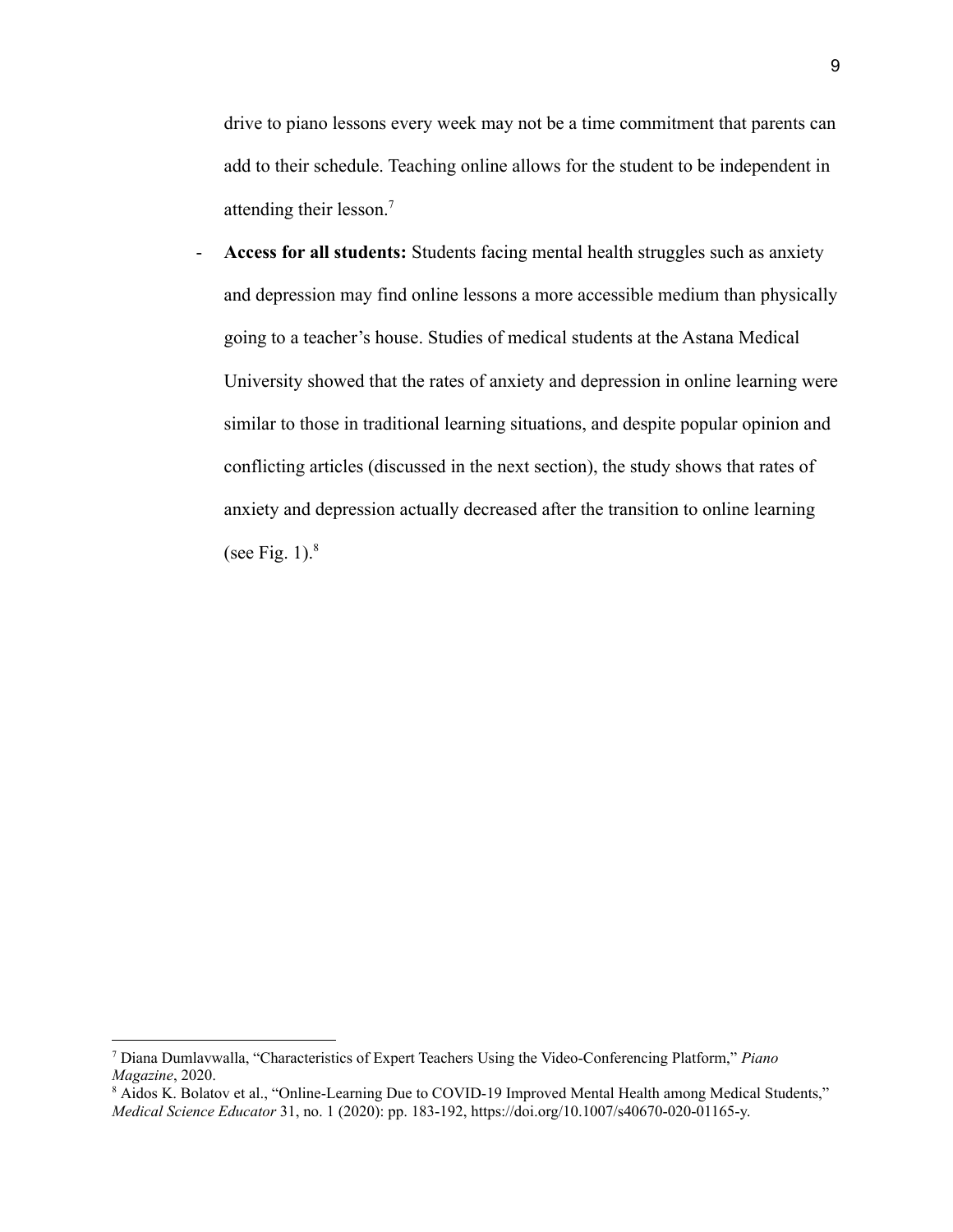drive to piano lessons every week may not be a time commitment that parents can add to their schedule. Teaching online allows for the student to be independent in attending their lesson.[7]

- **Access for all students:** Students facing mental health struggles such as anxiety and depression may find online lessons a more accessible medium than physically going to a teacher's house. Studies of medical students at the Astana Medical University showed that the rates of anxiety and depression in online learning were similar to those in traditional learning situations, and despite popular opinion and conflicting articles (discussed in the next section), the study shows that rates of anxiety and depression actually decreased after the transition to online learning (see Fig. 1).[8]

---

[7] Diana Dumlavwalla, "Characteristics of Expert Teachers Using the Video-Conferencing Platform," *Piano Magazine*, 2020.

[8] Aidos K. Bolatov et al., "Online-Learning Due to COVID-19 Improved Mental Health among Medical Students," *Medical Science Educator* 31, no. 1 (2020): pp. 183-192, https://doi.org/10.1007/s40670-020-01165-y.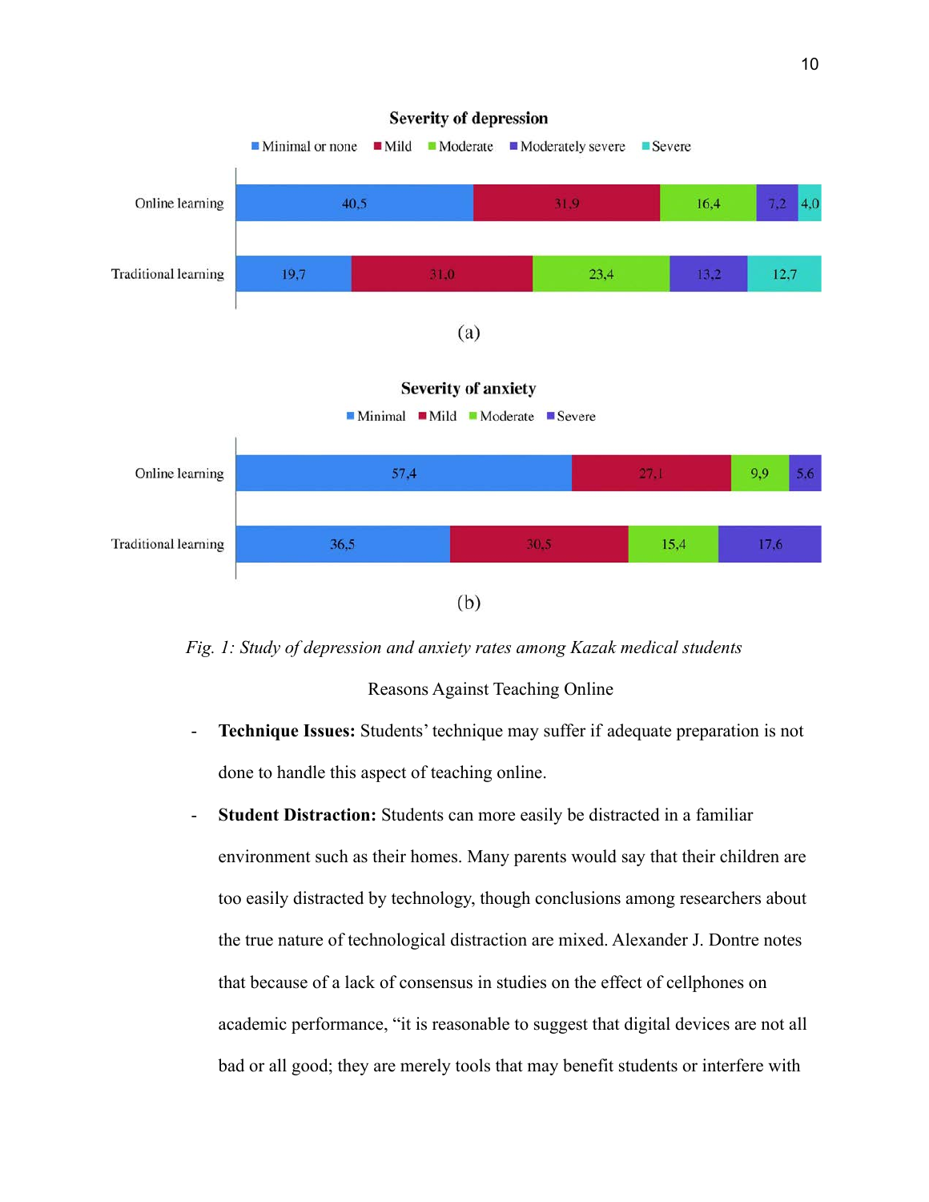**Severity of depression**

| | Minimal or none | Mild | Moderate | Moderately severe | Severe |
|---|---|---|---|---|---|
| Online learning | 40,5 | 31,9 | 16,4 | 7,2 | 4,0 |
| Traditional learning | 19,7 | 31,0 | 23,4 | 13,2 | 12,7 |

(a)

**Severity of anxiety**

| | Minimal | Mild | Moderate | Severe |
|---|---|---|---|---|
| Online learning | 57,4 | 27,1 | 9,9 | 5,6 |
| Traditional learning | 36,5 | 30,5 | 15,4 | 17,6 |

(b)

*Fig. 1: Study of depression and anxiety rates among Kazak medical students*

Reasons Against Teaching Online

- **Technique Issues:** Students' technique may suffer if adequate preparation is not done to handle this aspect of teaching online.
- **Student Distraction:** Students can more easily be distracted in a familiar environment such as their homes. Many parents would say that their children are too easily distracted by technology, though conclusions among researchers about the true nature of technological distraction are mixed. Alexander J. Dontre notes that because of a lack of consensus in studies on the effect of cellphones on academic performance, "it is reasonable to suggest that digital devices are not all bad or all good; they are merely tools that may benefit students or interfere with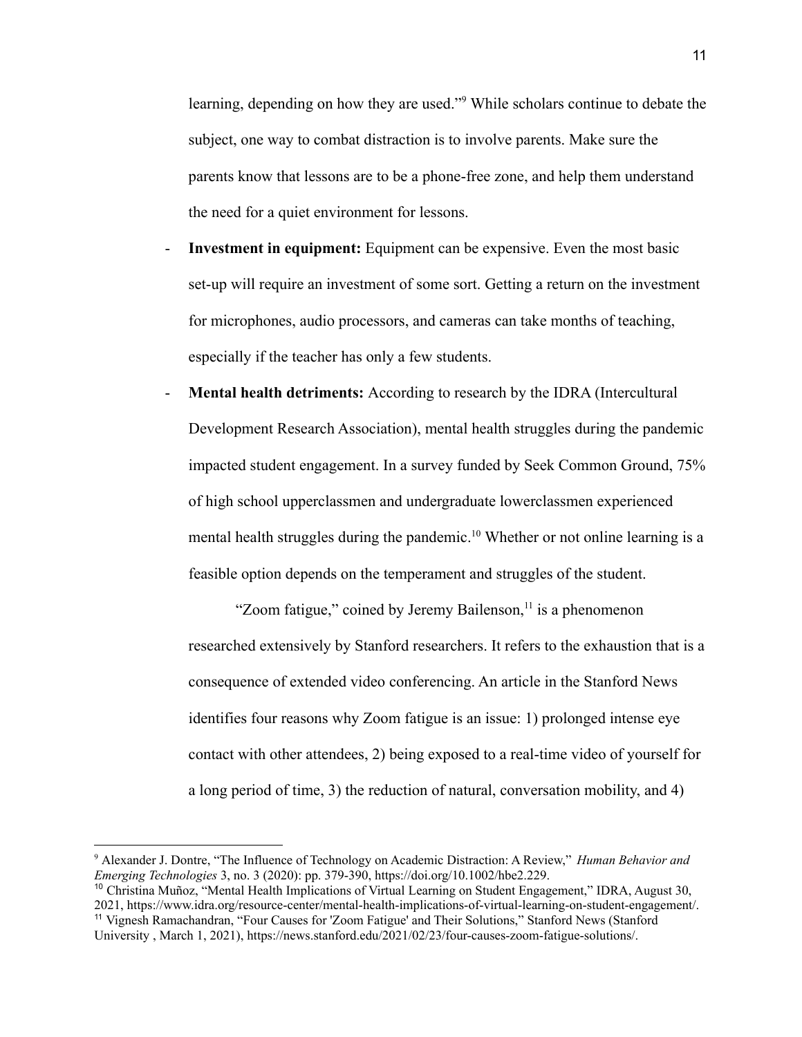learning, depending on how they are used."[9] While scholars continue to debate the subject, one way to combat distraction is to involve parents. Make sure the parents know that lessons are to be a phone-free zone, and help them understand the need for a quiet environment for lessons.

- **Investment in equipment:** Equipment can be expensive. Even the most basic set-up will require an investment of some sort. Getting a return on the investment for microphones, audio processors, and cameras can take months of teaching, especially if the teacher has only a few students.
- **Mental health detriments:** According to research by the IDRA (Intercultural Development Research Association), mental health struggles during the pandemic impacted student engagement. In a survey funded by Seek Common Ground, 75% of high school upperclassmen and undergraduate lowerclassmen experienced mental health struggles during the pandemic.[10] Whether or not online learning is a feasible option depends on the temperament and struggles of the student.

  "Zoom fatigue," coined by Jeremy Bailenson,[11] is a phenomenon researched extensively by Stanford researchers. It refers to the exhaustion that is a consequence of extended video conferencing. An article in the Stanford News identifies four reasons why Zoom fatigue is an issue: 1) prolonged intense eye contact with other attendees, 2) being exposed to a real-time video of yourself for a long period of time, 3) the reduction of natural, conversation mobility, and 4)

---

[9] Alexander J. Dontre, "The Influence of Technology on Academic Distraction: A Review," *Human Behavior and Emerging Technologies* 3, no. 3 (2020): pp. 379-390, https://doi.org/10.1002/hbe2.229.

[10] Christina Muñoz, "Mental Health Implications of Virtual Learning on Student Engagement," IDRA, August 30, 2021, https://www.idra.org/resource-center/mental-health-implications-of-virtual-learning-on-student-engagement/.

[11] Vignesh Ramachandran, "Four Causes for 'Zoom Fatigue' and Their Solutions," Stanford News (Stanford University , March 1, 2021), https://news.stanford.edu/2021/02/23/four-causes-zoom-fatigue-solutions/.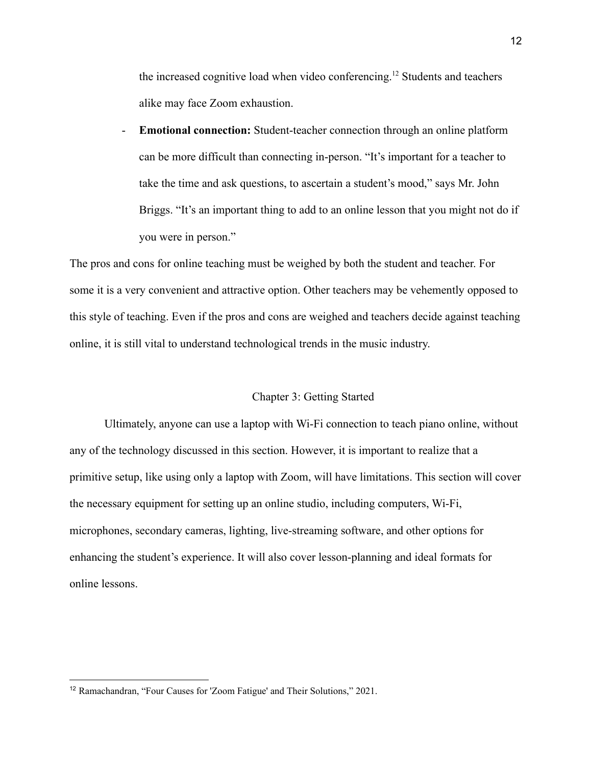the increased cognitive load when video conferencing.[12] Students and teachers alike may face Zoom exhaustion.

- **Emotional connection:** Student-teacher connection through an online platform can be more difficult than connecting in-person. "It's important for a teacher to take the time and ask questions, to ascertain a student's mood," says Mr. John Briggs. "It's an important thing to add to an online lesson that you might not do if you were in person."

The pros and cons for online teaching must be weighed by both the student and teacher. For some it is a very convenient and attractive option. Other teachers may be vehemently opposed to this style of teaching. Even if the pros and cons are weighed and teachers decide against teaching online, it is still vital to understand technological trends in the music industry.

## Chapter 3: Getting Started

Ultimately, anyone can use a laptop with Wi-Fi connection to teach piano online, without any of the technology discussed in this section. However, it is important to realize that a primitive setup, like using only a laptop with Zoom, will have limitations. This section will cover the necessary equipment for setting up an online studio, including computers, Wi-Fi, microphones, secondary cameras, lighting, live-streaming software, and other options for enhancing the student's experience. It will also cover lesson-planning and ideal formats for online lessons.

[12] Ramachandran, "Four Causes for 'Zoom Fatigue' and Their Solutions," 2021.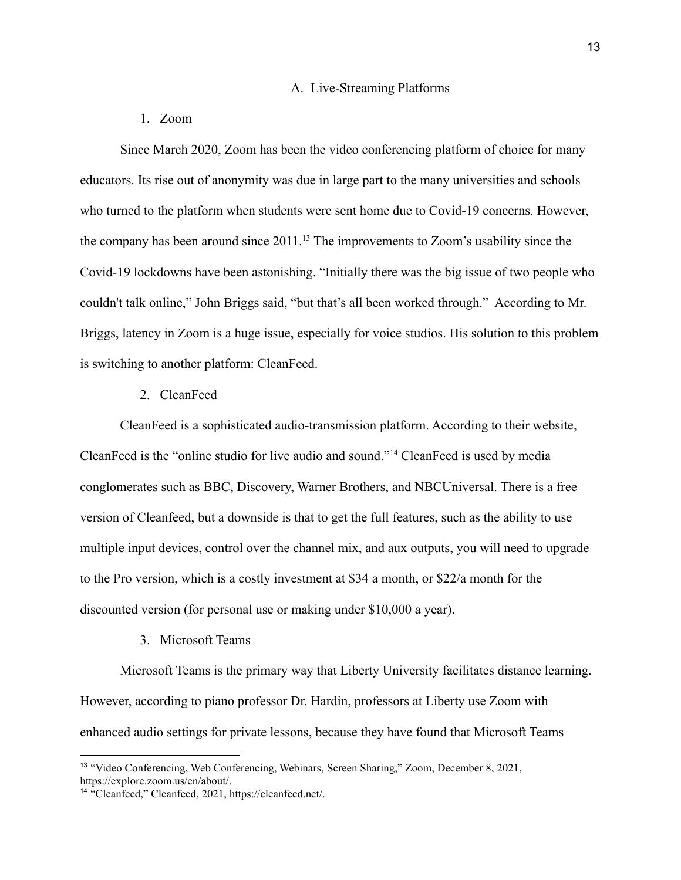## A. Live-Streaming Platforms

### 1. Zoom

Since March 2020, Zoom has been the video conferencing platform of choice for many educators. Its rise out of anonymity was due in large part to the many universities and schools who turned to the platform when students were sent home due to Covid-19 concerns. However, the company has been around since 2011.[13] The improvements to Zoom's usability since the Covid-19 lockdowns have been astonishing. "Initially there was the big issue of two people who couldn't talk online," John Briggs said, "but that's all been worked through." According to Mr. Briggs, latency in Zoom is a huge issue, especially for voice studios. His solution to this problem is switching to another platform: CleanFeed.

### 2. CleanFeed

CleanFeed is a sophisticated audio-transmission platform. According to their website, CleanFeed is the "online studio for live audio and sound."[14] CleanFeed is used by media conglomerates such as BBC, Discovery, Warner Brothers, and NBCUniversal. There is a free version of Cleanfeed, but a downside is that to get the full features, such as the ability to use multiple input devices, control over the channel mix, and aux outputs, you will need to upgrade to the Pro version, which is a costly investment at $34 a month, or $22/a month for the discounted version (for personal use or making under $10,000 a year).

### 3. Microsoft Teams

Microsoft Teams is the primary way that Liberty University facilitates distance learning. However, according to piano professor Dr. Hardin, professors at Liberty use Zoom with enhanced audio settings for private lessons, because they have found that Microsoft Teams

---

[13] "Video Conferencing, Web Conferencing, Webinars, Screen Sharing," Zoom, December 8, 2021, https://explore.zoom.us/en/about/.

[14] "Cleanfeed," Cleanfeed, 2021, https://cleanfeed.net/.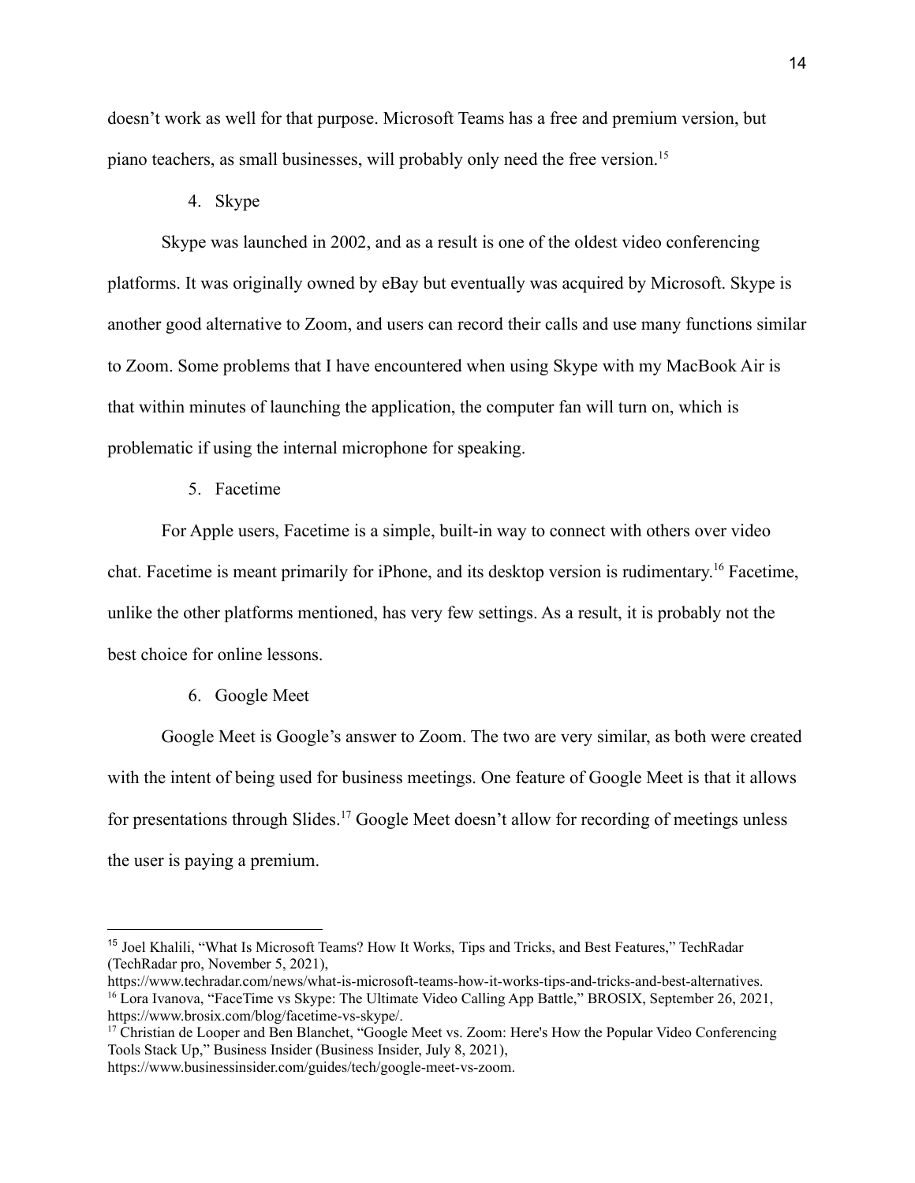doesn't work as well for that purpose. Microsoft Teams has a free and premium version, but piano teachers, as small businesses, will probably only need the free version.[15]

4. Skype

Skype was launched in 2002, and as a result is one of the oldest video conferencing platforms. It was originally owned by eBay but eventually was acquired by Microsoft. Skype is another good alternative to Zoom, and users can record their calls and use many functions similar to Zoom. Some problems that I have encountered when using Skype with my MacBook Air is that within minutes of launching the application, the computer fan will turn on, which is problematic if using the internal microphone for speaking.

5. Facetime

For Apple users, Facetime is a simple, built-in way to connect with others over video chat. Facetime is meant primarily for iPhone, and its desktop version is rudimentary.[16] Facetime, unlike the other platforms mentioned, has very few settings. As a result, it is probably not the best choice for online lessons.

6. Google Meet

Google Meet is Google's answer to Zoom. The two are very similar, as both were created with the intent of being used for business meetings. One feature of Google Meet is that it allows for presentations through Slides.[17] Google Meet doesn't allow for recording of meetings unless the user is paying a premium.

---

[15] Joel Khalili, "What Is Microsoft Teams? How It Works, Tips and Tricks, and Best Features," TechRadar (TechRadar pro, November 5, 2021), https://www.techradar.com/news/what-is-microsoft-teams-how-it-works-tips-and-tricks-and-best-alternatives.

[16] Lora Ivanova, "FaceTime vs Skype: The Ultimate Video Calling App Battle," BROSIX, September 26, 2021, https://www.brosix.com/blog/facetime-vs-skype/.

[17] Christian de Looper and Ben Blanchet, "Google Meet vs. Zoom: Here's How the Popular Video Conferencing Tools Stack Up," Business Insider (Business Insider, July 8, 2021), https://www.businessinsider.com/guides/tech/google-meet-vs-zoom.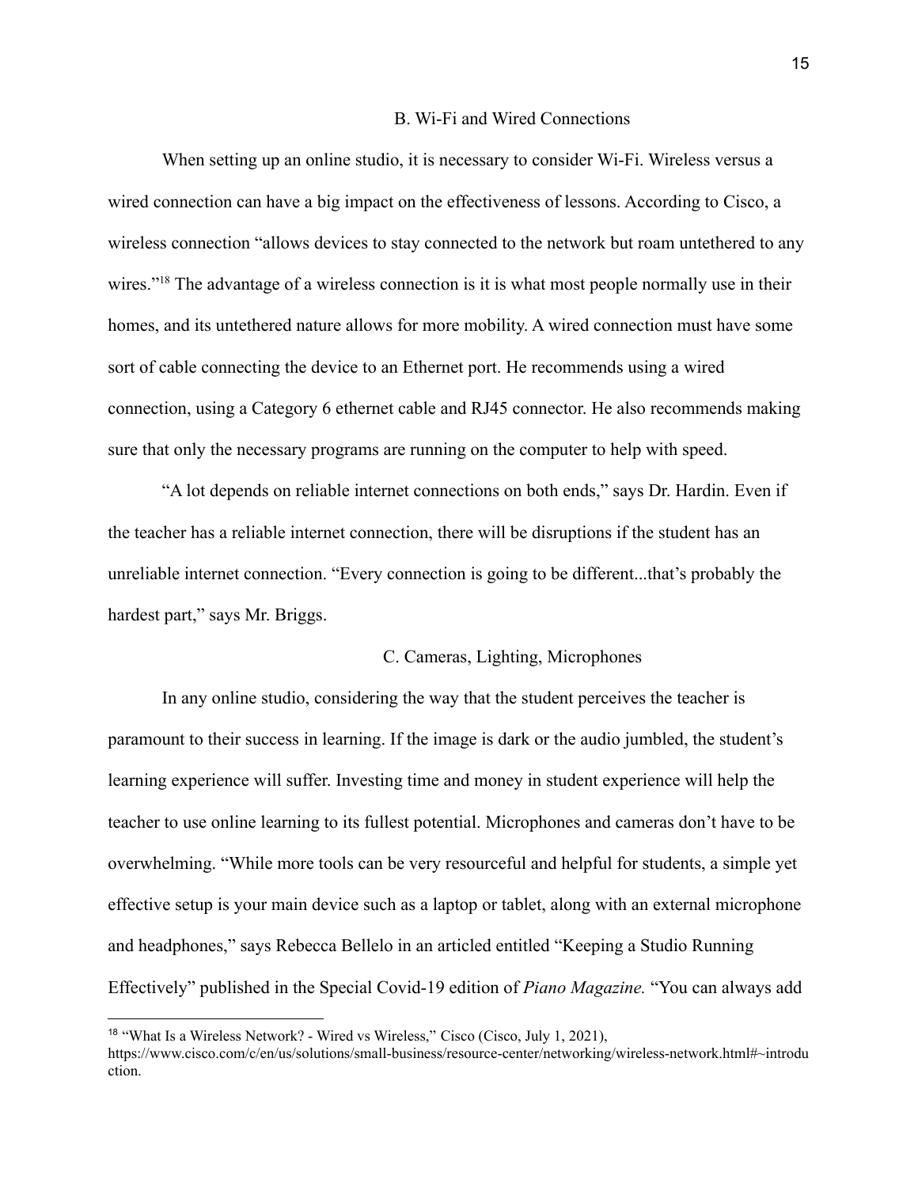## B. Wi-Fi and Wired Connections

When setting up an online studio, it is necessary to consider Wi-Fi. Wireless versus a wired connection can have a big impact on the effectiveness of lessons. According to Cisco, a wireless connection "allows devices to stay connected to the network but roam untethered to any wires."[18] The advantage of a wireless connection is it is what most people normally use in their homes, and its untethered nature allows for more mobility. A wired connection must have some sort of cable connecting the device to an Ethernet port. He recommends using a wired connection, using a Category 6 ethernet cable and RJ45 connector. He also recommends making sure that only the necessary programs are running on the computer to help with speed.

"A lot depends on reliable internet connections on both ends," says Dr. Hardin. Even if the teacher has a reliable internet connection, there will be disruptions if the student has an unreliable internet connection. "Every connection is going to be different...that's probably the hardest part," says Mr. Briggs.

## C. Cameras, Lighting, Microphones

In any online studio, considering the way that the student perceives the teacher is paramount to their success in learning. If the image is dark or the audio jumbled, the student's learning experience will suffer. Investing time and money in student experience will help the teacher to use online learning to its fullest potential. Microphones and cameras don't have to be overwhelming. "While more tools can be very resourceful and helpful for students, a simple yet effective setup is your main device such as a laptop or tablet, along with an external microphone and headphones," says Rebecca Bellelo in an articled entitled "Keeping a Studio Running Effectively" published in the Special Covid-19 edition of *Piano Magazine.* "You can always add

---

[18] "What Is a Wireless Network? - Wired vs Wireless," Cisco (Cisco, July 1, 2021), https://www.cisco.com/c/en/us/solutions/small-business/resource-center/networking/wireless-network.html#~introduction.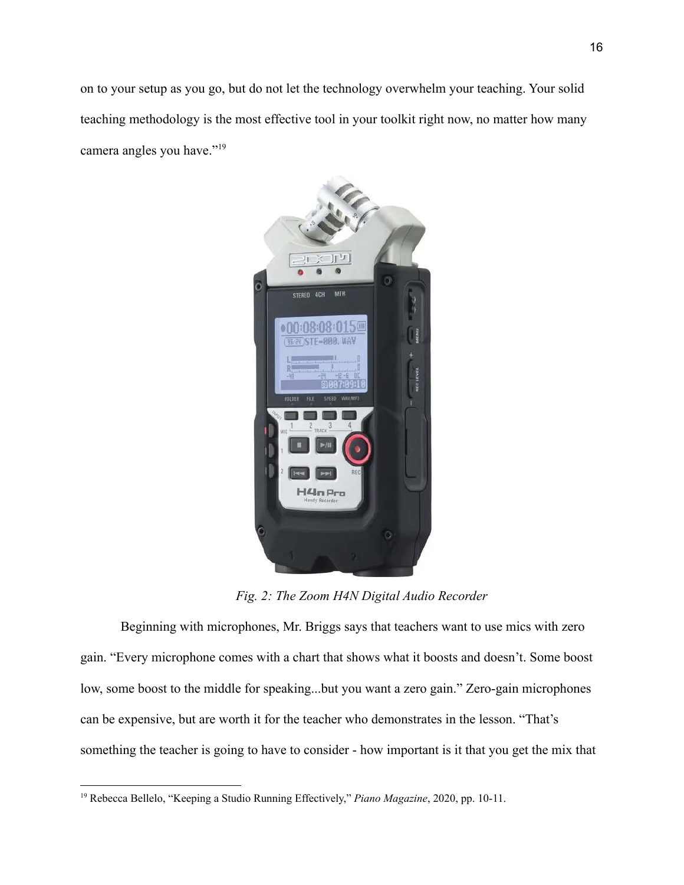on to your setup as you go, but do not let the technology overwhelm your teaching. Your solid teaching methodology is the most effective tool in your toolkit right now, no matter how many camera angles you have."[19]

*Fig. 2: The Zoom H4N Digital Audio Recorder*

Beginning with microphones, Mr. Briggs says that teachers want to use mics with zero gain. "Every microphone comes with a chart that shows what it boosts and doesn't. Some boost low, some boost to the middle for speaking...but you want a zero gain." Zero-gain microphones can be expensive, but are worth it for the teacher who demonstrates in the lesson. "That's something the teacher is going to have to consider - how important is it that you get the mix that

---

[19] Rebecca Bellelo, "Keeping a Studio Running Effectively," *Piano Magazine*, 2020, pp. 10-11.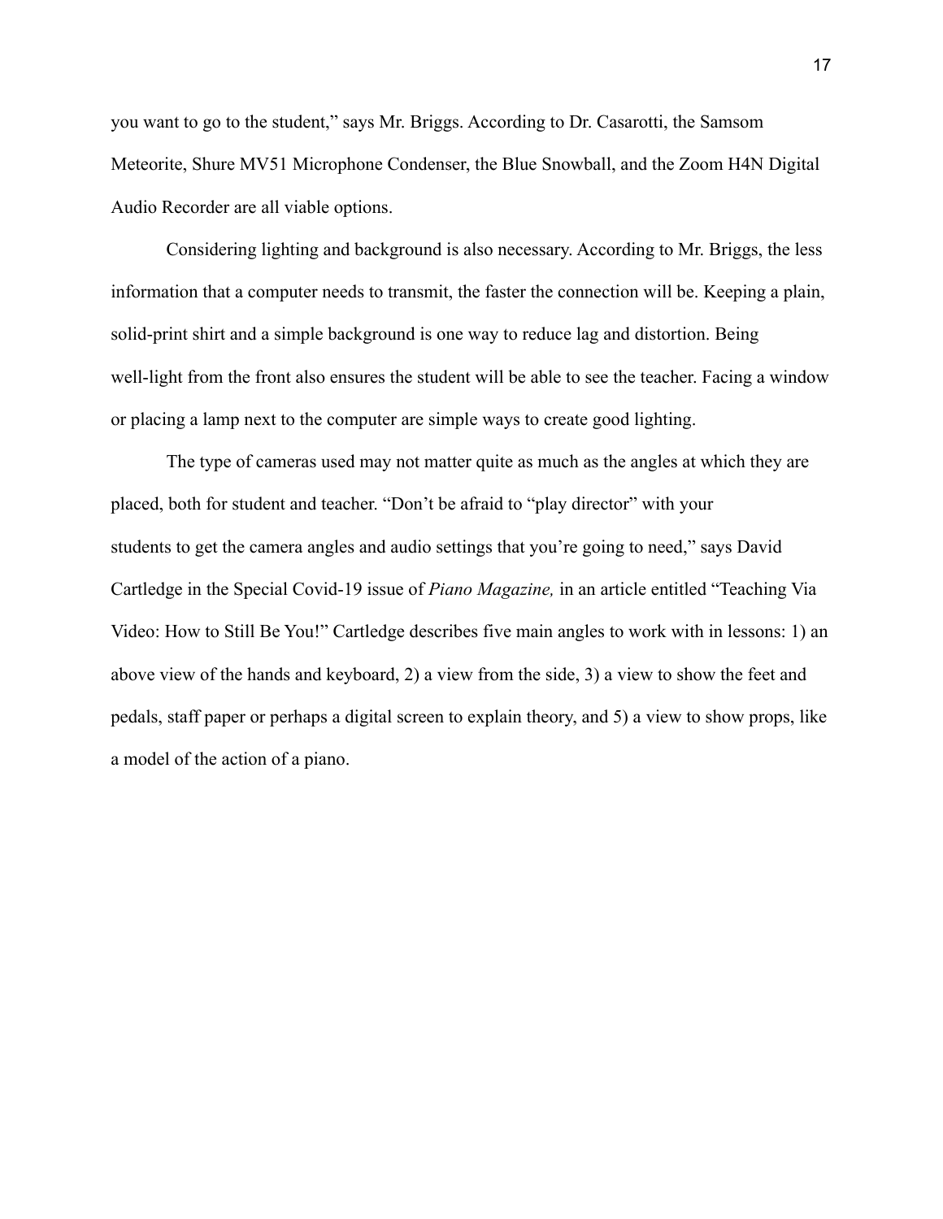you want to go to the student," says Mr. Briggs. According to Dr. Casarotti, the Samsom Meteorite, Shure MV51 Microphone Condenser, the Blue Snowball, and the Zoom H4N Digital Audio Recorder are all viable options.

Considering lighting and background is also necessary. According to Mr. Briggs, the less information that a computer needs to transmit, the faster the connection will be. Keeping a plain, solid-print shirt and a simple background is one way to reduce lag and distortion. Being well-light from the front also ensures the student will be able to see the teacher. Facing a window or placing a lamp next to the computer are simple ways to create good lighting.

The type of cameras used may not matter quite as much as the angles at which they are placed, both for student and teacher. "Don't be afraid to "play director" with your students to get the camera angles and audio settings that you're going to need," says David Cartledge in the Special Covid-19 issue of *Piano Magazine,* in an article entitled "Teaching Via Video: How to Still Be You!" Cartledge describes five main angles to work with in lessons: 1) an above view of the hands and keyboard, 2) a view from the side, 3) a view to show the feet and pedals, staff paper or perhaps a digital screen to explain theory, and 5) a view to show props, like a model of the action of a piano.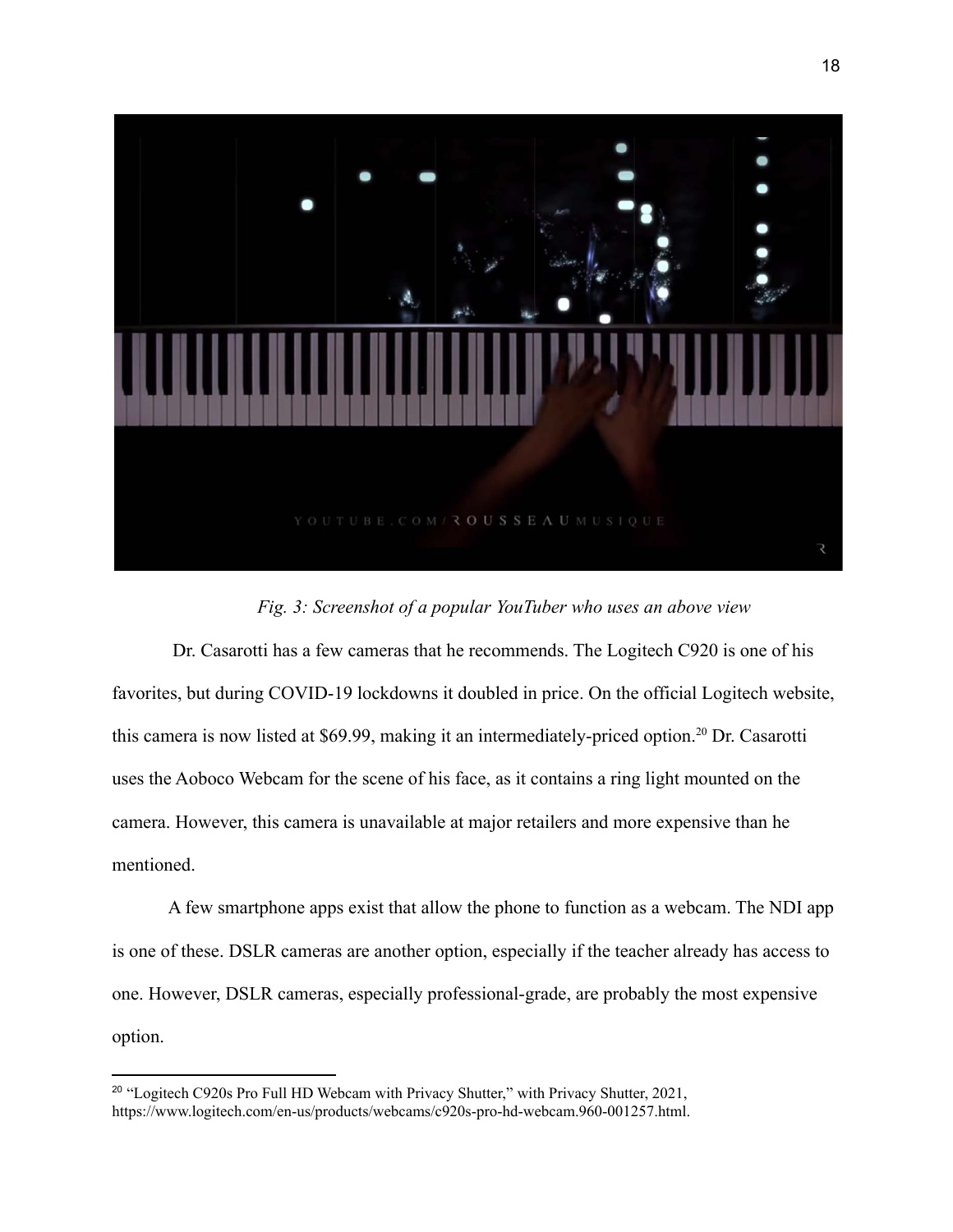*Fig. 3: Screenshot of a popular YouTuber who uses an above view*

Dr. Casarotti has a few cameras that he recommends. The Logitech C920 is one of his favorites, but during COVID-19 lockdowns it doubled in price. On the official Logitech website, this camera is now listed at $69.99, making it an intermediately-priced option.[20] Dr. Casarotti uses the Aoboco Webcam for the scene of his face, as it contains a ring light mounted on the camera. However, this camera is unavailable at major retailers and more expensive than he mentioned.

A few smartphone apps exist that allow the phone to function as a webcam. The NDI app is one of these. DSLR cameras are another option, especially if the teacher already has access to one. However, DSLR cameras, especially professional-grade, are probably the most expensive option.

---

[20] "Logitech C920s Pro Full HD Webcam with Privacy Shutter," with Privacy Shutter, 2021, https://www.logitech.com/en-us/products/webcams/c920s-pro-hd-webcam.960-001257.html.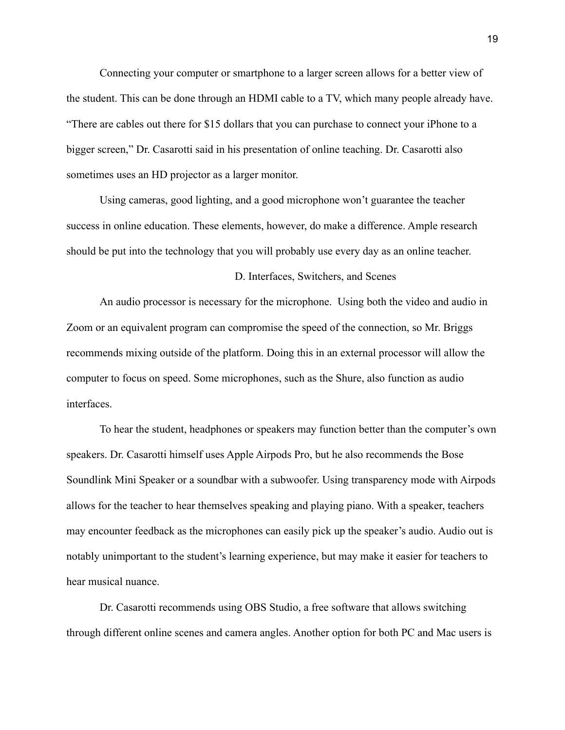Connecting your computer or smartphone to a larger screen allows for a better view of the student. This can be done through an HDMI cable to a TV, which many people already have. “There are cables out there for $15 dollars that you can purchase to connect your iPhone to a bigger screen,” Dr. Casarotti said in his presentation of online teaching. Dr. Casarotti also sometimes uses an HD projector as a larger monitor.

Using cameras, good lighting, and a good microphone won’t guarantee the teacher success in online education. These elements, however, do make a difference. Ample research should be put into the technology that you will probably use every day as an online teacher.

### D. Interfaces, Switchers, and Scenes

An audio processor is necessary for the microphone. Using both the video and audio in Zoom or an equivalent program can compromise the speed of the connection, so Mr. Briggs recommends mixing outside of the platform. Doing this in an external processor will allow the computer to focus on speed. Some microphones, such as the Shure, also function as audio interfaces.

To hear the student, headphones or speakers may function better than the computer’s own speakers. Dr. Casarotti himself uses Apple Airpods Pro, but he also recommends the Bose Soundlink Mini Speaker or a soundbar with a subwoofer. Using transparency mode with Airpods allows for the teacher to hear themselves speaking and playing piano. With a speaker, teachers may encounter feedback as the microphones can easily pick up the speaker’s audio. Audio out is notably unimportant to the student’s learning experience, but may make it easier for teachers to hear musical nuance.

Dr. Casarotti recommends using OBS Studio, a free software that allows switching through different online scenes and camera angles. Another option for both PC and Mac users is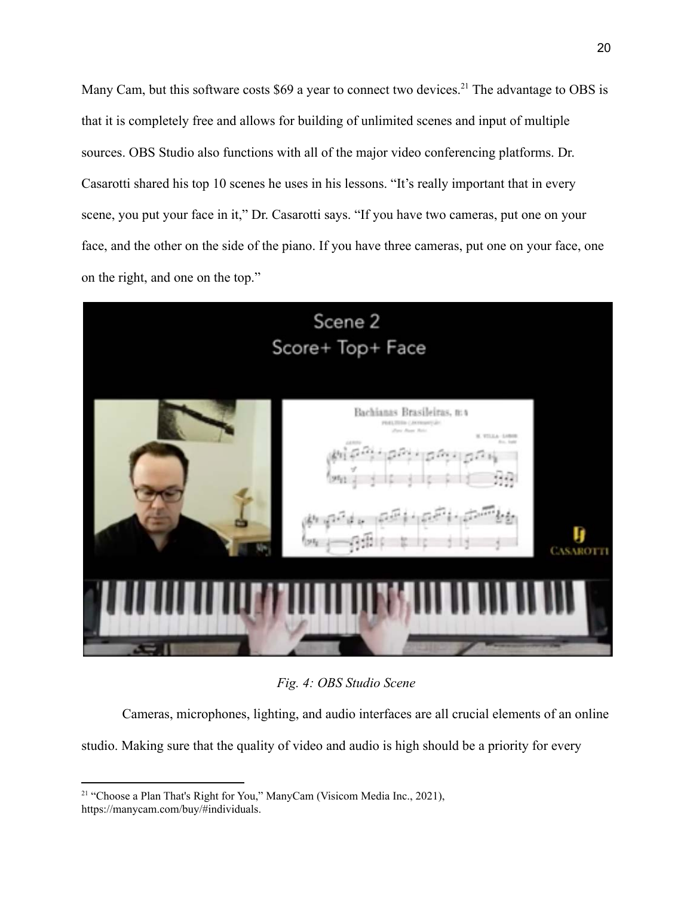Many Cam, but this software costs $69 a year to connect two devices.[21] The advantage to OBS is that it is completely free and allows for building of unlimited scenes and input of multiple sources. OBS Studio also functions with all of the major video conferencing platforms. Dr. Casarotti shared his top 10 scenes he uses in his lessons. “It’s really important that in every scene, you put your face in it,” Dr. Casarotti says. “If you have two cameras, put one on your face, and the other on the side of the piano. If you have three cameras, put one on your face, one on the right, and one on the top.”

*Fig. 4: OBS Studio Scene*

Cameras, microphones, lighting, and audio interfaces are all crucial elements of an online studio. Making sure that the quality of video and audio is high should be a priority for every

[21] “Choose a Plan That's Right for You,” ManyCam (Visicom Media Inc., 2021), https://manycam.com/buy/#individuals.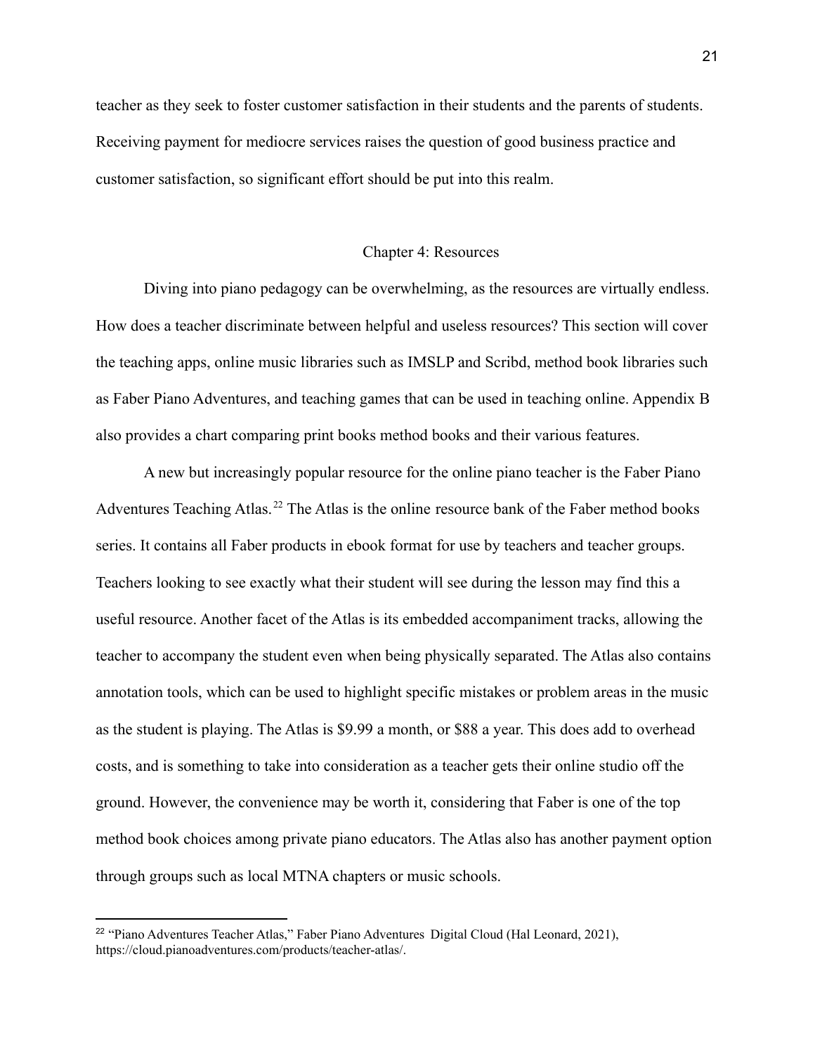teacher as they seek to foster customer satisfaction in their students and the parents of students. Receiving payment for mediocre services raises the question of good business practice and customer satisfaction, so significant effort should be put into this realm.

## Chapter 4: Resources

Diving into piano pedagogy can be overwhelming, as the resources are virtually endless. How does a teacher discriminate between helpful and useless resources? This section will cover the teaching apps, online music libraries such as IMSLP and Scribd, method book libraries such as Faber Piano Adventures, and teaching games that can be used in teaching online. Appendix B also provides a chart comparing print books method books and their various features.

A new but increasingly popular resource for the online piano teacher is the Faber Piano Adventures Teaching Atlas.[22] The Atlas is the online resource bank of the Faber method books series. It contains all Faber products in ebook format for use by teachers and teacher groups. Teachers looking to see exactly what their student will see during the lesson may find this a useful resource. Another facet of the Atlas is its embedded accompaniment tracks, allowing the teacher to accompany the student even when being physically separated. The Atlas also contains annotation tools, which can be used to highlight specific mistakes or problem areas in the music as the student is playing. The Atlas is $9.99 a month, or $88 a year. This does add to overhead costs, and is something to take into consideration as a teacher gets their online studio off the ground. However, the convenience may be worth it, considering that Faber is one of the top method book choices among private piano educators. The Atlas also has another payment option through groups such as local MTNA chapters or music schools.

---

[22] "Piano Adventures Teacher Atlas," Faber Piano Adventures Digital Cloud (Hal Leonard, 2021), https://cloud.pianoadventures.com/products/teacher-atlas/.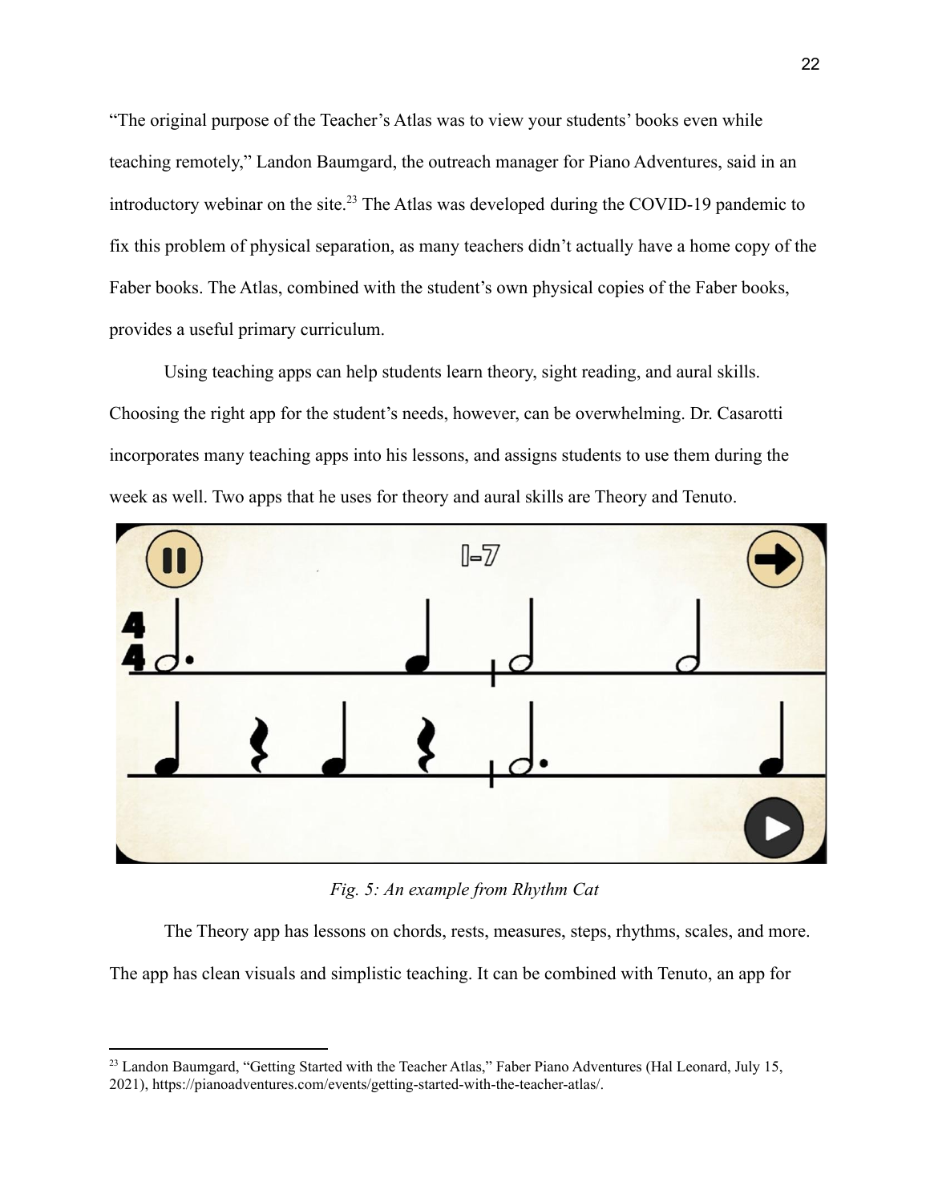"The original purpose of the Teacher's Atlas was to view your students' books even while teaching remotely," Landon Baumgard, the outreach manager for Piano Adventures, said in an introductory webinar on the site.[23] The Atlas was developed during the COVID-19 pandemic to fix this problem of physical separation, as many teachers didn't actually have a home copy of the Faber books. The Atlas, combined with the student's own physical copies of the Faber books, provides a useful primary curriculum.

Using teaching apps can help students learn theory, sight reading, and aural skills. Choosing the right app for the student's needs, however, can be overwhelming. Dr. Casarotti incorporates many teaching apps into his lessons, and assigns students to use them during the week as well. Two apps that he uses for theory and aural skills are Theory and Tenuto.

*Fig. 5: An example from Rhythm Cat*

The Theory app has lessons on chords, rests, measures, steps, rhythms, scales, and more. The app has clean visuals and simplistic teaching. It can be combined with Tenuto, an app for

[23] Landon Baumgard, "Getting Started with the Teacher Atlas," Faber Piano Adventures (Hal Leonard, July 15, 2021), https://pianoadventures.com/events/getting-started-with-the-teacher-atlas/.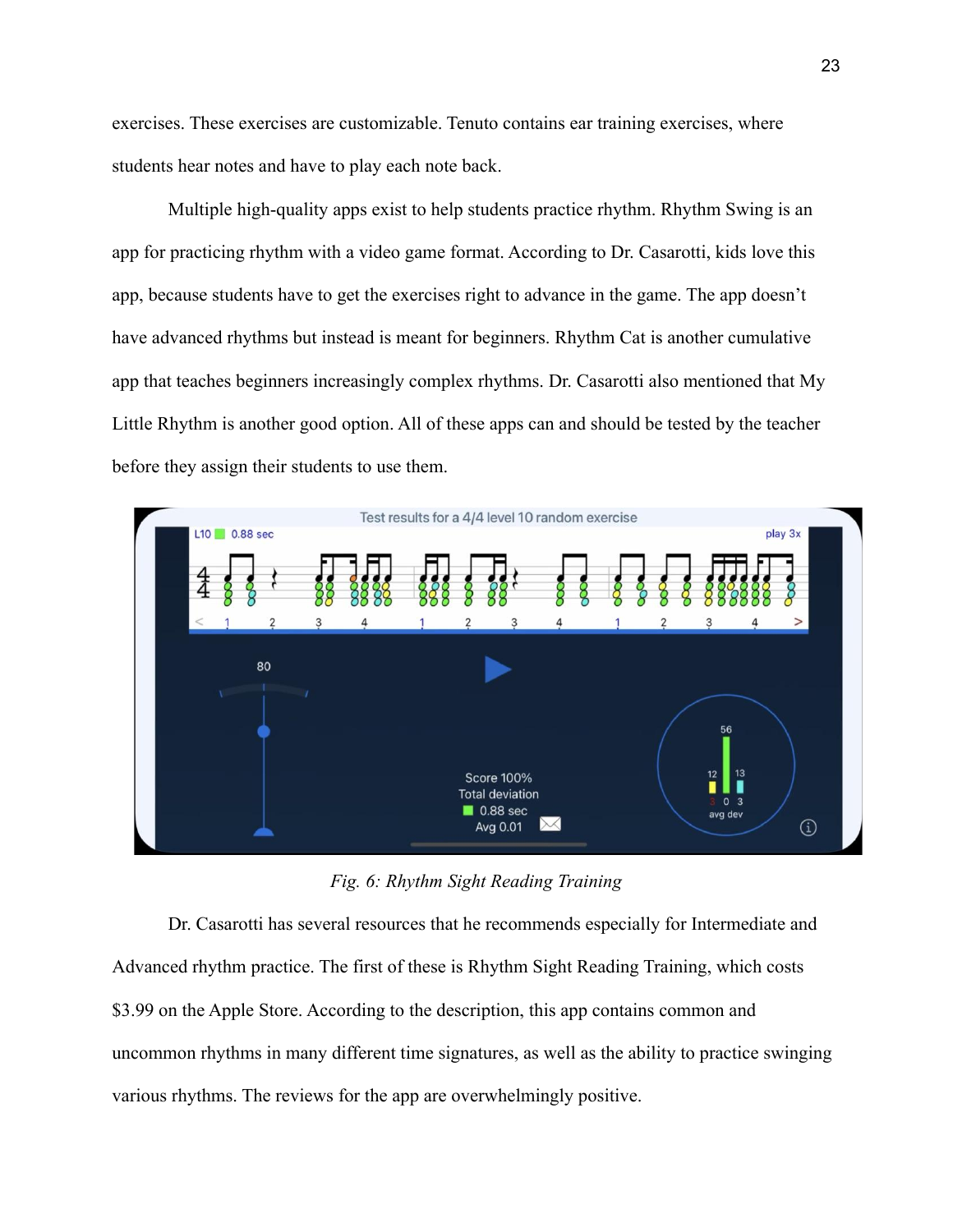exercises. These exercises are customizable. Tenuto contains ear training exercises, where students hear notes and have to play each note back.

Multiple high-quality apps exist to help students practice rhythm. Rhythm Swing is an app for practicing rhythm with a video game format. According to Dr. Casarotti, kids love this app, because students have to get the exercises right to advance in the game. The app doesn't have advanced rhythms but instead is meant for beginners. Rhythm Cat is another cumulative app that teaches beginners increasingly complex rhythms. Dr. Casarotti also mentioned that My Little Rhythm is another good option. All of these apps can and should be tested by the teacher before they assign their students to use them.

*Fig. 6: Rhythm Sight Reading Training*

Dr. Casarotti has several resources that he recommends especially for Intermediate and Advanced rhythm practice. The first of these is Rhythm Sight Reading Training, which costs $3.99 on the Apple Store. According to the description, this app contains common and uncommon rhythms in many different time signatures, as well as the ability to practice swinging various rhythms. The reviews for the app are overwhelmingly positive.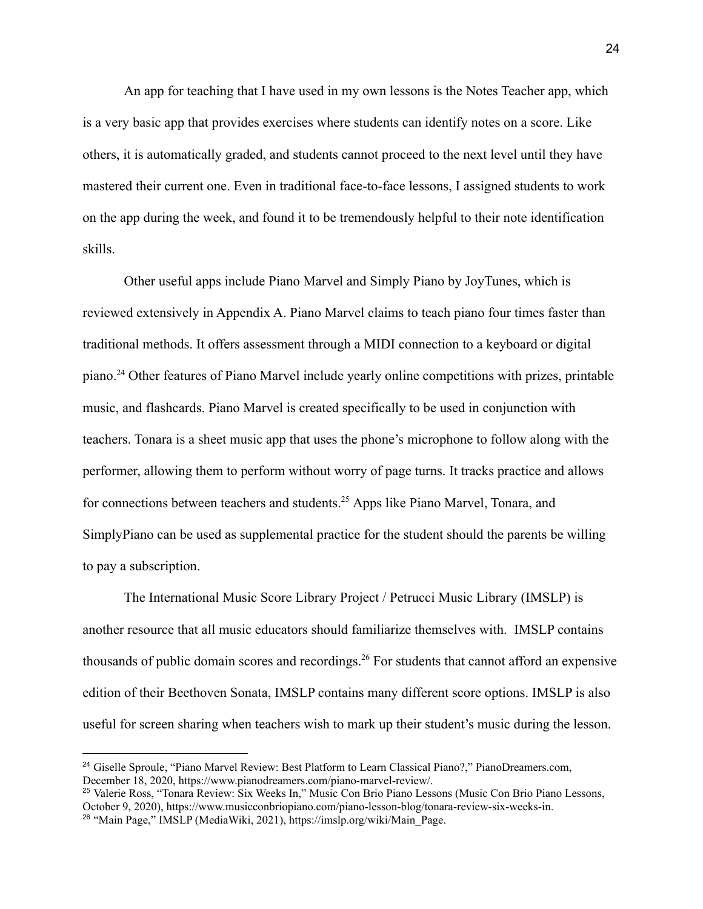An app for teaching that I have used in my own lessons is the Notes Teacher app, which is a very basic app that provides exercises where students can identify notes on a score. Like others, it is automatically graded, and students cannot proceed to the next level until they have mastered their current one. Even in traditional face-to-face lessons, I assigned students to work on the app during the week, and found it to be tremendously helpful to their note identification skills.

Other useful apps include Piano Marvel and Simply Piano by JoyTunes, which is reviewed extensively in Appendix A. Piano Marvel claims to teach piano four times faster than traditional methods. It offers assessment through a MIDI connection to a keyboard or digital piano.[24] Other features of Piano Marvel include yearly online competitions with prizes, printable music, and flashcards. Piano Marvel is created specifically to be used in conjunction with teachers. Tonara is a sheet music app that uses the phone's microphone to follow along with the performer, allowing them to perform without worry of page turns. It tracks practice and allows for connections between teachers and students.[25] Apps like Piano Marvel, Tonara, and SimplyPiano can be used as supplemental practice for the student should the parents be willing to pay a subscription.

The International Music Score Library Project / Petrucci Music Library (IMSLP) is another resource that all music educators should familiarize themselves with. IMSLP contains thousands of public domain scores and recordings.[26] For students that cannot afford an expensive edition of their Beethoven Sonata, IMSLP contains many different score options. IMSLP is also useful for screen sharing when teachers wish to mark up their student's music during the lesson.

---

[24] Giselle Sproule, "Piano Marvel Review: Best Platform to Learn Classical Piano?," PianoDreamers.com, December 18, 2020, https://www.pianodreamers.com/piano-marvel-review/.

[25] Valerie Ross, "Tonara Review: Six Weeks In," Music Con Brio Piano Lessons (Music Con Brio Piano Lessons, October 9, 2020), https://www.musicconbriopiano.com/piano-lesson-blog/tonara-review-six-weeks-in.

[26] "Main Page," IMSLP (MediaWiki, 2021), https://imslp.org/wiki/Main_Page.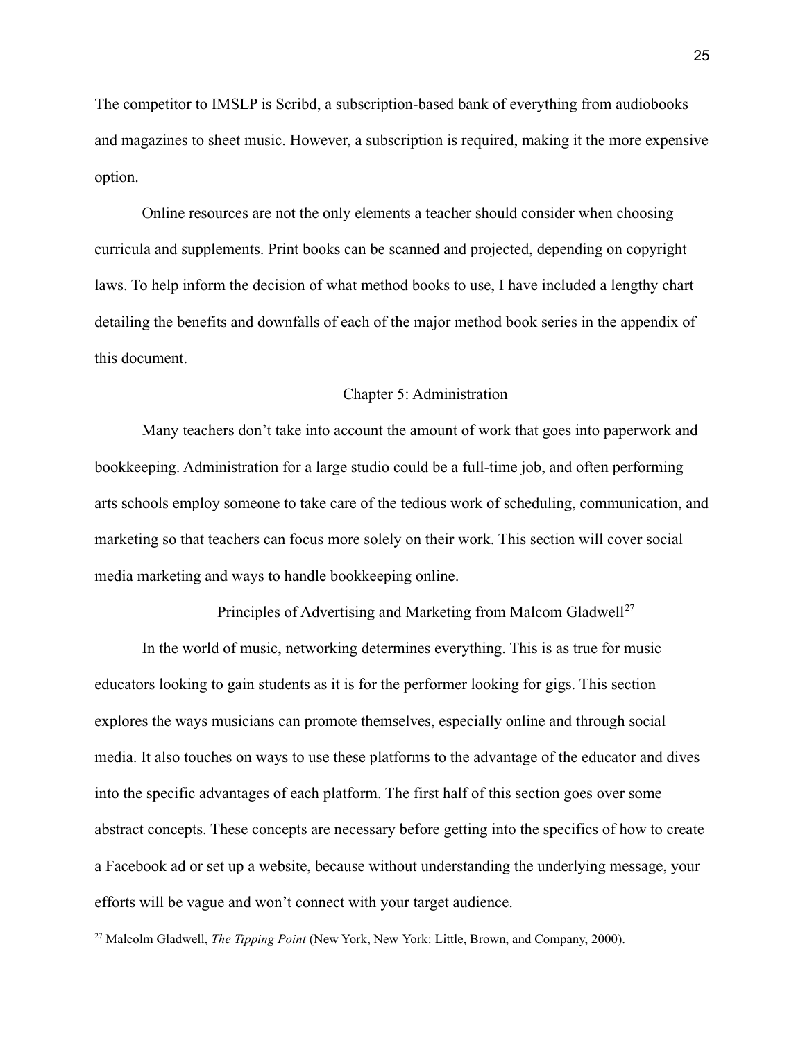The competitor to IMSLP is Scribd, a subscription-based bank of everything from audiobooks and magazines to sheet music. However, a subscription is required, making it the more expensive option.

Online resources are not the only elements a teacher should consider when choosing curricula and supplements. Print books can be scanned and projected, depending on copyright laws. To help inform the decision of what method books to use, I have included a lengthy chart detailing the benefits and downfalls of each of the major method book series in the appendix of this document.

## Chapter 5: Administration

Many teachers don't take into account the amount of work that goes into paperwork and bookkeeping. Administration for a large studio could be a full-time job, and often performing arts schools employ someone to take care of the tedious work of scheduling, communication, and marketing so that teachers can focus more solely on their work. This section will cover social media marketing and ways to handle bookkeeping online.

### Principles of Advertising and Marketing from Malcom Gladwell[27]

In the world of music, networking determines everything. This is as true for music educators looking to gain students as it is for the performer looking for gigs. This section explores the ways musicians can promote themselves, especially online and through social media. It also touches on ways to use these platforms to the advantage of the educator and dives into the specific advantages of each platform. The first half of this section goes over some abstract concepts. These concepts are necessary before getting into the specifics of how to create a Facebook ad or set up a website, because without understanding the underlying message, your efforts will be vague and won't connect with your target audience.

---

[27] Malcolm Gladwell, *The Tipping Point* (New York, New York: Little, Brown, and Company, 2000).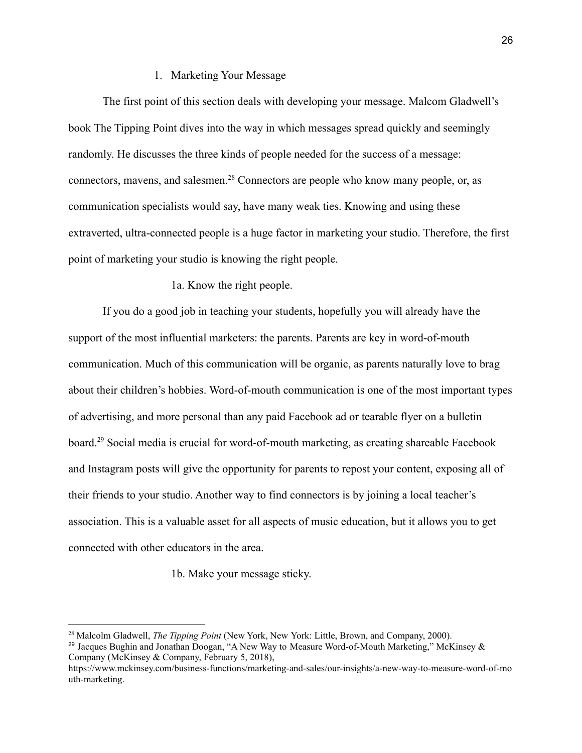## 1. Marketing Your Message

The first point of this section deals with developing your message. Malcom Gladwell's book The Tipping Point dives into the way in which messages spread quickly and seemingly randomly. He discusses the three kinds of people needed for the success of a message: connectors, mavens, and salesmen.[28] Connectors are people who know many people, or, as communication specialists would say, have many weak ties. Knowing and using these extraverted, ultra-connected people is a huge factor in marketing your studio. Therefore, the first point of marketing your studio is knowing the right people.

### 1a. Know the right people.

If you do a good job in teaching your students, hopefully you will already have the support of the most influential marketers: the parents. Parents are key in word-of-mouth communication. Much of this communication will be organic, as parents naturally love to brag about their children's hobbies. Word-of-mouth communication is one of the most important types of advertising, and more personal than any paid Facebook ad or tearable flyer on a bulletin board.[29] Social media is crucial for word-of-mouth marketing, as creating shareable Facebook and Instagram posts will give the opportunity for parents to repost your content, exposing all of their friends to your studio. Another way to find connectors is by joining a local teacher's association. This is a valuable asset for all aspects of music education, but it allows you to get connected with other educators in the area.

### 1b. Make your message sticky.

---

[28] Malcolm Gladwell, *The Tipping Point* (New York, New York: Little, Brown, and Company, 2000).

[29] Jacques Bughin and Jonathan Doogan, "A New Way to Measure Word-of-Mouth Marketing," McKinsey & Company (McKinsey & Company, February 5, 2018), https://www.mckinsey.com/business-functions/marketing-and-sales/our-insights/a-new-way-to-measure-word-of-mouth-marketing.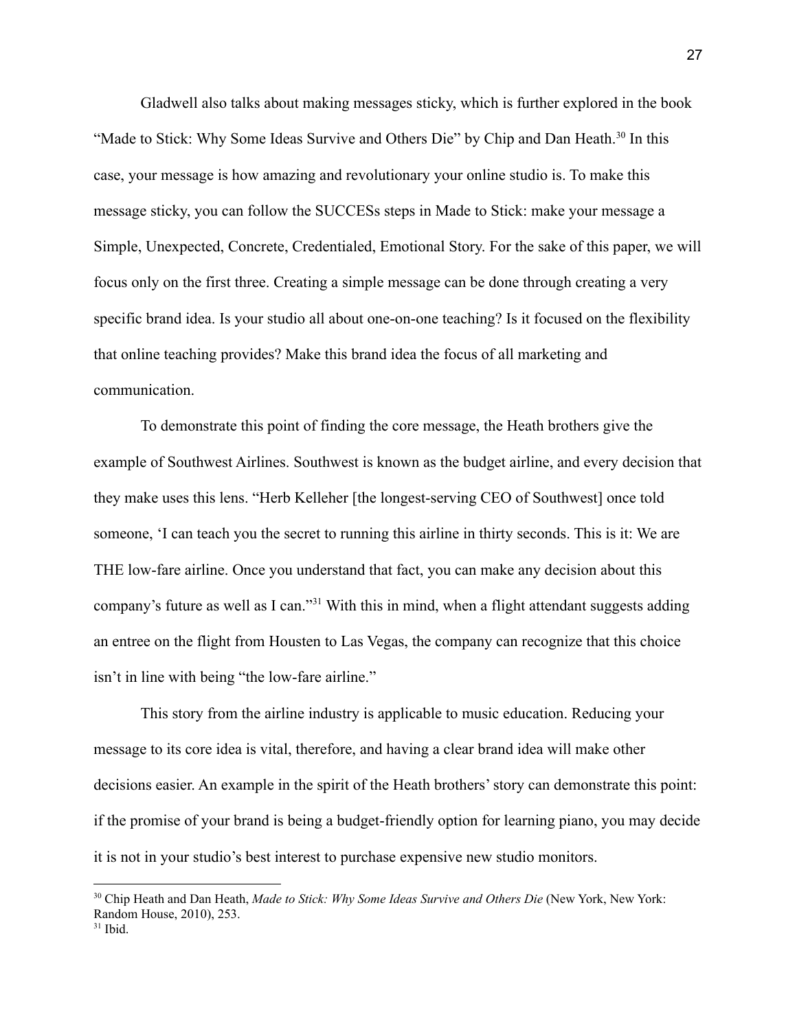Gladwell also talks about making messages sticky, which is further explored in the book "Made to Stick: Why Some Ideas Survive and Others Die" by Chip and Dan Heath.[30] In this case, your message is how amazing and revolutionary your online studio is. To make this message sticky, you can follow the SUCCESs steps in Made to Stick: make your message a Simple, Unexpected, Concrete, Credentialed, Emotional Story. For the sake of this paper, we will focus only on the first three. Creating a simple message can be done through creating a very specific brand idea. Is your studio all about one-on-one teaching? Is it focused on the flexibility that online teaching provides? Make this brand idea the focus of all marketing and communication.

To demonstrate this point of finding the core message, the Heath brothers give the example of Southwest Airlines. Southwest is known as the budget airline, and every decision that they make uses this lens. "Herb Kelleher [the longest-serving CEO of Southwest] once told someone, 'I can teach you the secret to running this airline in thirty seconds. This is it: We are THE low-fare airline. Once you understand that fact, you can make any decision about this company's future as well as I can."[31] With this in mind, when a flight attendant suggests adding an entree on the flight from Housten to Las Vegas, the company can recognize that this choice isn't in line with being "the low-fare airline."

This story from the airline industry is applicable to music education. Reducing your message to its core idea is vital, therefore, and having a clear brand idea will make other decisions easier. An example in the spirit of the Heath brothers' story can demonstrate this point: if the promise of your brand is being a budget-friendly option for learning piano, you may decide it is not in your studio's best interest to purchase expensive new studio monitors.

---

[30] Chip Heath and Dan Heath, *Made to Stick: Why Some Ideas Survive and Others Die* (New York, New York: Random House, 2010), 253.

[31] Ibid.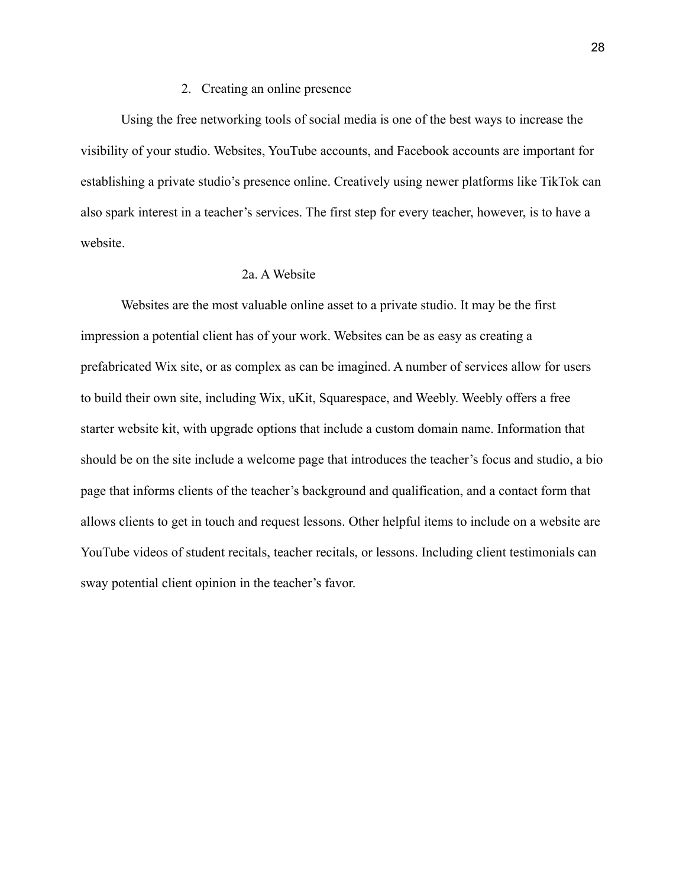## 2. Creating an online presence

Using the free networking tools of social media is one of the best ways to increase the visibility of your studio. Websites, YouTube accounts, and Facebook accounts are important for establishing a private studio's presence online. Creatively using newer platforms like TikTok can also spark interest in a teacher's services. The first step for every teacher, however, is to have a website.

### 2a. A Website

Websites are the most valuable online asset to a private studio. It may be the first impression a potential client has of your work. Websites can be as easy as creating a prefabricated Wix site, or as complex as can be imagined. A number of services allow for users to build their own site, including Wix, uKit, Squarespace, and Weebly. Weebly offers a free starter website kit, with upgrade options that include a custom domain name. Information that should be on the site include a welcome page that introduces the teacher's focus and studio, a bio page that informs clients of the teacher's background and qualification, and a contact form that allows clients to get in touch and request lessons. Other helpful items to include on a website are YouTube videos of student recitals, teacher recitals, or lessons. Including client testimonials can sway potential client opinion in the teacher's favor.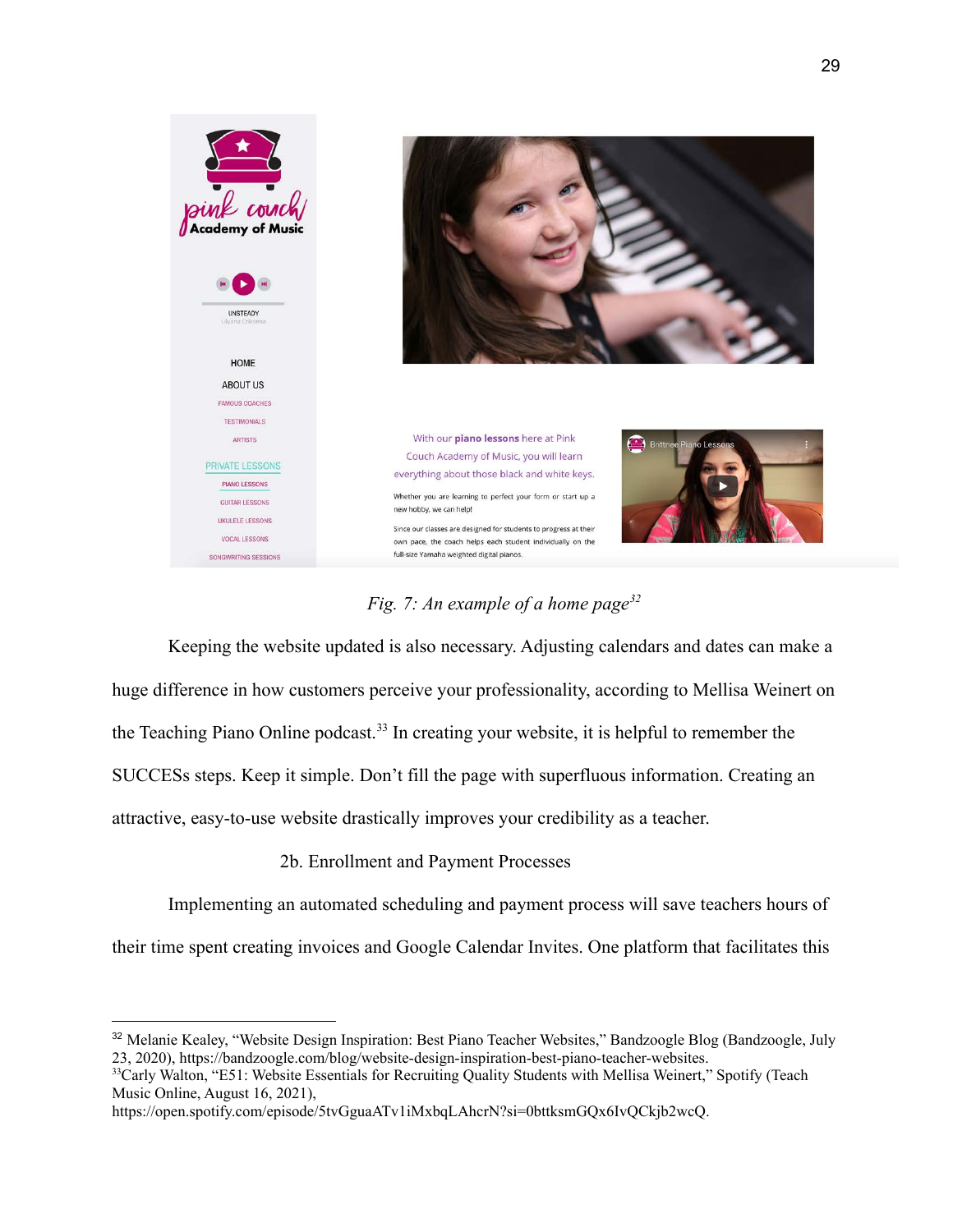*Fig. 7: An example of a home page*[32]

Keeping the website updated is also necessary. Adjusting calendars and dates can make a huge difference in how customers perceive your professionality, according to Mellisa Weinert on the Teaching Piano Online podcast.[33] In creating your website, it is helpful to remember the SUCCESs steps. Keep it simple. Don't fill the page with superfluous information. Creating an attractive, easy-to-use website drastically improves your credibility as a teacher.

### 2b. Enrollment and Payment Processes

Implementing an automated scheduling and payment process will save teachers hours of their time spent creating invoices and Google Calendar Invites. One platform that facilitates this

---

[32] Melanie Kealey, "Website Design Inspiration: Best Piano Teacher Websites," Bandzoogle Blog (Bandzoogle, July 23, 2020), https://bandzoogle.com/blog/website-design-inspiration-best-piano-teacher-websites.

[33] Carly Walton, "E51: Website Essentials for Recruiting Quality Students with Mellisa Weinert," Spotify (Teach Music Online, August 16, 2021), https://open.spotify.com/episode/5tvGguaATv1iMxbqLAhcrN?si=0bttksmGQx6IvQCkjb2wcQ.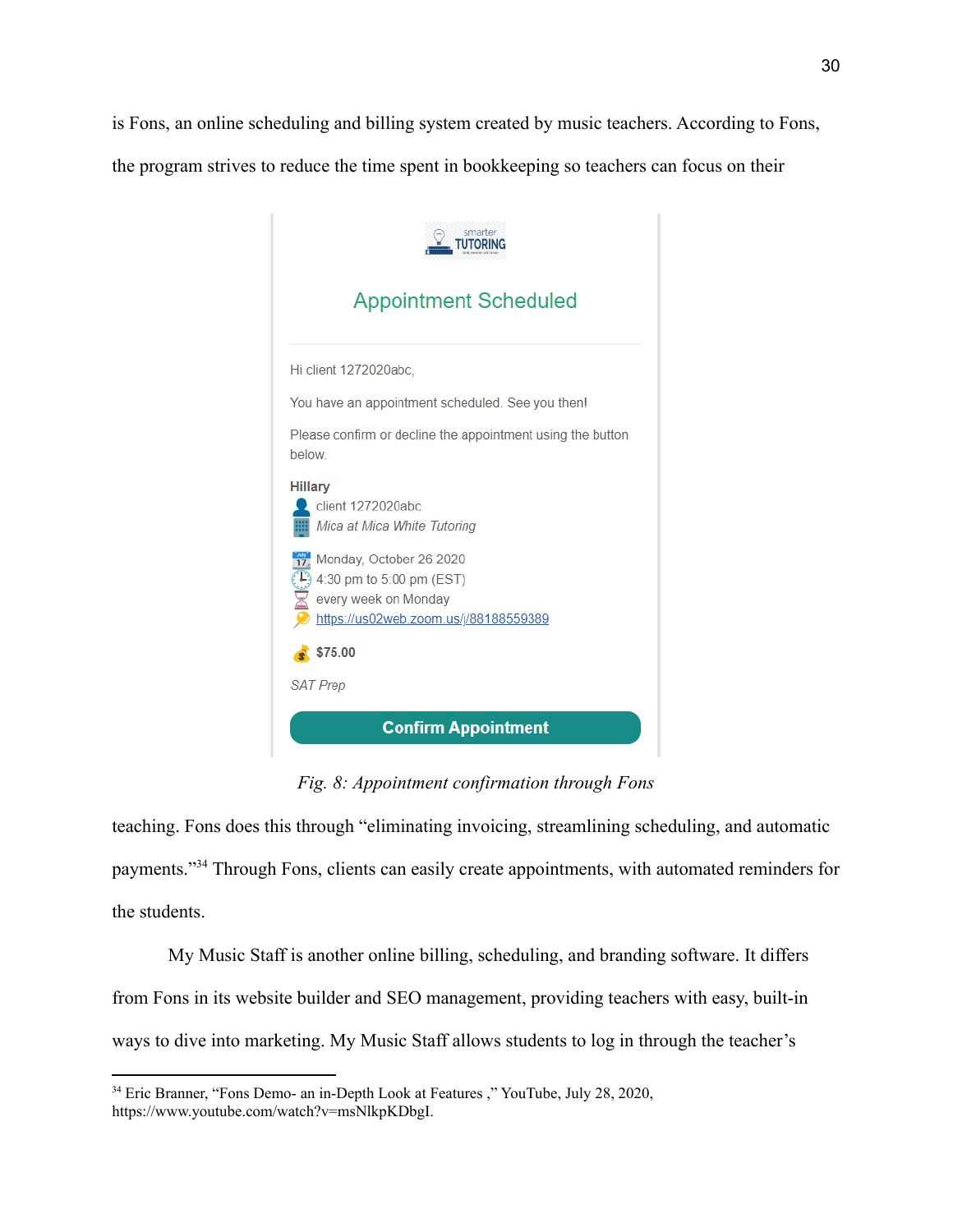is Fons, an online scheduling and billing system created by music teachers. According to Fons, the program strives to reduce the time spent in bookkeeping so teachers can focus on their teaching. Fons does this through "eliminating invoicing, streamlining scheduling, and automatic payments."[34] Through Fons, clients can easily create appointments, with automated reminders for the students.

smarter TUTORING

## Appointment Scheduled

Hi client 1272020abc,

You have an appointment scheduled. See you then!

Please confirm or decline the appointment using the button below.

**Hillary**
client 1272020abc
*Mica at Mica White Tutoring*

Monday, October 26 2020
4:30 pm to 5:00 pm (EST)
every week on Monday
https://us02web.zoom.us/j/88188559389

**$75.00**

*SAT Prep*

**Confirm Appointment**

*Fig. 8: Appointment confirmation through Fons*

My Music Staff is another online billing, scheduling, and branding software. It differs from Fons in its website builder and SEO management, providing teachers with easy, built-in ways to dive into marketing. My Music Staff allows students to log in through the teacher's

[34] Eric Branner, "Fons Demo- an in-Depth Look at Features ," YouTube, July 28, 2020, https://www.youtube.com/watch?v=msNlkpKDbgI.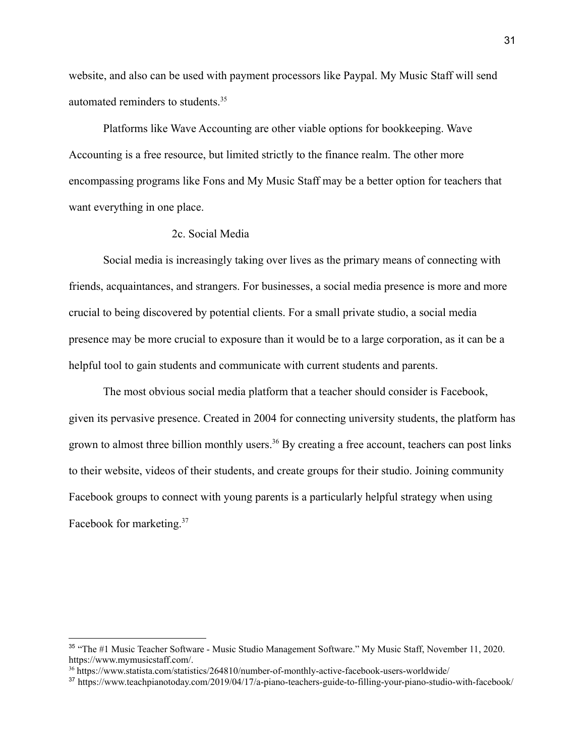website, and also can be used with payment processors like Paypal. My Music Staff will send automated reminders to students.[35]

Platforms like Wave Accounting are other viable options for bookkeeping. Wave Accounting is a free resource, but limited strictly to the finance realm. The other more encompassing programs like Fons and My Music Staff may be a better option for teachers that want everything in one place.

### 2c. Social Media

Social media is increasingly taking over lives as the primary means of connecting with friends, acquaintances, and strangers. For businesses, a social media presence is more and more crucial to being discovered by potential clients. For a small private studio, a social media presence may be more crucial to exposure than it would be to a large corporation, as it can be a helpful tool to gain students and communicate with current students and parents.

The most obvious social media platform that a teacher should consider is Facebook, given its pervasive presence. Created in 2004 for connecting university students, the platform has grown to almost three billion monthly users.[36] By creating a free account, teachers can post links to their website, videos of their students, and create groups for their studio. Joining community Facebook groups to connect with young parents is a particularly helpful strategy when using Facebook for marketing.[37]

---

[35] "The #1 Music Teacher Software - Music Studio Management Software." My Music Staff, November 11, 2020. https://www.mymusicstaff.com/.

[36] https://www.statista.com/statistics/264810/number-of-monthly-active-facebook-users-worldwide/

[37] https://www.teachpianotoday.com/2019/04/17/a-piano-teachers-guide-to-filling-your-piano-studio-with-facebook/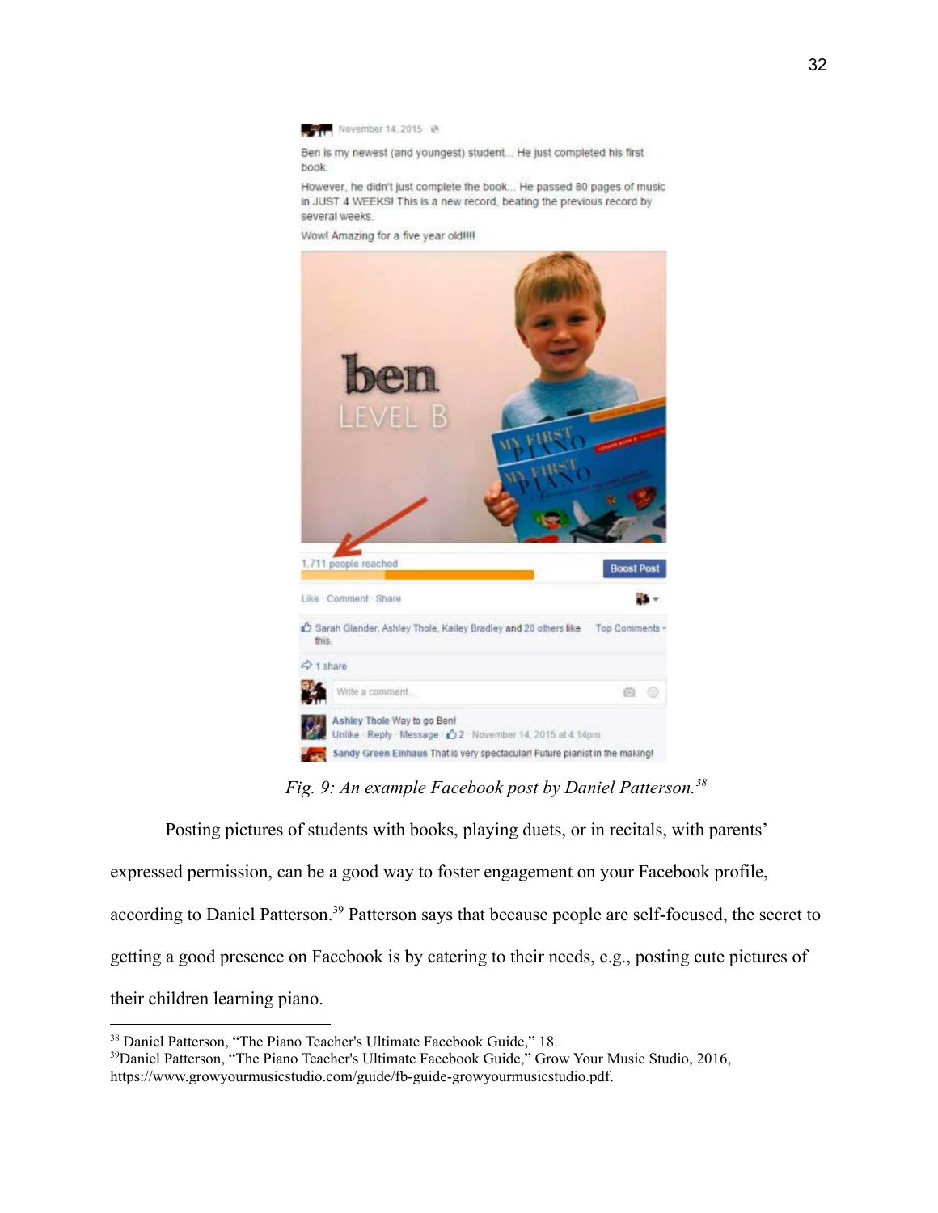*Fig. 9: An example Facebook post by Daniel Patterson.*[38]

Posting pictures of students with books, playing duets, or in recitals, with parents' expressed permission, can be a good way to foster engagement on your Facebook profile, according to Daniel Patterson.[39] Patterson says that because people are self-focused, the secret to getting a good presence on Facebook is by catering to their needs, e.g., posting cute pictures of their children learning piano.

---

[38] Daniel Patterson, "The Piano Teacher's Ultimate Facebook Guide," 18.

[39] Daniel Patterson, "The Piano Teacher's Ultimate Facebook Guide," Grow Your Music Studio, 2016, https://www.growyourmusicstudio.com/guide/fb-guide-growyourmusicstudio.pdf.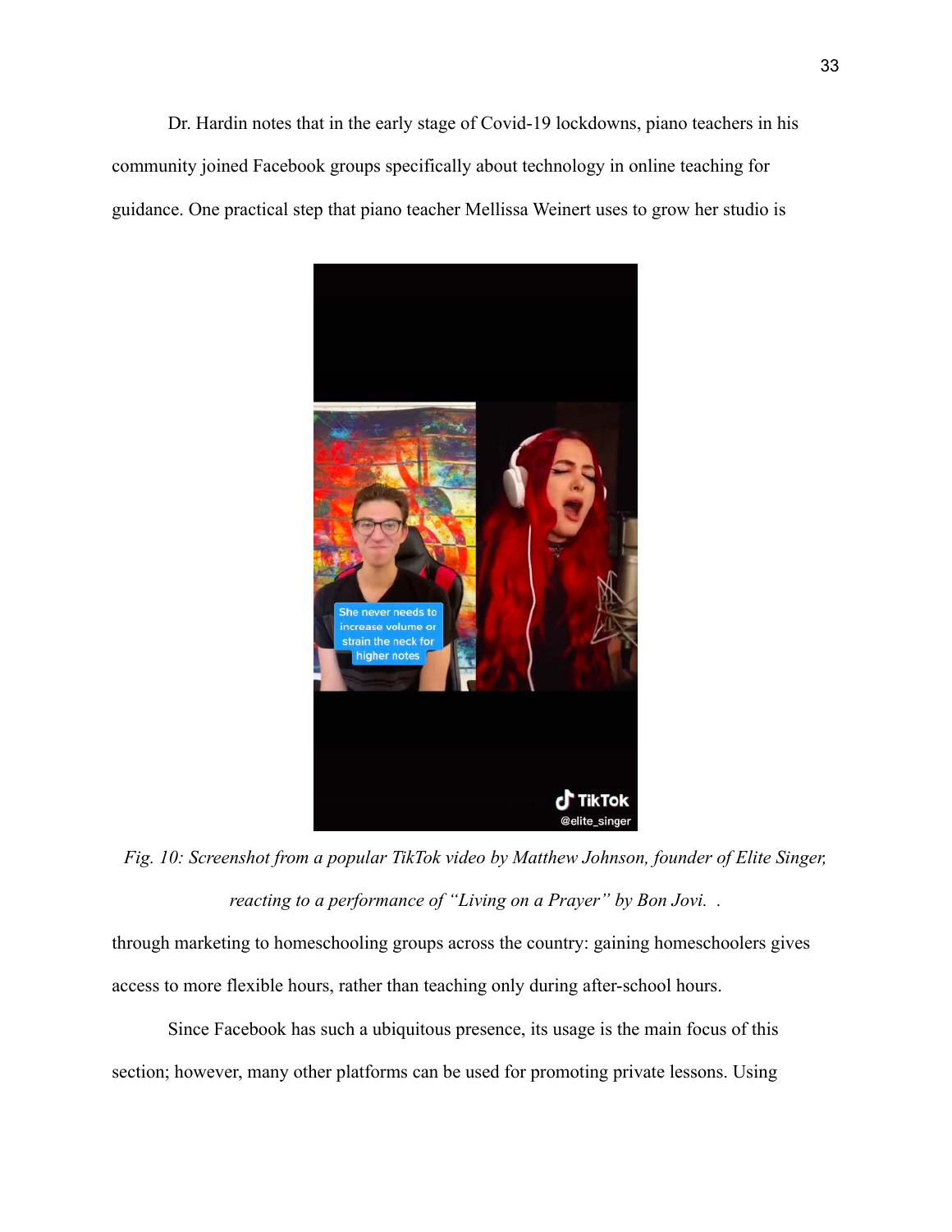Dr. Hardin notes that in the early stage of Covid-19 lockdowns, piano teachers in his community joined Facebook groups specifically about technology in online teaching for guidance. One practical step that piano teacher Mellissa Weinert uses to grow her studio is

*Fig. 10: Screenshot from a popular TikTok video by Matthew Johnson, founder of Elite Singer, reacting to a performance of "Living on a Prayer" by Bon Jovi.*  .

through marketing to homeschooling groups across the country: gaining homeschoolers gives access to more flexible hours, rather than teaching only during after-school hours.

Since Facebook has such a ubiquitous presence, its usage is the main focus of this section; however, many other platforms can be used for promoting private lessons. Using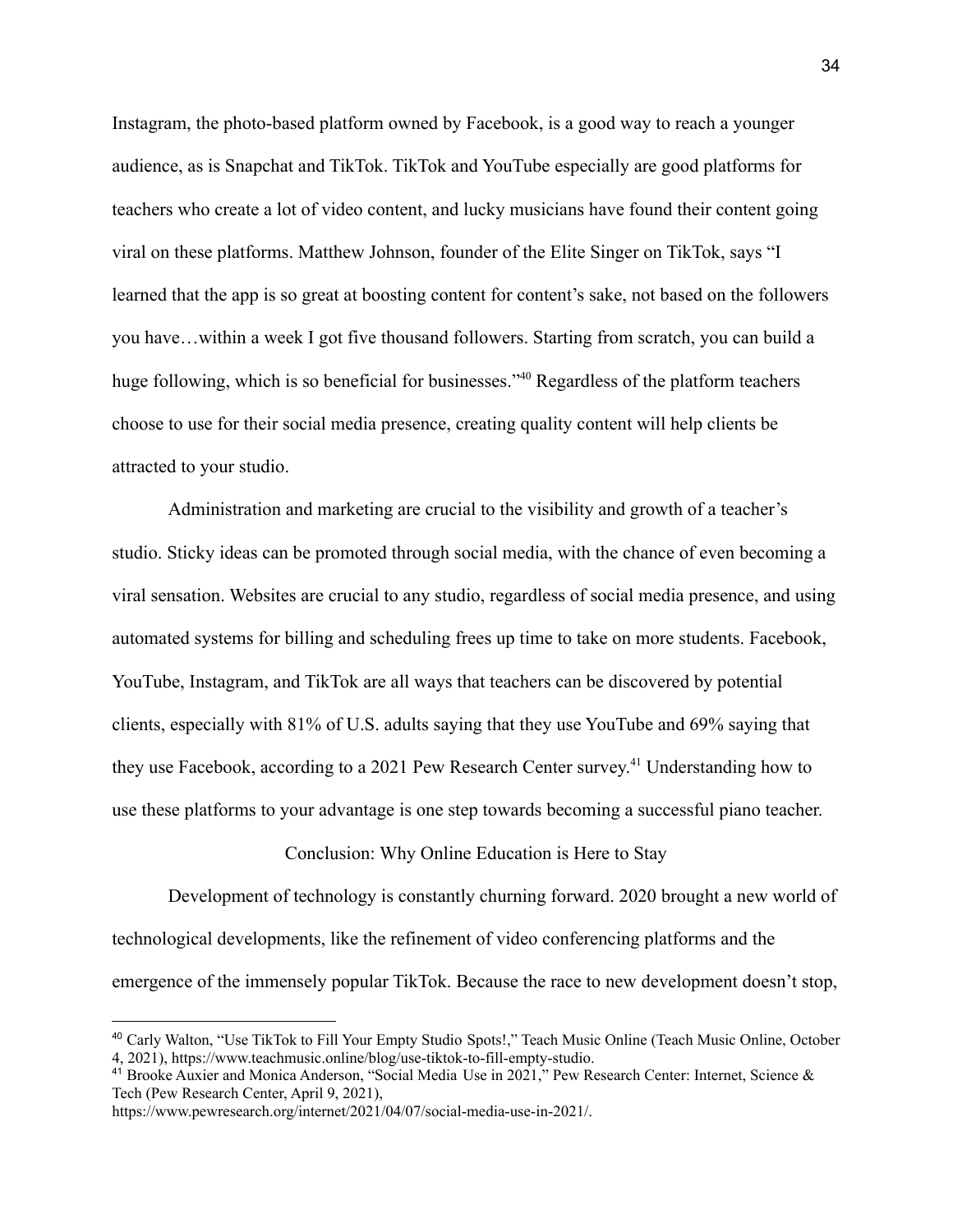Instagram, the photo-based platform owned by Facebook, is a good way to reach a younger audience, as is Snapchat and TikTok. TikTok and YouTube especially are good platforms for teachers who create a lot of video content, and lucky musicians have found their content going viral on these platforms. Matthew Johnson, founder of the Elite Singer on TikTok, says "I learned that the app is so great at boosting content for content's sake, not based on the followers you have…within a week I got five thousand followers. Starting from scratch, you can build a huge following, which is so beneficial for businesses."[40] Regardless of the platform teachers choose to use for their social media presence, creating quality content will help clients be attracted to your studio.

Administration and marketing are crucial to the visibility and growth of a teacher's studio. Sticky ideas can be promoted through social media, with the chance of even becoming a viral sensation. Websites are crucial to any studio, regardless of social media presence, and using automated systems for billing and scheduling frees up time to take on more students. Facebook, YouTube, Instagram, and TikTok are all ways that teachers can be discovered by potential clients, especially with 81% of U.S. adults saying that they use YouTube and 69% saying that they use Facebook, according to a 2021 Pew Research Center survey.[41] Understanding how to use these platforms to your advantage is one step towards becoming a successful piano teacher.

## Conclusion: Why Online Education is Here to Stay

Development of technology is constantly churning forward. 2020 brought a new world of technological developments, like the refinement of video conferencing platforms and the emergence of the immensely popular TikTok. Because the race to new development doesn't stop,

---

[40] Carly Walton, "Use TikTok to Fill Your Empty Studio Spots!," Teach Music Online (Teach Music Online, October 4, 2021), https://www.teachmusic.online/blog/use-tiktok-to-fill-empty-studio.

[41] Brooke Auxier and Monica Anderson, "Social Media Use in 2021," Pew Research Center: Internet, Science & Tech (Pew Research Center, April 9, 2021), https://www.pewresearch.org/internet/2021/04/07/social-media-use-in-2021/.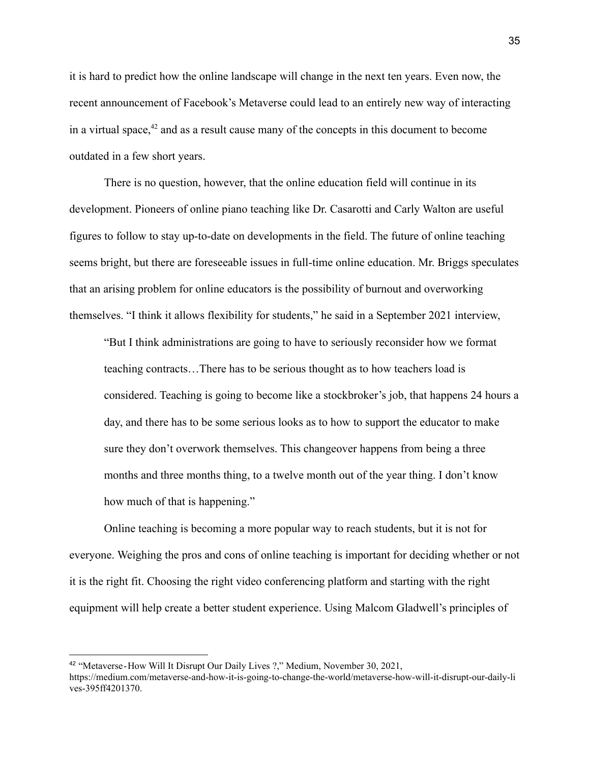it is hard to predict how the online landscape will change in the next ten years. Even now, the recent announcement of Facebook's Metaverse could lead to an entirely new way of interacting in a virtual space,[42] and as a result cause many of the concepts in this document to become outdated in a few short years.

There is no question, however, that the online education field will continue in its development. Pioneers of online piano teaching like Dr. Casarotti and Carly Walton are useful figures to follow to stay up-to-date on developments in the field. The future of online teaching seems bright, but there are foreseeable issues in full-time online education. Mr. Briggs speculates that an arising problem for online educators is the possibility of burnout and overworking themselves. "I think it allows flexibility for students," he said in a September 2021 interview,

> "But I think administrations are going to have to seriously reconsider how we format teaching contracts…There has to be serious thought as to how teachers load is considered. Teaching is going to become like a stockbroker's job, that happens 24 hours a day, and there has to be some serious looks as to how to support the educator to make sure they don't overwork themselves. This changeover happens from being a three months and three months thing, to a twelve month out of the year thing. I don't know how much of that is happening."

Online teaching is becoming a more popular way to reach students, but it is not for everyone. Weighing the pros and cons of online teaching is important for deciding whether or not it is the right fit. Choosing the right video conferencing platform and starting with the right equipment will help create a better student experience. Using Malcom Gladwell's principles of

---

[42] "Metaverse - How Will It Disrupt Our Daily Lives ?," Medium, November 30, 2021, https://medium.com/metaverse-and-how-it-is-going-to-change-the-world/metaverse-how-will-it-disrupt-our-daily-lives-395ff4201370.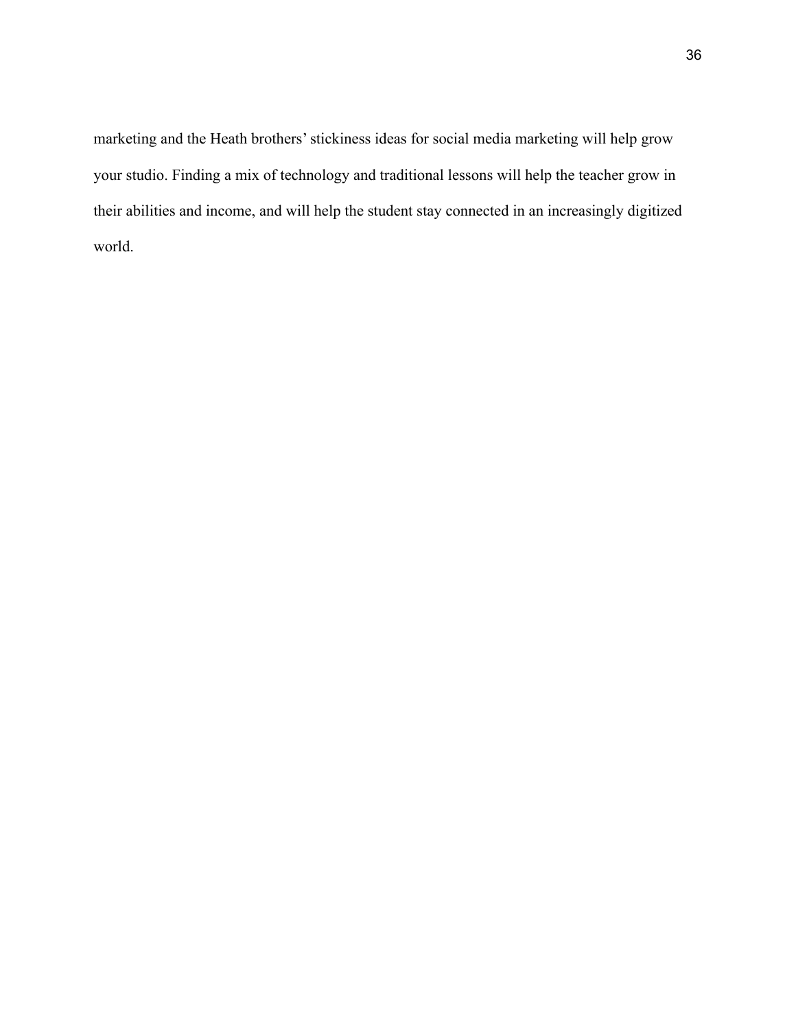marketing and the Heath brothers' stickiness ideas for social media marketing will help grow your studio. Finding a mix of technology and traditional lessons will help the teacher grow in their abilities and income, and will help the student stay connected in an increasingly digitized world.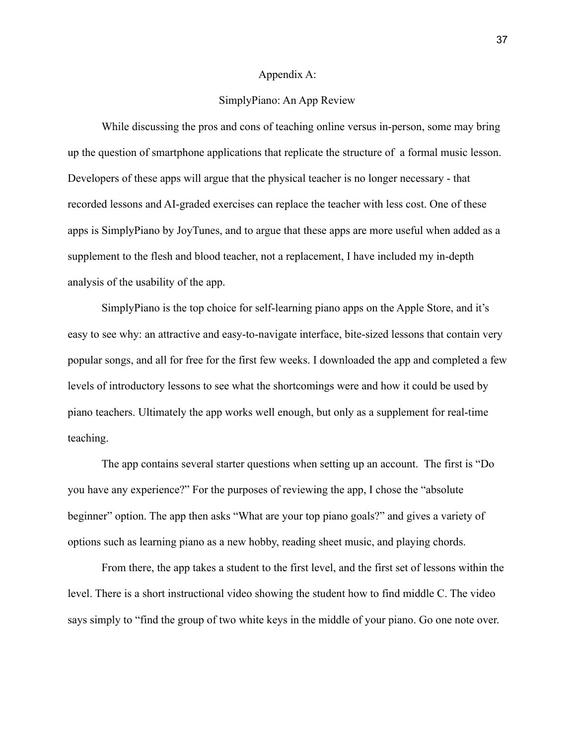# Appendix A:

## SimplyPiano: An App Review

While discussing the pros and cons of teaching online versus in-person, some may bring up the question of smartphone applications that replicate the structure of a formal music lesson. Developers of these apps will argue that the physical teacher is no longer necessary - that recorded lessons and AI-graded exercises can replace the teacher with less cost. One of these apps is SimplyPiano by JoyTunes, and to argue that these apps are more useful when added as a supplement to the flesh and blood teacher, not a replacement, I have included my in-depth analysis of the usability of the app.

SimplyPiano is the top choice for self-learning piano apps on the Apple Store, and it's easy to see why: an attractive and easy-to-navigate interface, bite-sized lessons that contain very popular songs, and all for free for the first few weeks. I downloaded the app and completed a few levels of introductory lessons to see what the shortcomings were and how it could be used by piano teachers. Ultimately the app works well enough, but only as a supplement for real-time teaching.

The app contains several starter questions when setting up an account. The first is "Do you have any experience?" For the purposes of reviewing the app, I chose the "absolute beginner" option. The app then asks "What are your top piano goals?" and gives a variety of options such as learning piano as a new hobby, reading sheet music, and playing chords.

From there, the app takes a student to the first level, and the first set of lessons within the level. There is a short instructional video showing the student how to find middle C. The video says simply to "find the group of two white keys in the middle of your piano. Go one note over.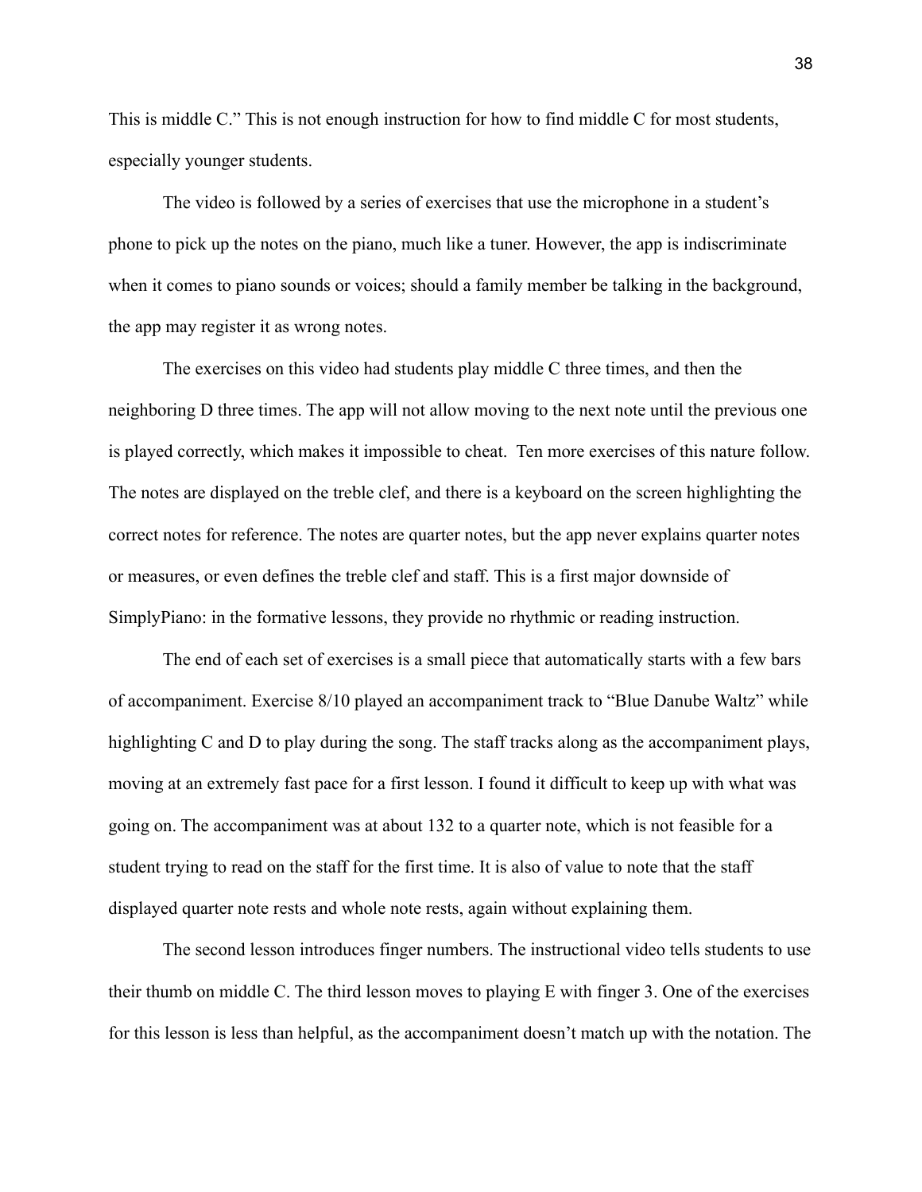This is middle C." This is not enough instruction for how to find middle C for most students, especially younger students.

The video is followed by a series of exercises that use the microphone in a student's phone to pick up the notes on the piano, much like a tuner. However, the app is indiscriminate when it comes to piano sounds or voices; should a family member be talking in the background, the app may register it as wrong notes.

The exercises on this video had students play middle C three times, and then the neighboring D three times. The app will not allow moving to the next note until the previous one is played correctly, which makes it impossible to cheat. Ten more exercises of this nature follow. The notes are displayed on the treble clef, and there is a keyboard on the screen highlighting the correct notes for reference. The notes are quarter notes, but the app never explains quarter notes or measures, or even defines the treble clef and staff. This is a first major downside of SimplyPiano: in the formative lessons, they provide no rhythmic or reading instruction.

The end of each set of exercises is a small piece that automatically starts with a few bars of accompaniment. Exercise 8/10 played an accompaniment track to "Blue Danube Waltz" while highlighting C and D to play during the song. The staff tracks along as the accompaniment plays, moving at an extremely fast pace for a first lesson. I found it difficult to keep up with what was going on. The accompaniment was at about 132 to a quarter note, which is not feasible for a student trying to read on the staff for the first time. It is also of value to note that the staff displayed quarter note rests and whole note rests, again without explaining them.

The second lesson introduces finger numbers. The instructional video tells students to use their thumb on middle C. The third lesson moves to playing E with finger 3. One of the exercises for this lesson is less than helpful, as the accompaniment doesn't match up with the notation. The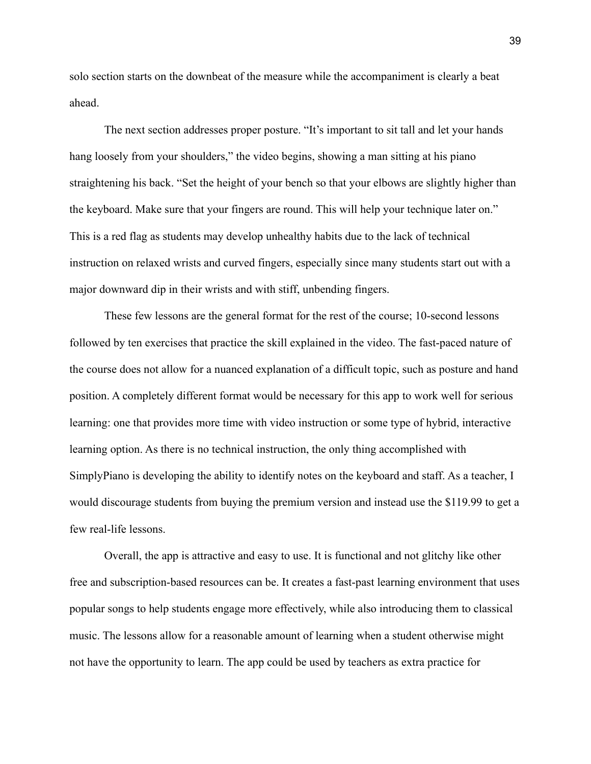solo section starts on the downbeat of the measure while the accompaniment is clearly a beat ahead.

The next section addresses proper posture. "It's important to sit tall and let your hands hang loosely from your shoulders," the video begins, showing a man sitting at his piano straightening his back. "Set the height of your bench so that your elbows are slightly higher than the keyboard. Make sure that your fingers are round. This will help your technique later on." This is a red flag as students may develop unhealthy habits due to the lack of technical instruction on relaxed wrists and curved fingers, especially since many students start out with a major downward dip in their wrists and with stiff, unbending fingers.

These few lessons are the general format for the rest of the course; 10-second lessons followed by ten exercises that practice the skill explained in the video. The fast-paced nature of the course does not allow for a nuanced explanation of a difficult topic, such as posture and hand position. A completely different format would be necessary for this app to work well for serious learning: one that provides more time with video instruction or some type of hybrid, interactive learning option. As there is no technical instruction, the only thing accomplished with SimplyPiano is developing the ability to identify notes on the keyboard and staff. As a teacher, I would discourage students from buying the premium version and instead use the $119.99 to get a few real-life lessons.

Overall, the app is attractive and easy to use. It is functional and not glitchy like other free and subscription-based resources can be. It creates a fast-past learning environment that uses popular songs to help students engage more effectively, while also introducing them to classical music. The lessons allow for a reasonable amount of learning when a student otherwise might not have the opportunity to learn. The app could be used by teachers as extra practice for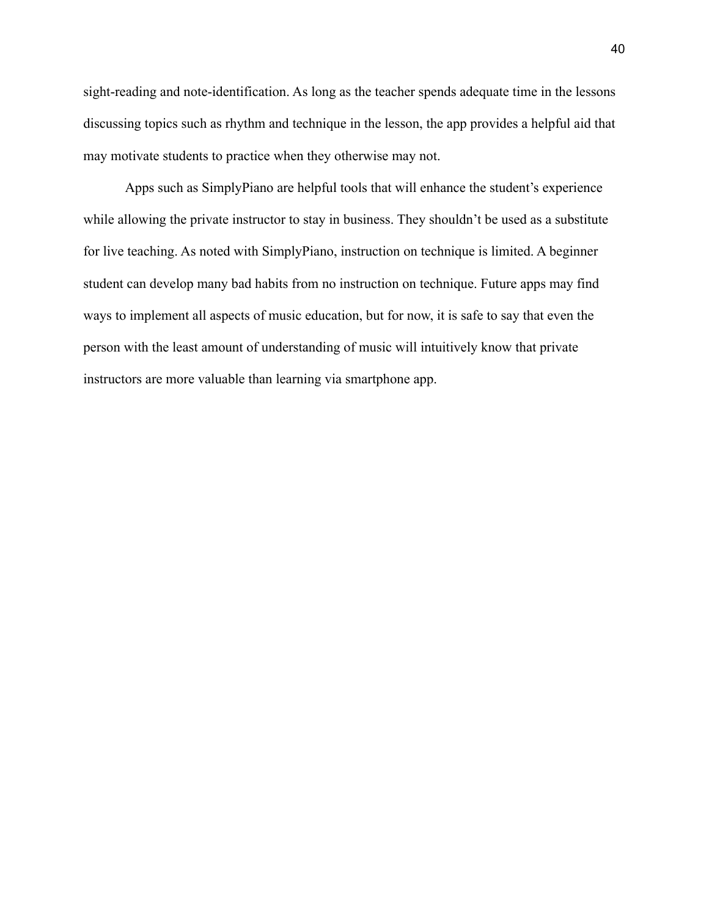sight-reading and note-identification. As long as the teacher spends adequate time in the lessons discussing topics such as rhythm and technique in the lesson, the app provides a helpful aid that may motivate students to practice when they otherwise may not.

Apps such as SimplyPiano are helpful tools that will enhance the student's experience while allowing the private instructor to stay in business. They shouldn't be used as a substitute for live teaching. As noted with SimplyPiano, instruction on technique is limited. A beginner student can develop many bad habits from no instruction on technique. Future apps may find ways to implement all aspects of music education, but for now, it is safe to say that even the person with the least amount of understanding of music will intuitively know that private instructors are more valuable than learning via smartphone app.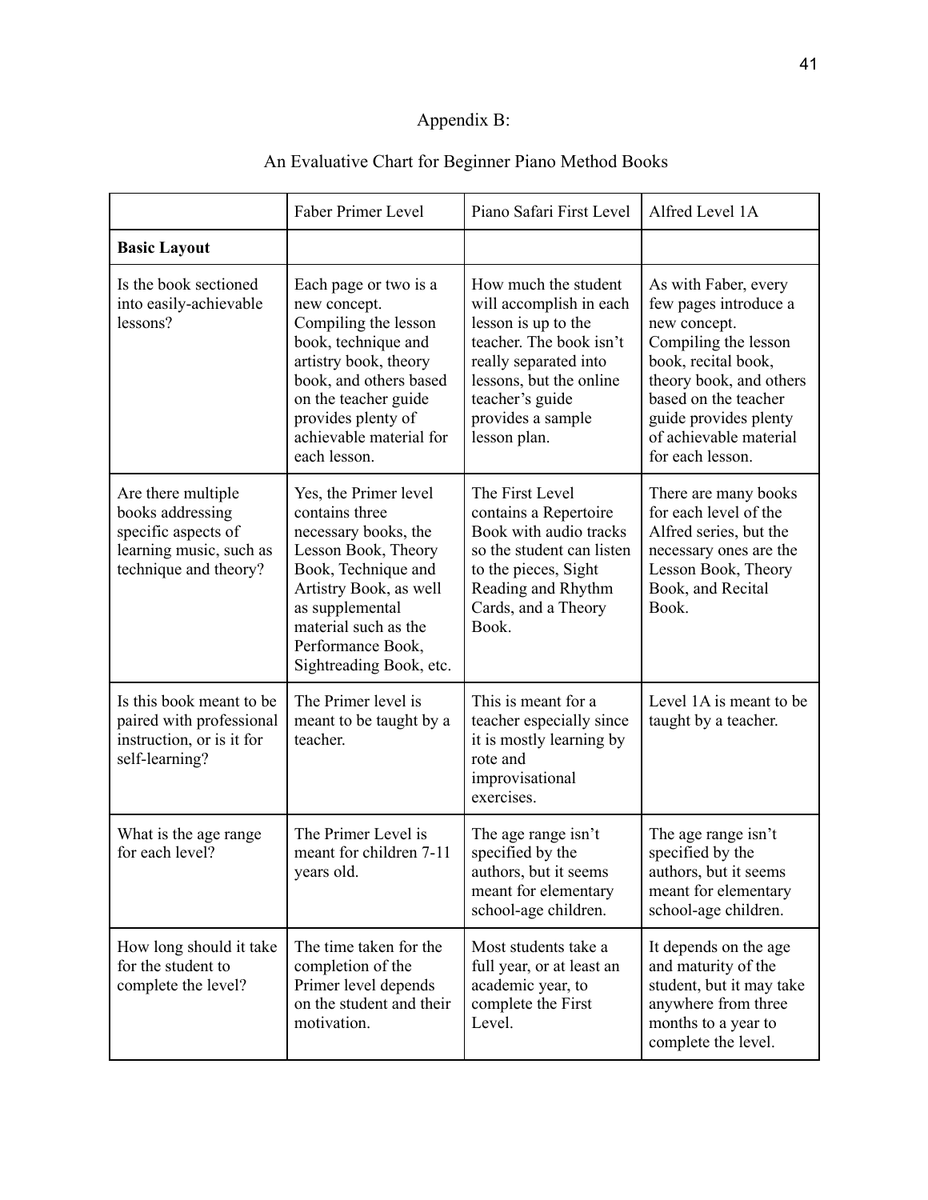Appendix B:

An Evaluative Chart for Beginner Piano Method Books

| | Faber Primer Level | Piano Safari First Level | Alfred Level 1A |
|---|---|---|---|
| **Basic Layout** | | | |
| Is the book sectioned into easily-achievable lessons? | Each page or two is a new concept. Compiling the lesson book, technique and artistry book, theory book, and others based on the teacher guide provides plenty of achievable material for each lesson. | How much the student will accomplish in each lesson is up to the teacher. The book isn't really separated into lessons, but the online teacher's guide provides a sample lesson plan. | As with Faber, every few pages introduce a new concept. Compiling the lesson book, recital book, theory book, and others based on the teacher guide provides plenty of achievable material for each lesson. |
| Are there multiple books addressing specific aspects of learning music, such as technique and theory? | Yes, the Primer level contains three necessary books, the Lesson Book, Theory Book, Technique and Artistry Book, as well as supplemental material such as the Performance Book, Sightreading Book, etc. | The First Level contains a Repertoire Book with audio tracks so the student can listen to the pieces, Sight Reading and Rhythm Cards, and a Theory Book. | There are many books for each level of the Alfred series, but the necessary ones are the Lesson Book, Theory Book, and Recital Book. |
| Is this book meant to be paired with professional instruction, or is it for self-learning? | The Primer level is meant to be taught by a teacher. | This is meant for a teacher especially since it is mostly learning by rote and improvisational exercises. | Level 1A is meant to be taught by a teacher. |
| What is the age range for each level? | The Primer Level is meant for children 7-11 years old. | The age range isn't specified by the authors, but it seems meant for elementary school-age children. | The age range isn't specified by the authors, but it seems meant for elementary school-age children. |
| How long should it take for the student to complete the level? | The time taken for the completion of the Primer level depends on the student and their motivation. | Most students take a full year, or at least an academic year, to complete the First Level. | It depends on the age and maturity of the student, but it may take anywhere from three months to a year to complete the level. |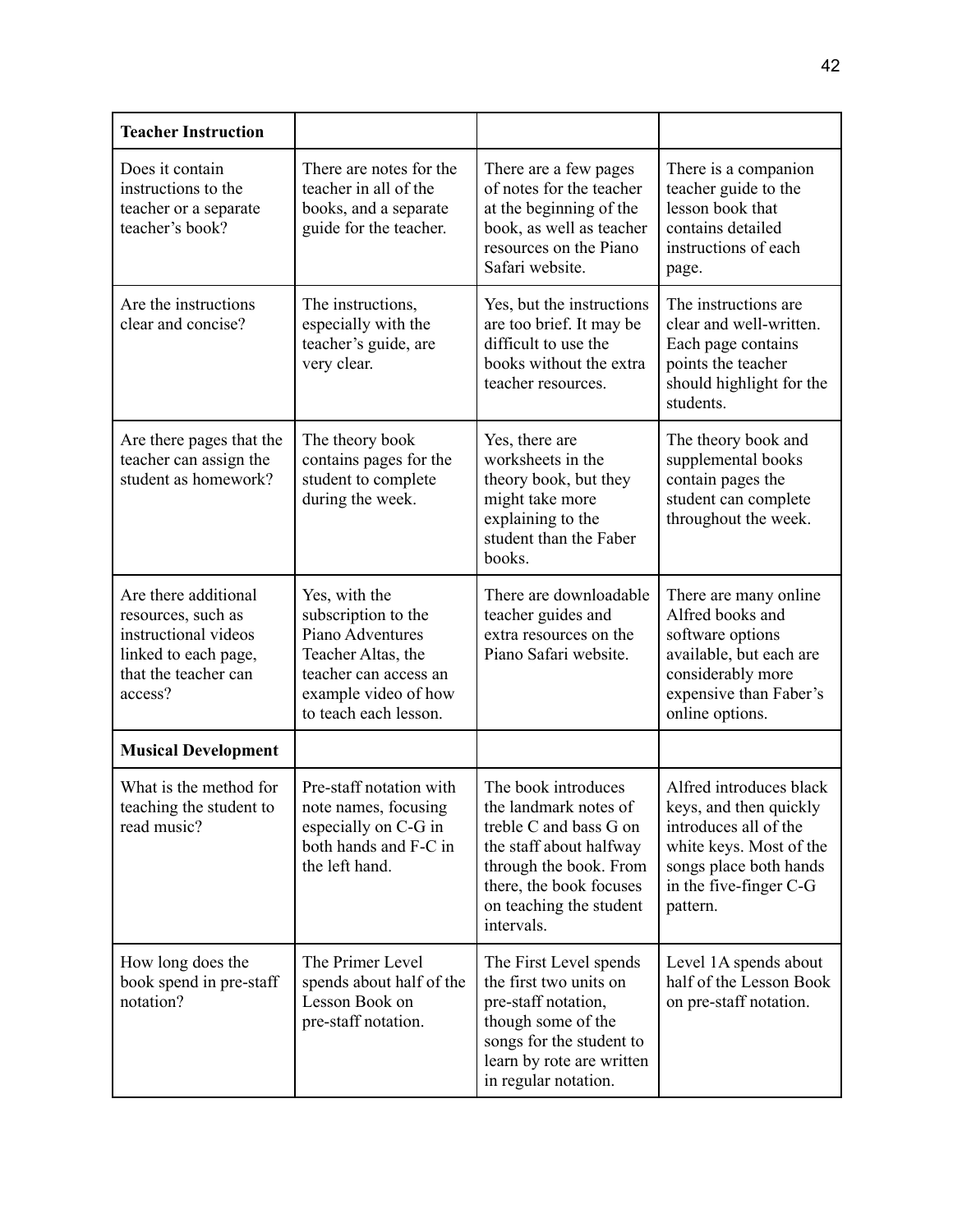| **Teacher Instruction** | | | |
|---|---|---|---|
| Does it contain instructions to the teacher or a separate teacher's book? | There are notes for the teacher in all of the books, and a separate guide for the teacher. | There are a few pages of notes for the teacher at the beginning of the book, as well as teacher resources on the Piano Safari website. | There is a companion teacher guide to the lesson book that contains detailed instructions of each page. |
| Are the instructions clear and concise? | The instructions, especially with the teacher's guide, are very clear. | Yes, but the instructions are too brief. It may be difficult to use the books without the extra teacher resources. | The instructions are clear and well-written. Each page contains points the teacher should highlight for the students. |
| Are there pages that the teacher can assign the student as homework? | The theory book contains pages for the student to complete during the week. | Yes, there are worksheets in the theory book, but they might take more explaining to the student than the Faber books. | The theory book and supplemental books contain pages the student can complete throughout the week. |
| Are there additional resources, such as instructional videos linked to each page, that the teacher can access? | Yes, with the subscription to the Piano Adventures Teacher Altas, the teacher can access an example video of how to teach each lesson. | There are downloadable teacher guides and extra resources on the Piano Safari website. | There are many online Alfred books and software options available, but each are considerably more expensive than Faber's online options. |
| **Musical Development** | | | |
| What is the method for teaching the student to read music? | Pre-staff notation with note names, focusing especially on C-G in both hands and F-C in the left hand. | The book introduces the landmark notes of treble C and bass G on the staff about halfway through the book. From there, the book focuses on teaching the student intervals. | Alfred introduces black keys, and then quickly introduces all of the white keys. Most of the songs place both hands in the five-finger C-G pattern. |
| How long does the book spend in pre-staff notation? | The Primer Level spends about half of the Lesson Book on pre-staff notation. | The First Level spends the first two units on pre-staff notation, though some of the songs for the student to learn by rote are written in regular notation. | Level 1A spends about half of the Lesson Book on pre-staff notation. |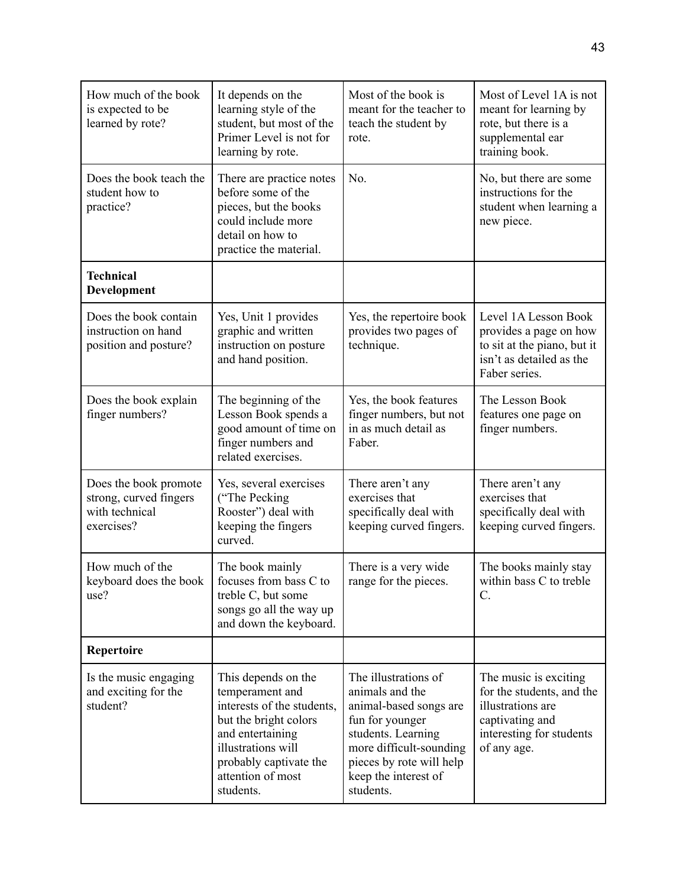| | | | |
|---|---|---|---|
| How much of the book is expected to be learned by rote? | It depends on the learning style of the student, but most of the Primer Level is not for learning by rote. | Most of the book is meant for the teacher to teach the student by rote. | Most of Level 1A is not meant for learning by rote, but there is a supplemental ear training book. |
| Does the book teach the student how to practice? | There are practice notes before some of the pieces, but the books could include more detail on how to practice the material. | No. | No, but there are some instructions for the student when learning a new piece. |
| **Technical Development** | | | |
| Does the book contain instruction on hand position and posture? | Yes, Unit 1 provides graphic and written instruction on posture and hand position. | Yes, the repertoire book provides two pages of technique. | Level 1A Lesson Book provides a page on how to sit at the piano, but it isn't as detailed as the Faber series. |
| Does the book explain finger numbers? | The beginning of the Lesson Book spends a good amount of time on finger numbers and related exercises. | Yes, the book features finger numbers, but not in as much detail as Faber. | The Lesson Book features one page on finger numbers. |
| Does the book promote strong, curved fingers with technical exercises? | Yes, several exercises ("The Pecking Rooster") deal with keeping the fingers curved. | There aren't any exercises that specifically deal with keeping curved fingers. | There aren't any exercises that specifically deal with keeping curved fingers. |
| How much of the keyboard does the book use? | The book mainly focuses from bass C to treble C, but some songs go all the way up and down the keyboard. | There is a very wide range for the pieces. | The books mainly stay within bass C to treble C. |
| **Repertoire** | | | |
| Is the music engaging and exciting for the student? | This depends on the temperament and interests of the students, but the bright colors and entertaining illustrations will probably captivate the attention of most students. | The illustrations of animals and the animal-based songs are fun for younger students. Learning more difficult-sounding pieces by rote will help keep the interest of students. | The music is exciting for the students, and the illustrations are captivating and interesting for students of any age. |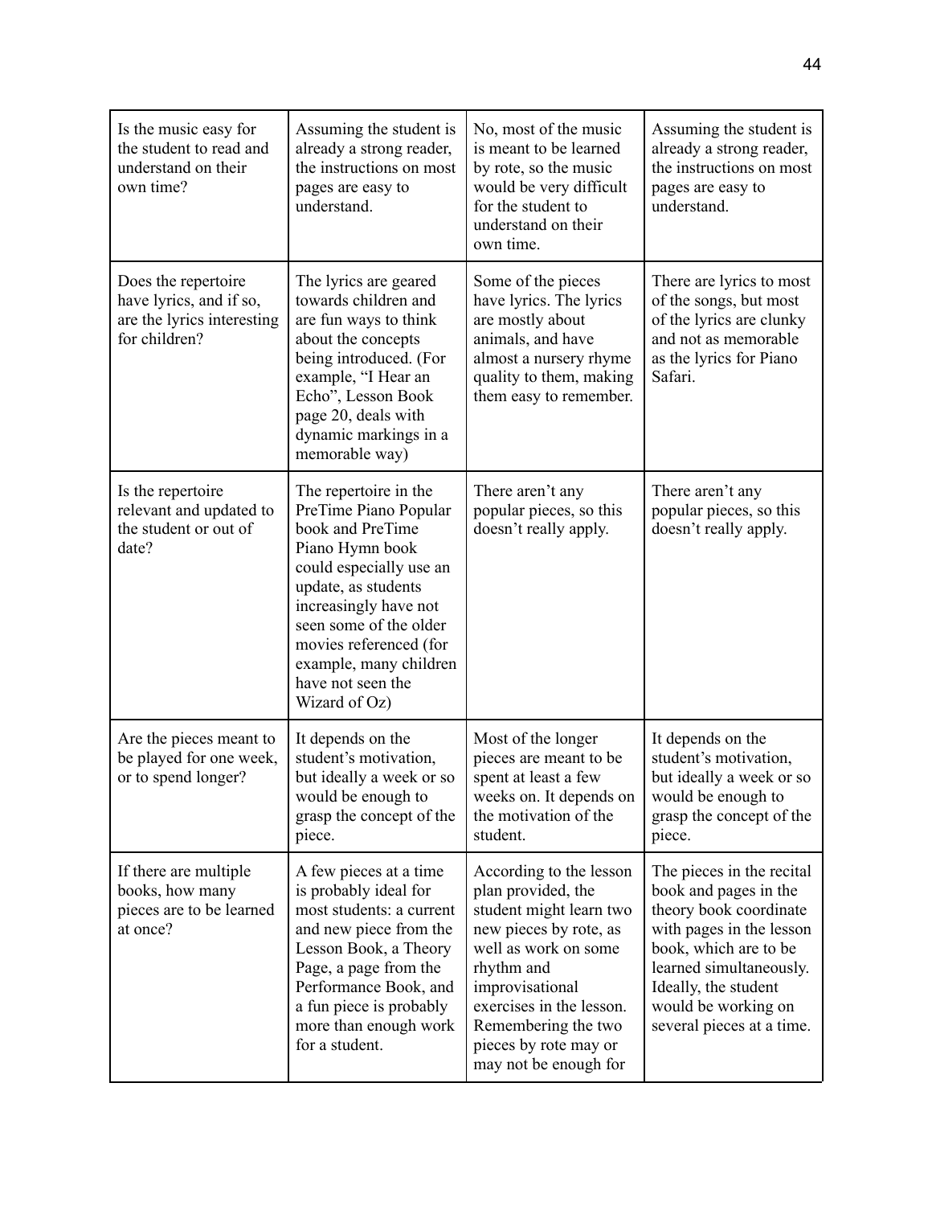| Is the music easy for the student to read and understand on their own time? | Assuming the student is already a strong reader, the instructions on most pages are easy to understand. | No, most of the music is meant to be learned by rote, so the music would be very difficult for the student to understand on their own time. | Assuming the student is already a strong reader, the instructions on most pages are easy to understand. |
|---|---|---|---|
| Does the repertoire have lyrics, and if so, are the lyrics interesting for children? | The lyrics are geared towards children and are fun ways to think about the concepts being introduced. (For example, "I Hear an Echo", Lesson Book page 20, deals with dynamic markings in a memorable way) | Some of the pieces have lyrics. The lyrics are mostly about animals, and have almost a nursery rhyme quality to them, making them easy to remember. | There are lyrics to most of the songs, but most of the lyrics are clunky and not as memorable as the lyrics for Piano Safari. |
| Is the repertoire relevant and updated to the student or out of date? | The repertoire in the PreTime Piano Popular book and PreTime Piano Hymn book could especially use an update, as students increasingly have not seen some of the older movies referenced (for example, many children have not seen the Wizard of Oz) | There aren't any popular pieces, so this doesn't really apply. | There aren't any popular pieces, so this doesn't really apply. |
| Are the pieces meant to be played for one week, or to spend longer? | It depends on the student's motivation, but ideally a week or so would be enough to grasp the concept of the piece. | Most of the longer pieces are meant to be spent at least a few weeks on. It depends on the motivation of the student. | It depends on the student's motivation, but ideally a week or so would be enough to grasp the concept of the piece. |
| If there are multiple books, how many pieces are to be learned at once? | A few pieces at a time is probably ideal for most students: a current and new piece from the Lesson Book, a Theory Page, a page from the Performance Book, and a fun piece is probably more than enough work for a student. | According to the lesson plan provided, the student might learn two new pieces by rote, as well as work on some rhythm and improvisational exercises in the lesson. Remembering the two pieces by rote may or may not be enough for | The pieces in the recital book and pages in the theory book coordinate with pages in the lesson book, which are to be learned simultaneously. Ideally, the student would be working on several pieces at a time. |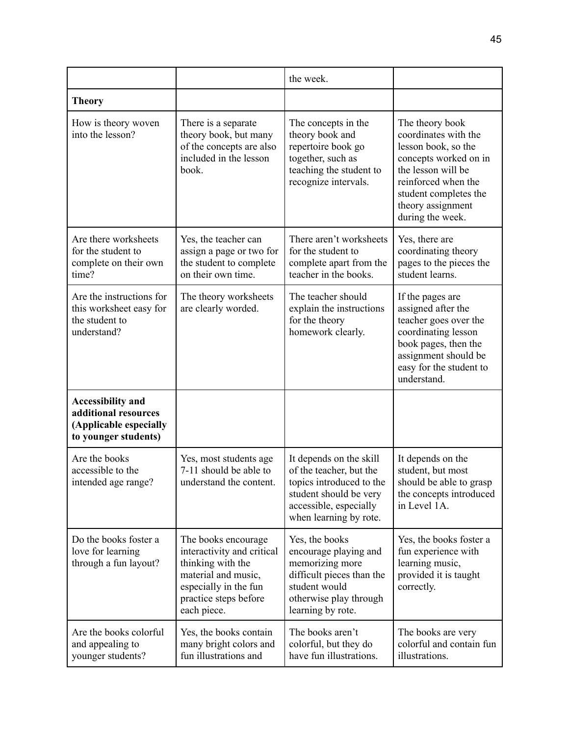| | | the week. | |
|---|---|---|---|
| **Theory** | | | |
| How is theory woven into the lesson? | There is a separate theory book, but many of the concepts are also included in the lesson book. | The concepts in the theory book and repertoire book go together, such as teaching the student to recognize intervals. | The theory book coordinates with the lesson book, so the concepts worked on in the lesson will be reinforced when the student completes the theory assignment during the week. |
| Are there worksheets for the student to complete on their own time? | Yes, the teacher can assign a page or two for the student to complete on their own time. | There aren't worksheets for the student to complete apart from the teacher in the books. | Yes, there are coordinating theory pages to the pieces the student learns. |
| Are the instructions for this worksheet easy for the student to understand? | The theory worksheets are clearly worded. | The teacher should explain the instructions for the theory homework clearly. | If the pages are assigned after the teacher goes over the coordinating lesson book pages, then the assignment should be easy for the student to understand. |
| **Accessibility and additional resources (Applicable especially to younger students)** | | | |
| Are the books accessible to the intended age range? | Yes, most students age 7-11 should be able to understand the content. | It depends on the skill of the teacher, but the topics introduced to the student should be very accessible, especially when learning by rote. | It depends on the student, but most should be able to grasp the concepts introduced in Level 1A. |
| Do the books foster a love for learning through a fun layout? | The books encourage interactivity and critical thinking with the material and music, especially in the fun practice steps before each piece. | Yes, the books encourage playing and memorizing more difficult pieces than the student would otherwise play through learning by rote. | Yes, the books foster a fun experience with learning music, provided it is taught correctly. |
| Are the books colorful and appealing to younger students? | Yes, the books contain many bright colors and fun illustrations and | The books aren't colorful, but they do have fun illustrations. | The books are very colorful and contain fun illustrations. |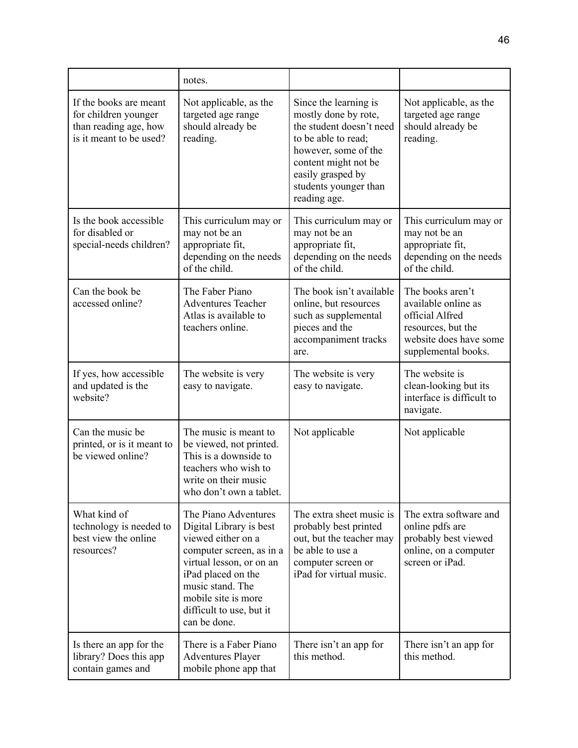|  |  |  |  |
| --- | --- | --- | --- |
|  | notes. |  |  |
| If the books are meant for children younger than reading age, how is it meant to be used? | Not applicable, as the targeted age range should already be reading. | Since the learning is mostly done by rote, the student doesn't need to be able to read; however, some of the content might not be easily grasped by students younger than reading age. | Not applicable, as the targeted age range should already be reading. |
| Is the book accessible for disabled or special-needs children? | This curriculum may or may not be an appropriate fit, depending on the needs of the child. | This curriculum may or may not be an appropriate fit, depending on the needs of the child. | This curriculum may or may not be an appropriate fit, depending on the needs of the child. |
| Can the book be accessed online? | The Faber Piano Adventures Teacher Atlas is available to teachers online. | The book isn't available online, but resources such as supplemental pieces and the accompaniment tracks are. | The books aren't available online as official Alfred resources, but the website does have some supplemental books. |
| If yes, how accessible and updated is the website? | The website is very easy to navigate. | The website is very easy to navigate. | The website is clean-looking but its interface is difficult to navigate. |
| Can the music be printed, or is it meant to be viewed online? | The music is meant to be viewed, not printed. This is a downside to teachers who wish to write on their music who don't own a tablet. | Not applicable | Not applicable |
| What kind of technology is needed to best view the online resources? | The Piano Adventures Digital Library is best viewed either on a computer screen, as in a virtual lesson, or on an iPad placed on the music stand. The mobile site is more difficult to use, but it can be done. | The extra sheet music is probably best printed out, but the teacher may be able to use a computer screen or iPad for virtual music. | The extra software and online pdfs are probably best viewed online, on a computer screen or iPad. |
| Is there an app for the library? Does this app contain games and | There is a Faber Piano Adventures Player mobile phone app that | There isn't an app for this method. | There isn't an app for this method. |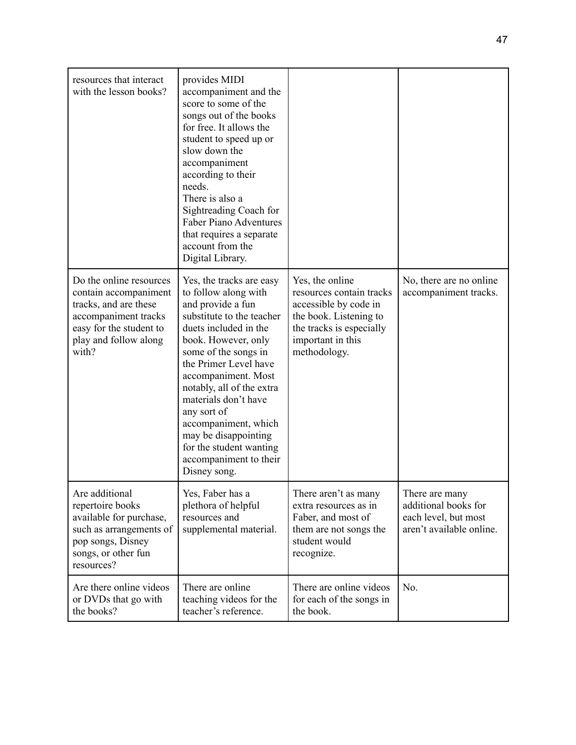| | | | |
|---|---|---|---|
| resources that interact with the lesson books? | provides MIDI accompaniment and the score to some of the songs out of the books for free. It allows the student to speed up or slow down the accompaniment according to their needs.<br>There is also a Sightreading Coach for Faber Piano Adventures that requires a separate account from the Digital Library. | | |
| Do the online resources contain accompaniment tracks, and are these accompaniment tracks easy for the student to play and follow along with? | Yes, the tracks are easy to follow along with and provide a fun substitute to the teacher duets included in the book. However, only some of the songs in the Primer Level have accompaniment. Most notably, all of the extra materials don't have any sort of accompaniment, which may be disappointing for the student wanting accompaniment to their Disney song. | Yes, the online resources contain tracks accessible by code in the book. Listening to the tracks is especially important in this methodology. | No, there are no online accompaniment tracks. |
| Are additional repertoire books available for purchase, such as arrangements of pop songs, Disney songs, or other fun resources? | Yes, Faber has a plethora of helpful resources and supplemental material. | There aren't as many extra resources as in Faber, and most of them are not songs the student would recognize. | There are many additional books for each level, but most aren't available online. |
| Are there online videos or DVDs that go with the books? | There are online teaching videos for the teacher's reference. | There are online videos for each of the songs in the book. | No. |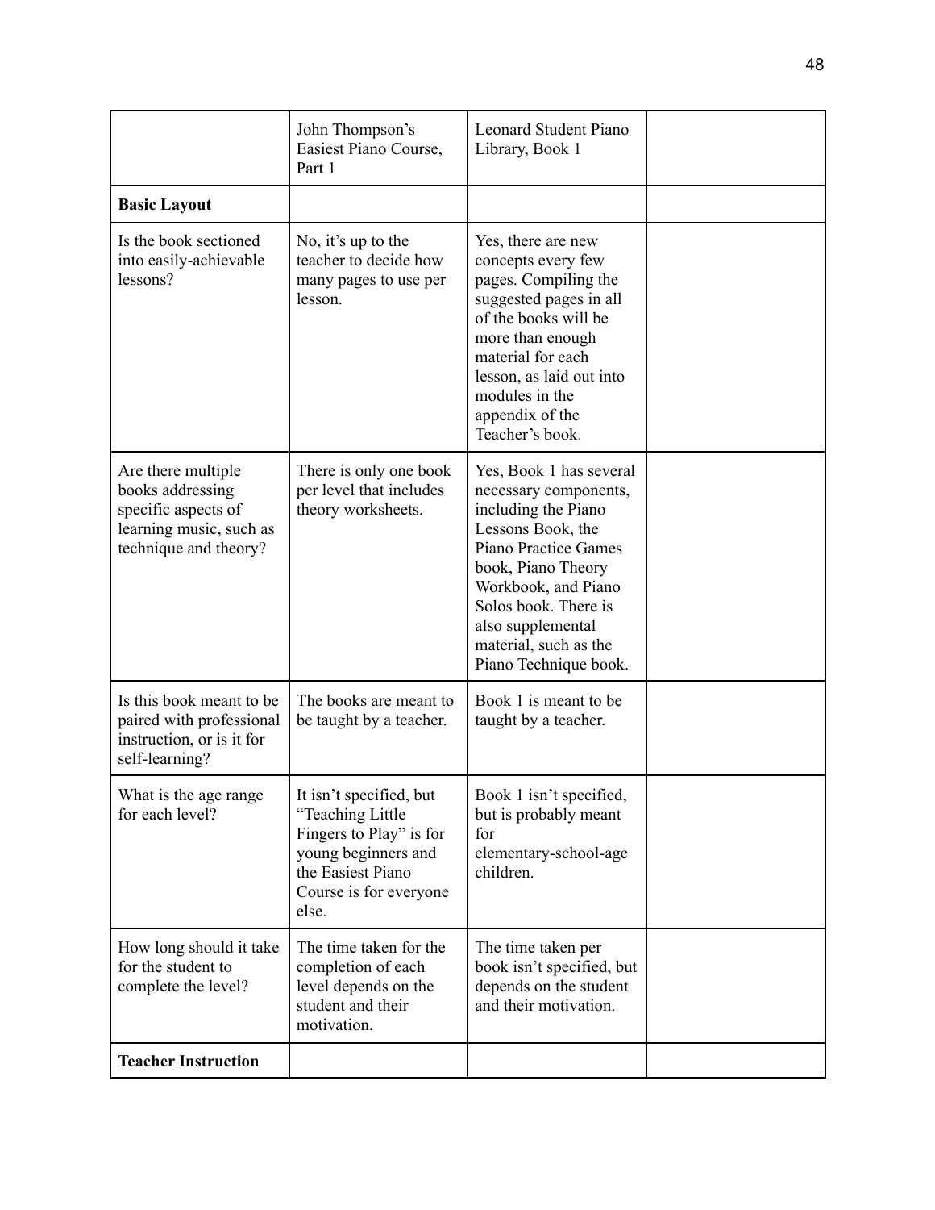| | John Thompson's Easiest Piano Course, Part 1 | Leonard Student Piano Library, Book 1 | |
|---|---|---|---|
| **Basic Layout** | | | |
| Is the book sectioned into easily-achievable lessons? | No, it's up to the teacher to decide how many pages to use per lesson. | Yes, there are new concepts every few pages. Compiling the suggested pages in all of the books will be more than enough material for each lesson, as laid out into modules in the appendix of the Teacher's book. | |
| Are there multiple books addressing specific aspects of learning music, such as technique and theory? | There is only one book per level that includes theory worksheets. | Yes, Book 1 has several necessary components, including the Piano Lessons Book, the Piano Practice Games book, Piano Theory Workbook, and Piano Solos book. There is also supplemental material, such as the Piano Technique book. | |
| Is this book meant to be paired with professional instruction, or is it for self-learning? | The books are meant to be taught by a teacher. | Book 1 is meant to be taught by a teacher. | |
| What is the age range for each level? | It isn't specified, but "Teaching Little Fingers to Play" is for young beginners and the Easiest Piano Course is for everyone else. | Book 1 isn't specified, but is probably meant for elementary-school-age children. | |
| How long should it take for the student to complete the level? | The time taken for the completion of each level depends on the student and their motivation. | The time taken per book isn't specified, but depends on the student and their motivation. | |
| **Teacher Instruction** | | | |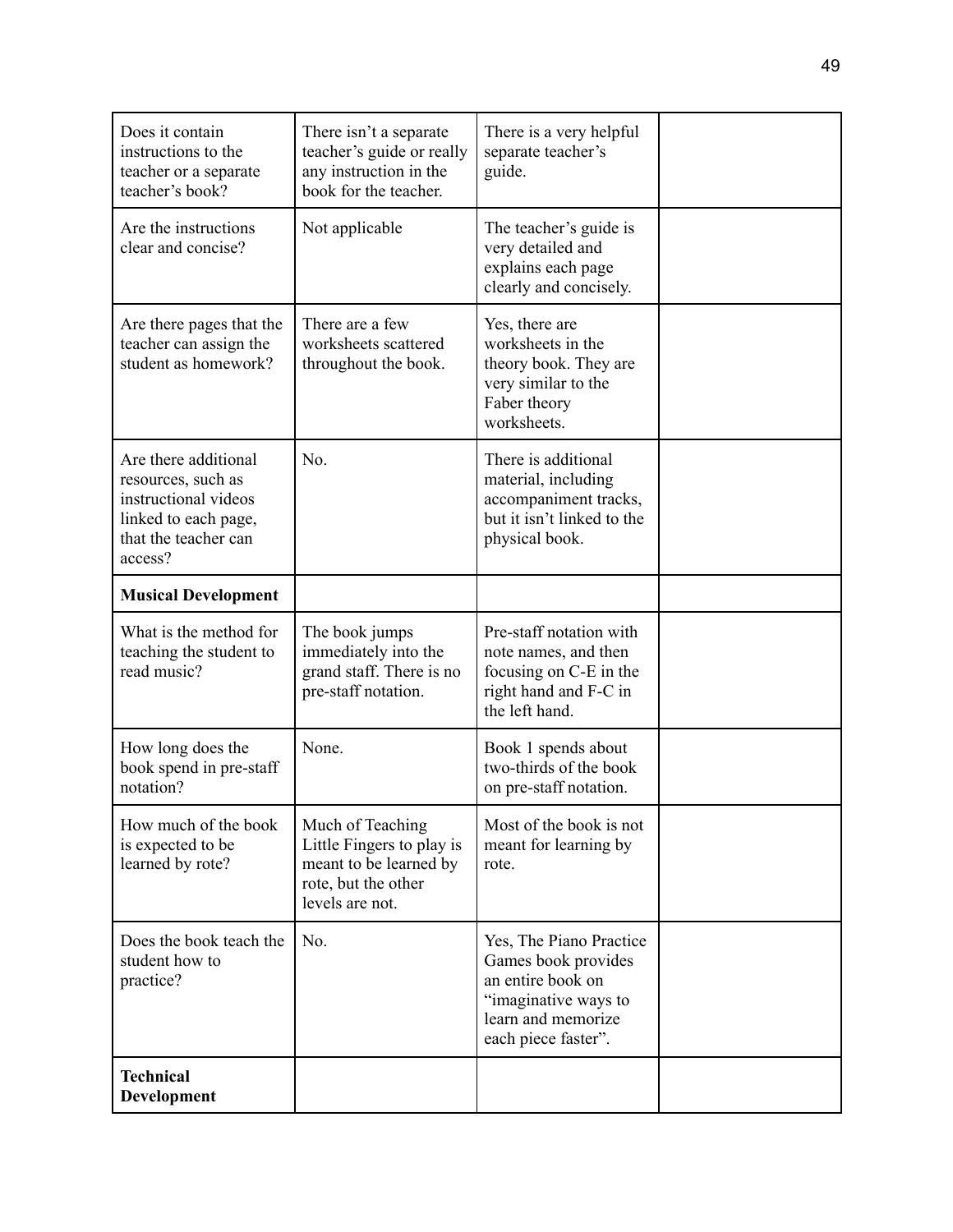| | | | |
|---|---|---|---|
| Does it contain instructions to the teacher or a separate teacher's book? | There isn't a separate teacher's guide or really any instruction in the book for the teacher. | There is a very helpful separate teacher's guide. | |
| Are the instructions clear and concise? | Not applicable | The teacher's guide is very detailed and explains each page clearly and concisely. | |
| Are there pages that the teacher can assign the student as homework? | There are a few worksheets scattered throughout the book. | Yes, there are worksheets in the theory book. They are very similar to the Faber theory worksheets. | |
| Are there additional resources, such as instructional videos linked to each page, that the teacher can access? | No. | There is additional material, including accompaniment tracks, but it isn't linked to the physical book. | |
| **Musical Development** | | | |
| What is the method for teaching the student to read music? | The book jumps immediately into the grand staff. There is no pre-staff notation. | Pre-staff notation with note names, and then focusing on C-E in the right hand and F-C in the left hand. | |
| How long does the book spend in pre-staff notation? | None. | Book 1 spends about two-thirds of the book on pre-staff notation. | |
| How much of the book is expected to be learned by rote? | Much of Teaching Little Fingers to play is meant to be learned by rote, but the other levels are not. | Most of the book is not meant for learning by rote. | |
| Does the book teach the student how to practice? | No. | Yes, The Piano Practice Games book provides an entire book on "imaginative ways to learn and memorize each piece faster". | |
| **Technical Development** | | | |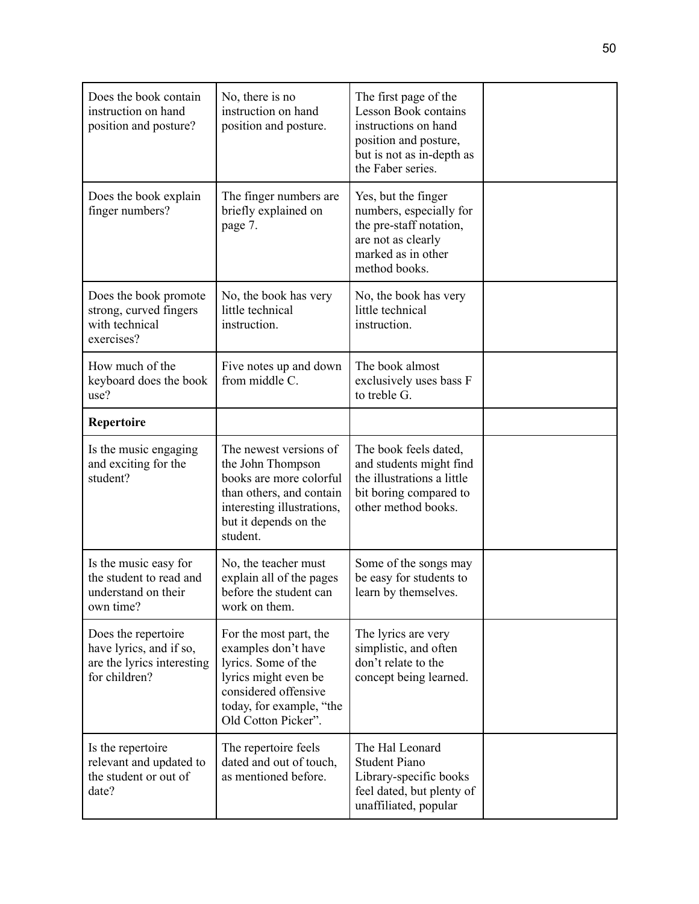| Does the book contain instruction on hand position and posture? | No, there is no instruction on hand position and posture. | The first page of the Lesson Book contains instructions on hand position and posture, but is not as in-depth as the Faber series. | |
|---|---|---|---|
| Does the book explain finger numbers? | The finger numbers are briefly explained on page 7. | Yes, but the finger numbers, especially for the pre-staff notation, are not as clearly marked as in other method books. | |
| Does the book promote strong, curved fingers with technical exercises? | No, the book has very little technical instruction. | No, the book has very little technical instruction. | |
| How much of the keyboard does the book use? | Five notes up and down from middle C. | The book almost exclusively uses bass F to treble G. | |
| **Repertoire** | | | |
| Is the music engaging and exciting for the student? | The newest versions of the John Thompson books are more colorful than others, and contain interesting illustrations, but it depends on the student. | The book feels dated, and students might find the illustrations a little bit boring compared to other method books. | |
| Is the music easy for the student to read and understand on their own time? | No, the teacher must explain all of the pages before the student can work on them. | Some of the songs may be easy for students to learn by themselves. | |
| Does the repertoire have lyrics, and if so, are the lyrics interesting for children? | For the most part, the examples don't have lyrics. Some of the lyrics might even be considered offensive today, for example, "the Old Cotton Picker". | The lyrics are very simplistic, and often don't relate to the concept being learned. | |
| Is the repertoire relevant and updated to the student or out of date? | The repertoire feels dated and out of touch, as mentioned before. | The Hal Leonard Student Piano Library-specific books feel dated, but plenty of unaffiliated, popular | |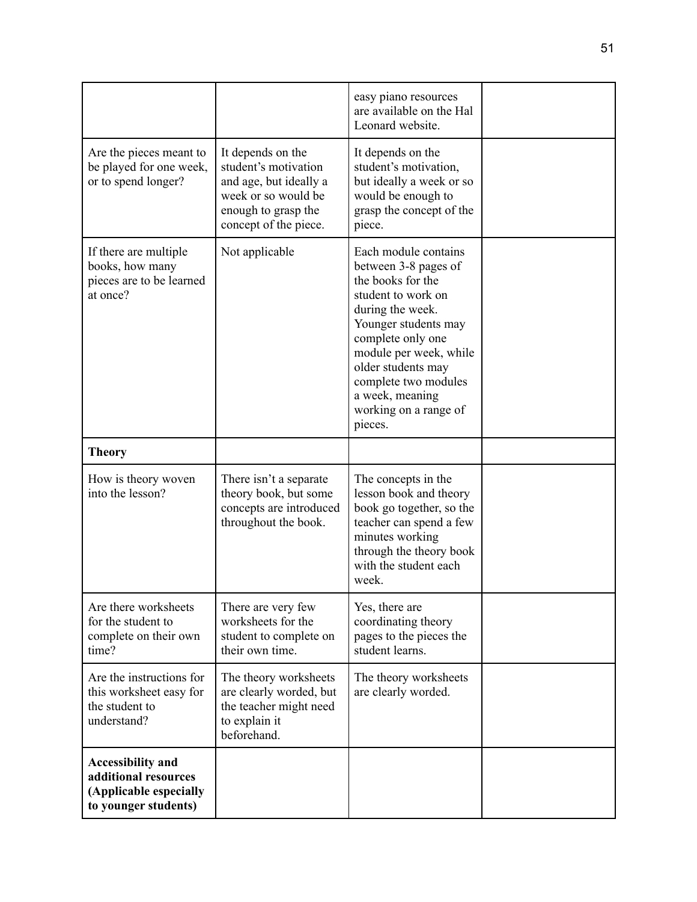| | | | |
|---|---|---|---|
| | | easy piano resources are available on the Hal Leonard website. | |
| Are the pieces meant to be played for one week, or to spend longer? | It depends on the student's motivation and age, but ideally a week or so would be enough to grasp the concept of the piece. | It depends on the student's motivation, but ideally a week or so would be enough to grasp the concept of the piece. | |
| If there are multiple books, how many pieces are to be learned at once? | Not applicable | Each module contains between 3-8 pages of the books for the student to work on during the week. Younger students may complete only one module per week, while older students may complete two modules a week, meaning working on a range of pieces. | |
| **Theory** | | | |
| How is theory woven into the lesson? | There isn't a separate theory book, but some concepts are introduced throughout the book. | The concepts in the lesson book and theory book go together, so the teacher can spend a few minutes working through the theory book with the student each week. | |
| Are there worksheets for the student to complete on their own time? | There are very few worksheets for the student to complete on their own time. | Yes, there are coordinating theory pages to the pieces the student learns. | |
| Are the instructions for this worksheet easy for the student to understand? | The theory worksheets are clearly worded, but the teacher might need to explain it beforehand. | The theory worksheets are clearly worded. | |
| **Accessibility and additional resources (Applicable especially to younger students)** | | | |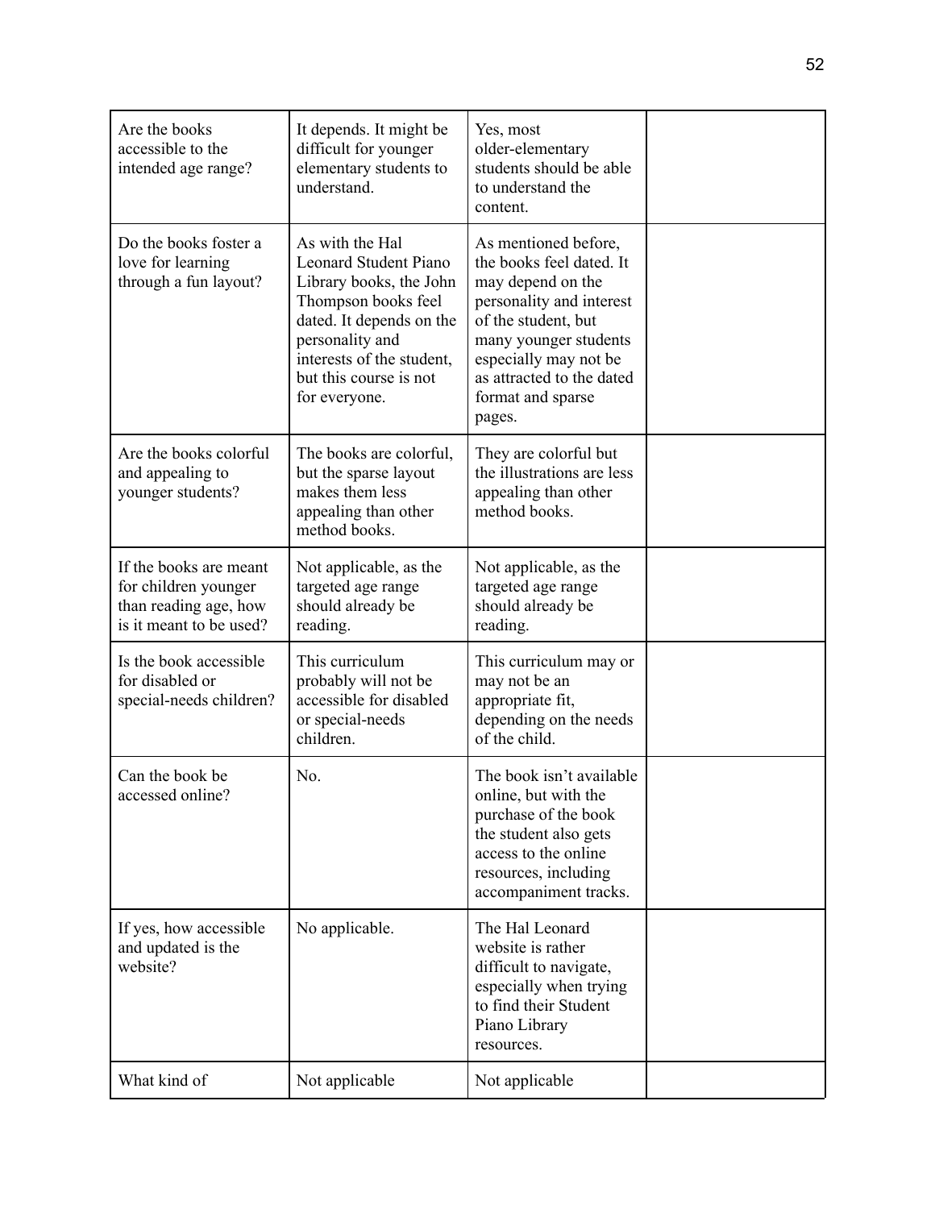| Are the books accessible to the intended age range? | It depends. It might be difficult for younger elementary students to understand. | Yes, most older-elementary students should be able to understand the content. | |
|---|---|---|---|
| Do the books foster a love for learning through a fun layout? | As with the Hal Leonard Student Piano Library books, the John Thompson books feel dated. It depends on the personality and interests of the student, but this course is not for everyone. | As mentioned before, the books feel dated. It may depend on the personality and interest of the student, but many younger students especially may not be as attracted to the dated format and sparse pages. | |
| Are the books colorful and appealing to younger students? | The books are colorful, but the sparse layout makes them less appealing than other method books. | They are colorful but the illustrations are less appealing than other method books. | |
| If the books are meant for children younger than reading age, how is it meant to be used? | Not applicable, as the targeted age range should already be reading. | Not applicable, as the targeted age range should already be reading. | |
| Is the book accessible for disabled or special-needs children? | This curriculum probably will not be accessible for disabled or special-needs children. | This curriculum may or may not be an appropriate fit, depending on the needs of the child. | |
| Can the book be accessed online? | No. | The book isn't available online, but with the purchase of the book the student also gets access to the online resources, including accompaniment tracks. | |
| If yes, how accessible and updated is the website? | No applicable. | The Hal Leonard website is rather difficult to navigate, especially when trying to find their Student Piano Library resources. | |
| What kind of | Not applicable | Not applicable | |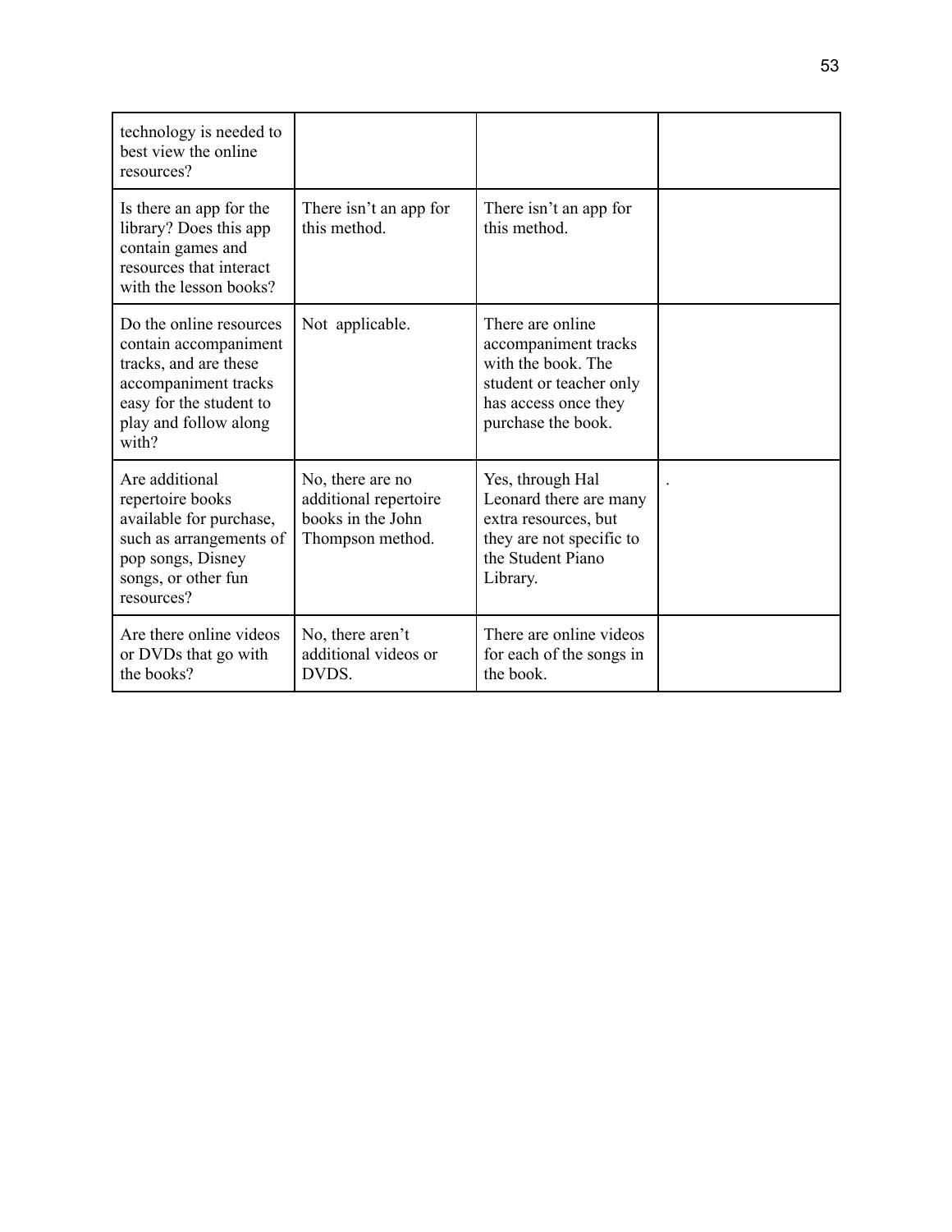| technology is needed to best view the online resources? | | | |
|---|---|---|---|
| Is there an app for the library? Does this app contain games and resources that interact with the lesson books? | There isn’t an app for this method. | There isn’t an app for this method. | |
| Do the online resources contain accompaniment tracks, and are these accompaniment tracks easy for the student to play and follow along with? | Not applicable. | There are online accompaniment tracks with the book. The student or teacher only has access once they purchase the book. | |
| Are additional repertoire books available for purchase, such as arrangements of pop songs, Disney songs, or other fun resources? | No, there are no additional repertoire books in the John Thompson method. | Yes, through Hal Leonard there are many extra resources, but they are not specific to the Student Piano Library. | . |
| Are there online videos or DVDs that go with the books? | No, there aren’t additional videos or DVDS. | There are online videos for each of the songs in the book. | |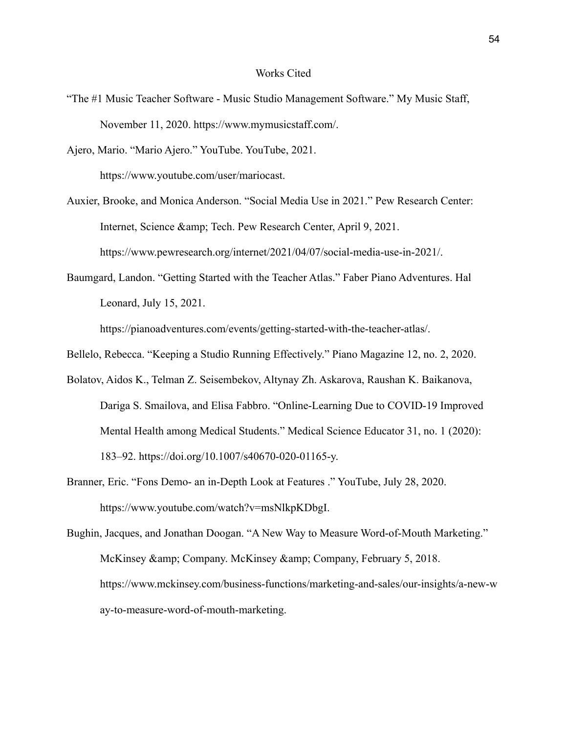# Works Cited

"The #1 Music Teacher Software - Music Studio Management Software." My Music Staff, November 11, 2020. https://www.mymusicstaff.com/.

Ajero, Mario. "Mario Ajero." YouTube. YouTube, 2021. https://www.youtube.com/user/mariocast.

Auxier, Brooke, and Monica Anderson. "Social Media Use in 2021." Pew Research Center: Internet, Science &amp; Tech. Pew Research Center, April 9, 2021. https://www.pewresearch.org/internet/2021/04/07/social-media-use-in-2021/.

Baumgard, Landon. "Getting Started with the Teacher Atlas." Faber Piano Adventures. Hal Leonard, July 15, 2021. https://pianoadventures.com/events/getting-started-with-the-teacher-atlas/.

Bellelo, Rebecca. "Keeping a Studio Running Effectively." Piano Magazine 12, no. 2, 2020.

Bolatov, Aidos K., Telman Z. Seisembekov, Altynay Zh. Askarova, Raushan K. Baikanova, Dariga S. Smailova, and Elisa Fabbro. "Online-Learning Due to COVID-19 Improved Mental Health among Medical Students." Medical Science Educator 31, no. 1 (2020): 183–92. https://doi.org/10.1007/s40670-020-01165-y.

Branner, Eric. "Fons Demo- an in-Depth Look at Features ." YouTube, July 28, 2020. https://www.youtube.com/watch?v=msNlkpKDbgI.

Bughin, Jacques, and Jonathan Doogan. "A New Way to Measure Word-of-Mouth Marketing." McKinsey &amp; Company. McKinsey &amp; Company, February 5, 2018. https://www.mckinsey.com/business-functions/marketing-and-sales/our-insights/a-new-way-to-measure-word-of-mouth-marketing.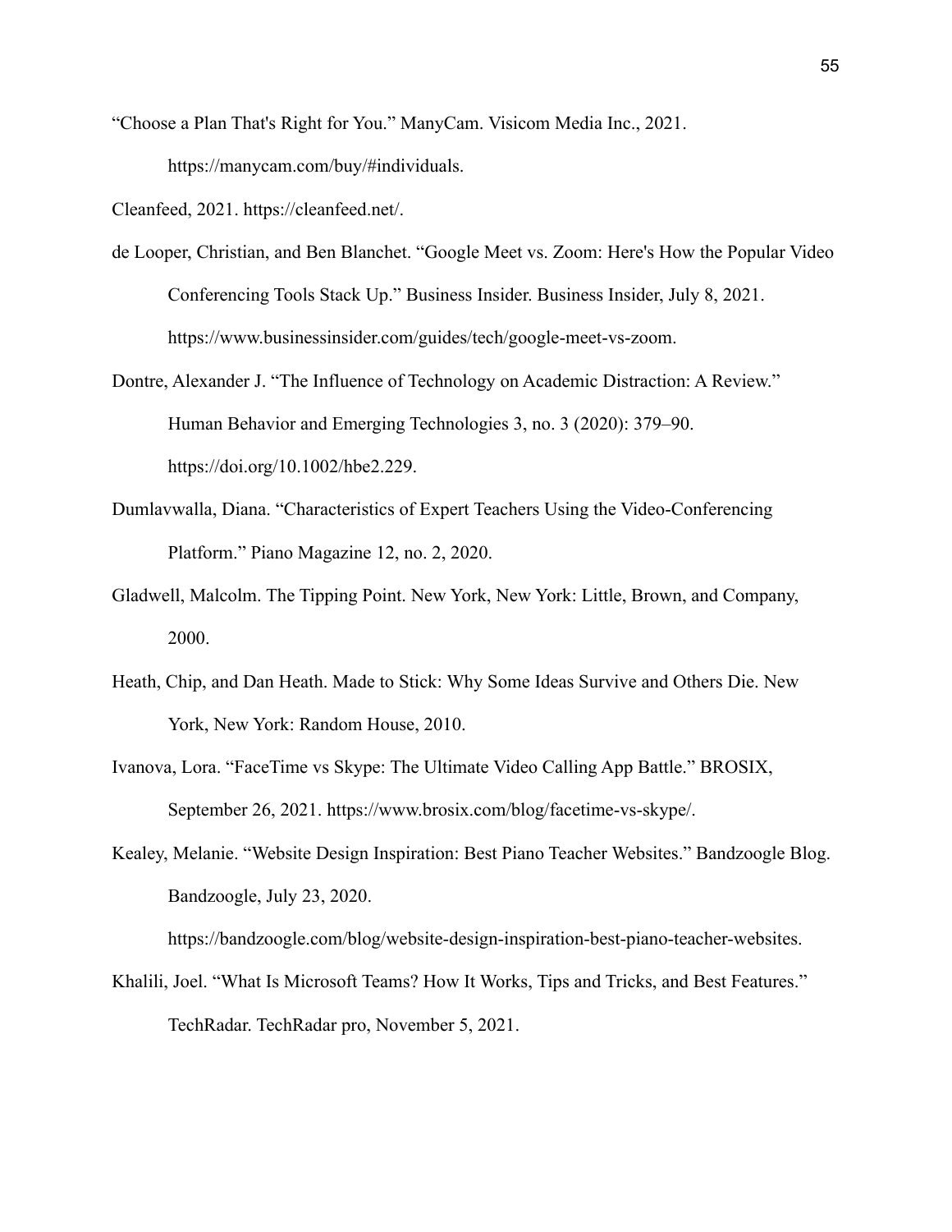"Choose a Plan That's Right for You." ManyCam. Visicom Media Inc., 2021. https://manycam.com/buy/#individuals.

Cleanfeed, 2021. https://cleanfeed.net/.

de Looper, Christian, and Ben Blanchet. "Google Meet vs. Zoom: Here's How the Popular Video Conferencing Tools Stack Up." Business Insider. Business Insider, July 8, 2021. https://www.businessinsider.com/guides/tech/google-meet-vs-zoom.

Dontre, Alexander J. "The Influence of Technology on Academic Distraction: A Review." Human Behavior and Emerging Technologies 3, no. 3 (2020): 379–90. https://doi.org/10.1002/hbe2.229.

Dumlavwalla, Diana. "Characteristics of Expert Teachers Using the Video-Conferencing Platform." Piano Magazine 12, no. 2, 2020.

Gladwell, Malcolm. The Tipping Point. New York, New York: Little, Brown, and Company, 2000.

Heath, Chip, and Dan Heath. Made to Stick: Why Some Ideas Survive and Others Die. New York, New York: Random House, 2010.

Ivanova, Lora. "FaceTime vs Skype: The Ultimate Video Calling App Battle." BROSIX, September 26, 2021. https://www.brosix.com/blog/facetime-vs-skype/.

Kealey, Melanie. "Website Design Inspiration: Best Piano Teacher Websites." Bandzoogle Blog. Bandzoogle, July 23, 2020. https://bandzoogle.com/blog/website-design-inspiration-best-piano-teacher-websites.

Khalili, Joel. "What Is Microsoft Teams? How It Works, Tips and Tricks, and Best Features." TechRadar. TechRadar pro, November 5, 2021.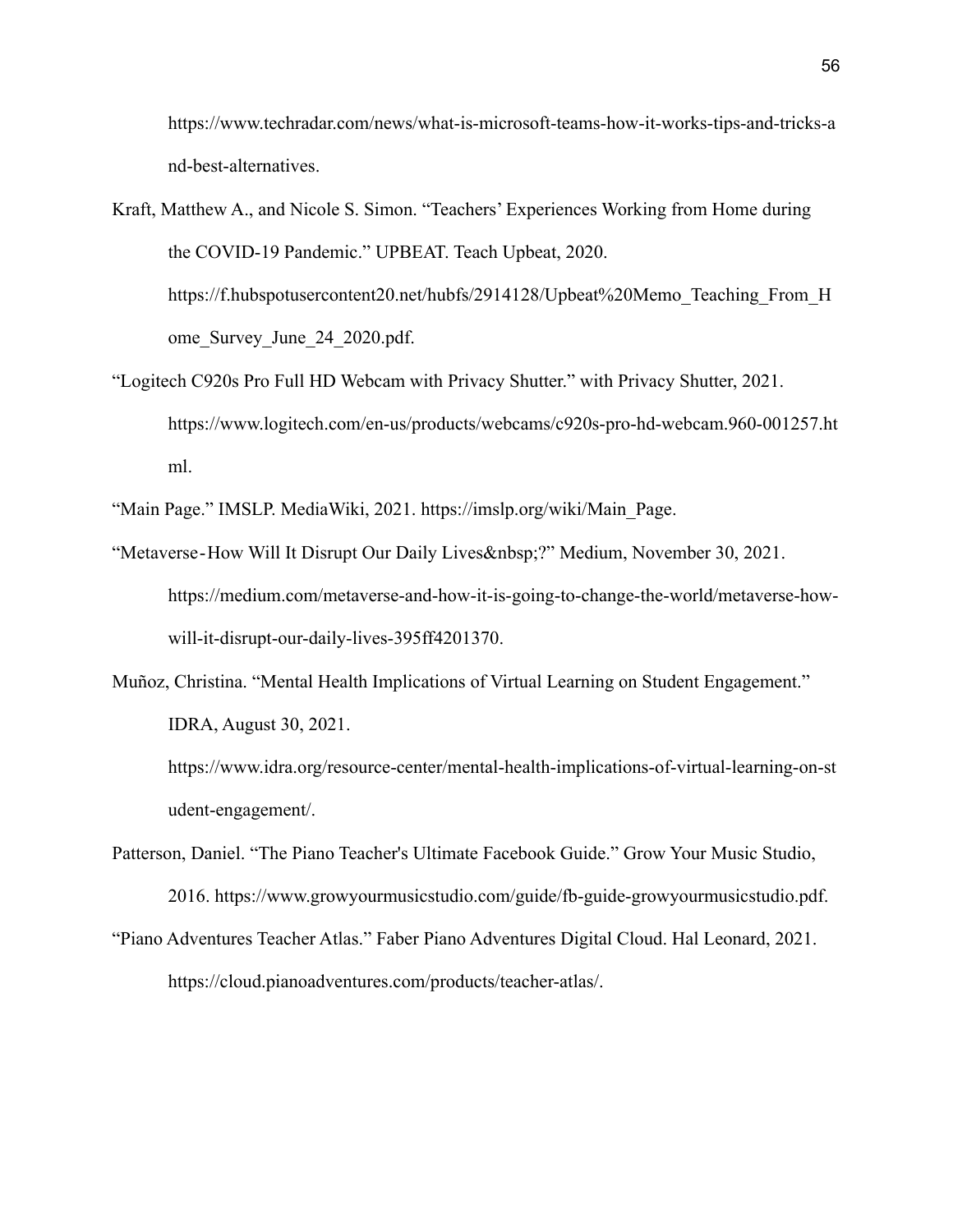https://www.techradar.com/news/what-is-microsoft-teams-how-it-works-tips-and-tricks-and-best-alternatives.

Kraft, Matthew A., and Nicole S. Simon. "Teachers' Experiences Working from Home during the COVID-19 Pandemic." UPBEAT. Teach Upbeat, 2020. https://f.hubspotusercontent20.net/hubfs/2914128/Upbeat%20Memo_Teaching_From_Home_Survey_June_24_2020.pdf.

"Logitech C920s Pro Full HD Webcam with Privacy Shutter." with Privacy Shutter, 2021. https://www.logitech.com/en-us/products/webcams/c920s-pro-hd-webcam.960-001257.html.

"Main Page." IMSLP. MediaWiki, 2021. https://imslp.org/wiki/Main_Page.

"Metaverse-How Will It Disrupt Our Daily Lives&nbsp;?" Medium, November 30, 2021. https://medium.com/metaverse-and-how-it-is-going-to-change-the-world/metaverse-how-will-it-disrupt-our-daily-lives-395ff4201370.

Muñoz, Christina. "Mental Health Implications of Virtual Learning on Student Engagement." IDRA, August 30, 2021. https://www.idra.org/resource-center/mental-health-implications-of-virtual-learning-on-student-engagement/.

Patterson, Daniel. "The Piano Teacher's Ultimate Facebook Guide." Grow Your Music Studio, 2016. https://www.growyourmusicstudio.com/guide/fb-guide-growyourmusicstudio.pdf.

"Piano Adventures Teacher Atlas." Faber Piano Adventures Digital Cloud. Hal Leonard, 2021. https://cloud.pianoadventures.com/products/teacher-atlas/.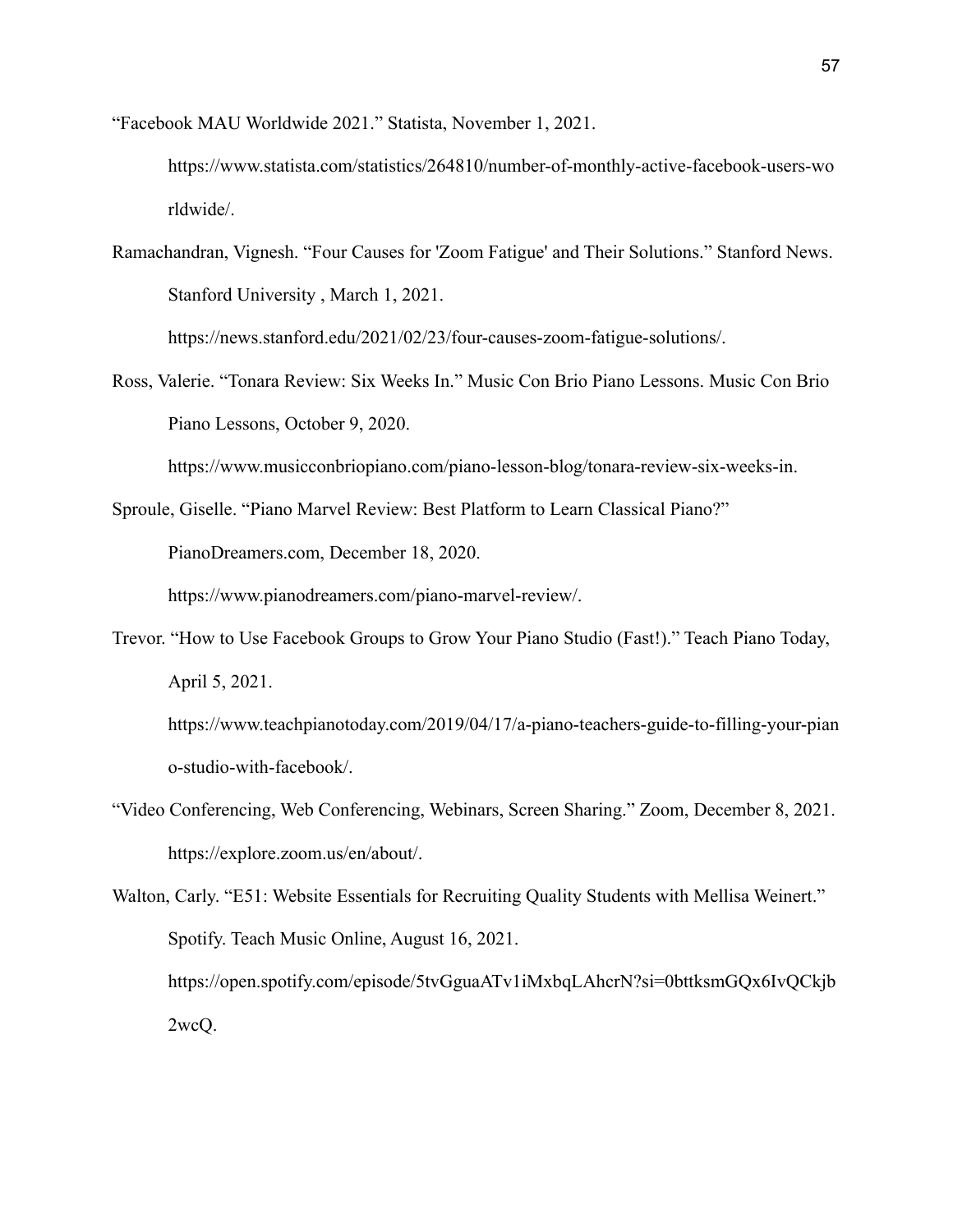“Facebook MAU Worldwide 2021.” Statista, November 1, 2021. https://www.statista.com/statistics/264810/number-of-monthly-active-facebook-users-worldwide/.

Ramachandran, Vignesh. “Four Causes for 'Zoom Fatigue' and Their Solutions.” Stanford News. Stanford University , March 1, 2021. https://news.stanford.edu/2021/02/23/four-causes-zoom-fatigue-solutions/.

Ross, Valerie. “Tonara Review: Six Weeks In.” Music Con Brio Piano Lessons. Music Con Brio Piano Lessons, October 9, 2020. https://www.musicconbriopiano.com/piano-lesson-blog/tonara-review-six-weeks-in.

Sproule, Giselle. “Piano Marvel Review: Best Platform to Learn Classical Piano?” PianoDreamers.com, December 18, 2020. https://www.pianodreamers.com/piano-marvel-review/.

Trevor. “How to Use Facebook Groups to Grow Your Piano Studio (Fast!).” Teach Piano Today, April 5, 2021. https://www.teachpianotoday.com/2019/04/17/a-piano-teachers-guide-to-filling-your-piano-studio-with-facebook/.

“Video Conferencing, Web Conferencing, Webinars, Screen Sharing.” Zoom, December 8, 2021. https://explore.zoom.us/en/about/.

Walton, Carly. “E51: Website Essentials for Recruiting Quality Students with Mellisa Weinert.” Spotify. Teach Music Online, August 16, 2021. https://open.spotify.com/episode/5tvGguaATv1iMxbqLAhcrN?si=0bttksmGQx6IvQCkjb2wcQ.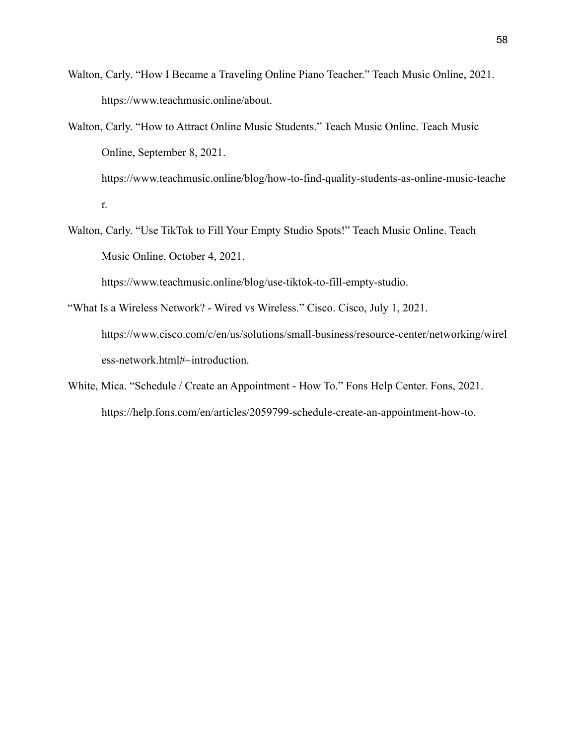Walton, Carly. “How I Became a Traveling Online Piano Teacher.” Teach Music Online, 2021. https://www.teachmusic.online/about.

Walton, Carly. “How to Attract Online Music Students.” Teach Music Online. Teach Music Online, September 8, 2021. https://www.teachmusic.online/blog/how-to-find-quality-students-as-online-music-teacher.

Walton, Carly. “Use TikTok to Fill Your Empty Studio Spots!” Teach Music Online. Teach Music Online, October 4, 2021. https://www.teachmusic.online/blog/use-tiktok-to-fill-empty-studio.

“What Is a Wireless Network? - Wired vs Wireless.” Cisco. Cisco, July 1, 2021. https://www.cisco.com/c/en/us/solutions/small-business/resource-center/networking/wireless-network.html#~introduction.

White, Mica. “Schedule / Create an Appointment - How To.” Fons Help Center. Fons, 2021. https://help.fons.com/en/articles/2059799-schedule-create-an-appointment-how-to.